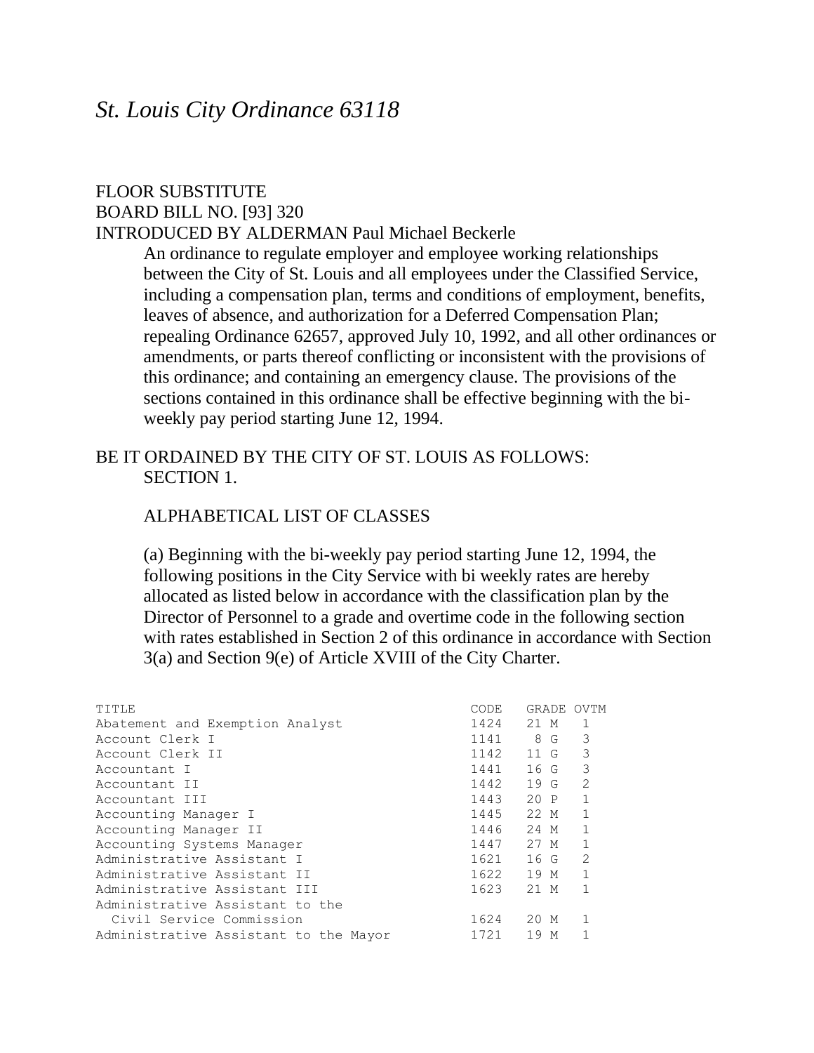# *St. Louis City Ordinance 63118*

FLOOR SUBSTITUTE
BOARD BILL NO. [93] 320
INTRODUCED BY ALDERMAN Paul Michael Beckerle

An ordinance to regulate employer and employee working relationships between the City of St. Louis and all employees under the Classified Service, including a compensation plan, terms and conditions of employment, benefits, leaves of absence, and authorization for a Deferred Compensation Plan; repealing Ordinance 62657, approved July 10, 1992, and all other ordinances or amendments, or parts thereof conflicting or inconsistent with the provisions of this ordinance; and containing an emergency clause. The provisions of the sections contained in this ordinance shall be effective beginning with the bi-weekly pay period starting June 12, 1994.

BE IT ORDAINED BY THE CITY OF ST. LOUIS AS FOLLOWS:

SECTION 1.

ALPHABETICAL LIST OF CLASSES

(a) Beginning with the bi-weekly pay period starting June 12, 1994, the following positions in the City Service with bi weekly rates are hereby allocated as listed below in accordance with the classification plan by the Director of Personnel to a grade and overtime code in the following section with rates established in Section 2 of this ordinance in accordance with Section 3(a) and Section 9(e) of Article XVIII of the City Charter.

| TITLE | CODE | GRADE | OVTM |
|---|---|---|---|
| Abatement and Exemption Analyst | 1424 | 21 M | 1 |
| Account Clerk I | 1141 | 8 G | 3 |
| Account Clerk II | 1142 | 11 G | 3 |
| Accountant I | 1441 | 16 G | 3 |
| Accountant II | 1442 | 19 G | 2 |
| Accountant III | 1443 | 20 P | 1 |
| Accounting Manager I | 1445 | 22 M | 1 |
| Accounting Manager II | 1446 | 24 M | 1 |
| Accounting Systems Manager | 1447 | 27 M | 1 |
| Administrative Assistant I | 1621 | 16 G | 2 |
| Administrative Assistant II | 1622 | 19 M | 1 |
| Administrative Assistant III | 1623 | 21 M | 1 |
| Administrative Assistant to the Civil Service Commission | 1624 | 20 M | 1 |
| Administrative Assistant to the Mayor | 1721 | 19 M | 1 |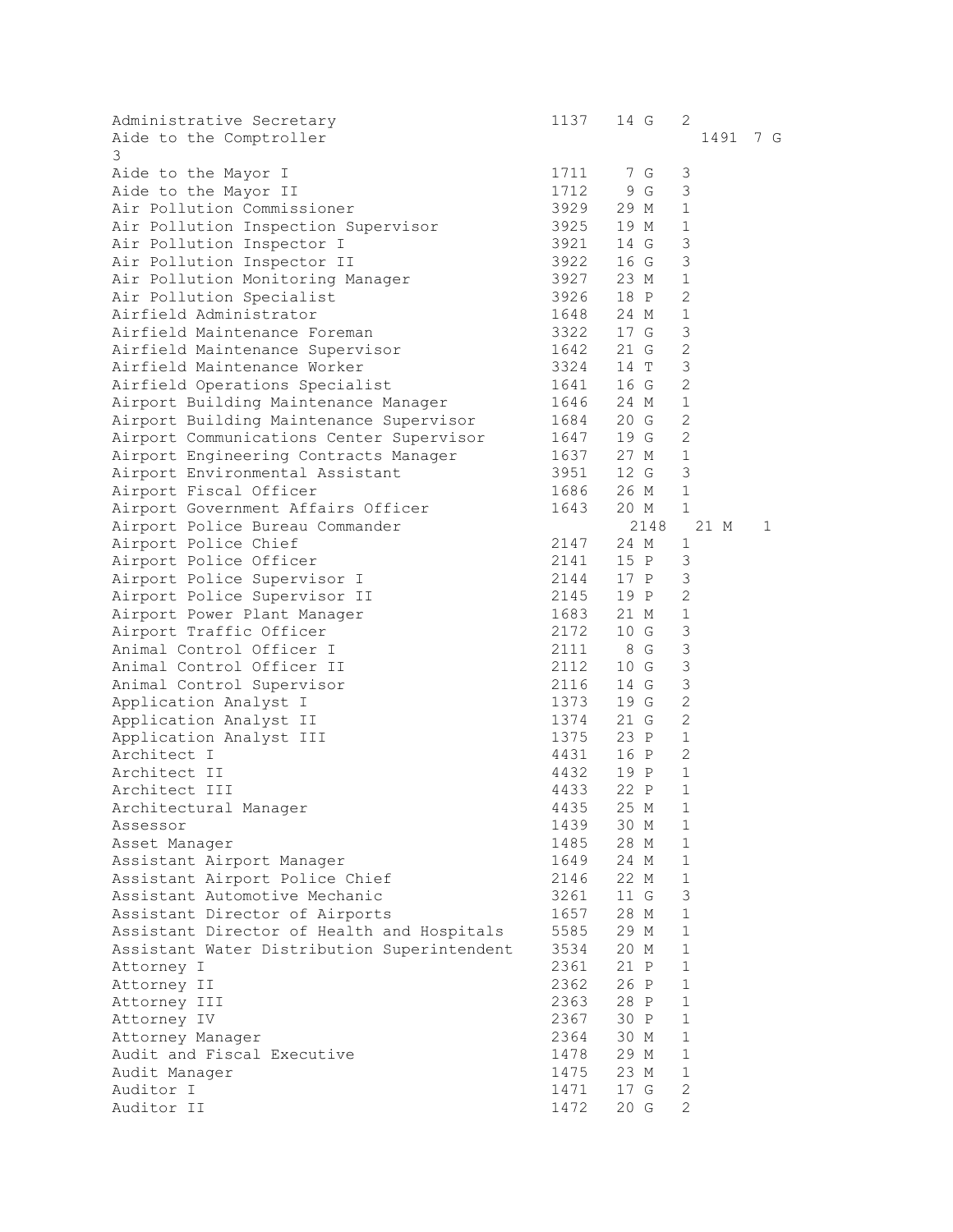| | | | | |
|---|---|---|---|---|
| Administrative Secretary | 1137 | 14 | G | 2 |
| Aide to the Comptroller | 1491 | 7 | G | 3 |
| Aide to the Mayor I | 1711 | 7 | G | 3 |
| Aide to the Mayor II | 1712 | 9 | G | 3 |
| Air Pollution Commissioner | 3929 | 29 | M | 1 |
| Air Pollution Inspection Supervisor | 3925 | 19 | M | 1 |
| Air Pollution Inspector I | 3921 | 14 | G | 3 |
| Air Pollution Inspector II | 3922 | 16 | G | 3 |
| Air Pollution Monitoring Manager | 3927 | 23 | M | 1 |
| Air Pollution Specialist | 3926 | 18 | P | 2 |
| Airfield Administrator | 1648 | 24 | M | 1 |
| Airfield Maintenance Foreman | 3322 | 17 | G | 3 |
| Airfield Maintenance Supervisor | 1642 | 21 | G | 2 |
| Airfield Maintenance Worker | 3324 | 14 | T | 3 |
| Airfield Operations Specialist | 1641 | 16 | G | 2 |
| Airport Building Maintenance Manager | 1646 | 24 | M | 1 |
| Airport Building Maintenance Supervisor | 1684 | 20 | G | 2 |
| Airport Communications Center Supervisor | 1647 | 19 | G | 2 |
| Airport Engineering Contracts Manager | 1637 | 27 | M | 1 |
| Airport Environmental Assistant | 3951 | 12 | G | 3 |
| Airport Fiscal Officer | 1686 | 26 | M | 1 |
| Airport Government Affairs Officer | 1643 | 20 | M | 1 |
| Airport Police Bureau Commander | 2148 | 21 | M | 1 |
| Airport Police Chief | 2147 | 24 | M | 1 |
| Airport Police Officer | 2141 | 15 | P | 3 |
| Airport Police Supervisor I | 2144 | 17 | P | 3 |
| Airport Police Supervisor II | 2145 | 19 | P | 2 |
| Airport Power Plant Manager | 1683 | 21 | M | 1 |
| Airport Traffic Officer | 2172 | 10 | G | 3 |
| Animal Control Officer I | 2111 | 8 | G | 3 |
| Animal Control Officer II | 2112 | 10 | G | 3 |
| Animal Control Supervisor | 2116 | 14 | G | 3 |
| Application Analyst I | 1373 | 19 | G | 2 |
| Application Analyst II | 1374 | 21 | G | 2 |
| Application Analyst III | 1375 | 23 | P | 1 |
| Architect I | 4431 | 16 | P | 2 |
| Architect II | 4432 | 19 | P | 1 |
| Architect III | 4433 | 22 | P | 1 |
| Architectural Manager | 4435 | 25 | M | 1 |
| Assessor | 1439 | 30 | M | 1 |
| Asset Manager | 1485 | 28 | M | 1 |
| Assistant Airport Manager | 1649 | 24 | M | 1 |
| Assistant Airport Police Chief | 2146 | 22 | M | 1 |
| Assistant Automotive Mechanic | 3261 | 11 | G | 3 |
| Assistant Director of Airports | 1657 | 28 | M | 1 |
| Assistant Director of Health and Hospitals | 5585 | 29 | M | 1 |
| Assistant Water Distribution Superintendent | 3534 | 20 | M | 1 |
| Attorney I | 2361 | 21 | P | 1 |
| Attorney II | 2362 | 26 | P | 1 |
| Attorney III | 2363 | 28 | P | 1 |
| Attorney IV | 2367 | 30 | P | 1 |
| Attorney Manager | 2364 | 30 | M | 1 |
| Audit and Fiscal Executive | 1478 | 29 | M | 1 |
| Audit Manager | 1475 | 23 | M | 1 |
| Auditor I | 1471 | 17 | G | 2 |
| Auditor II | 1472 | 20 | G | 2 |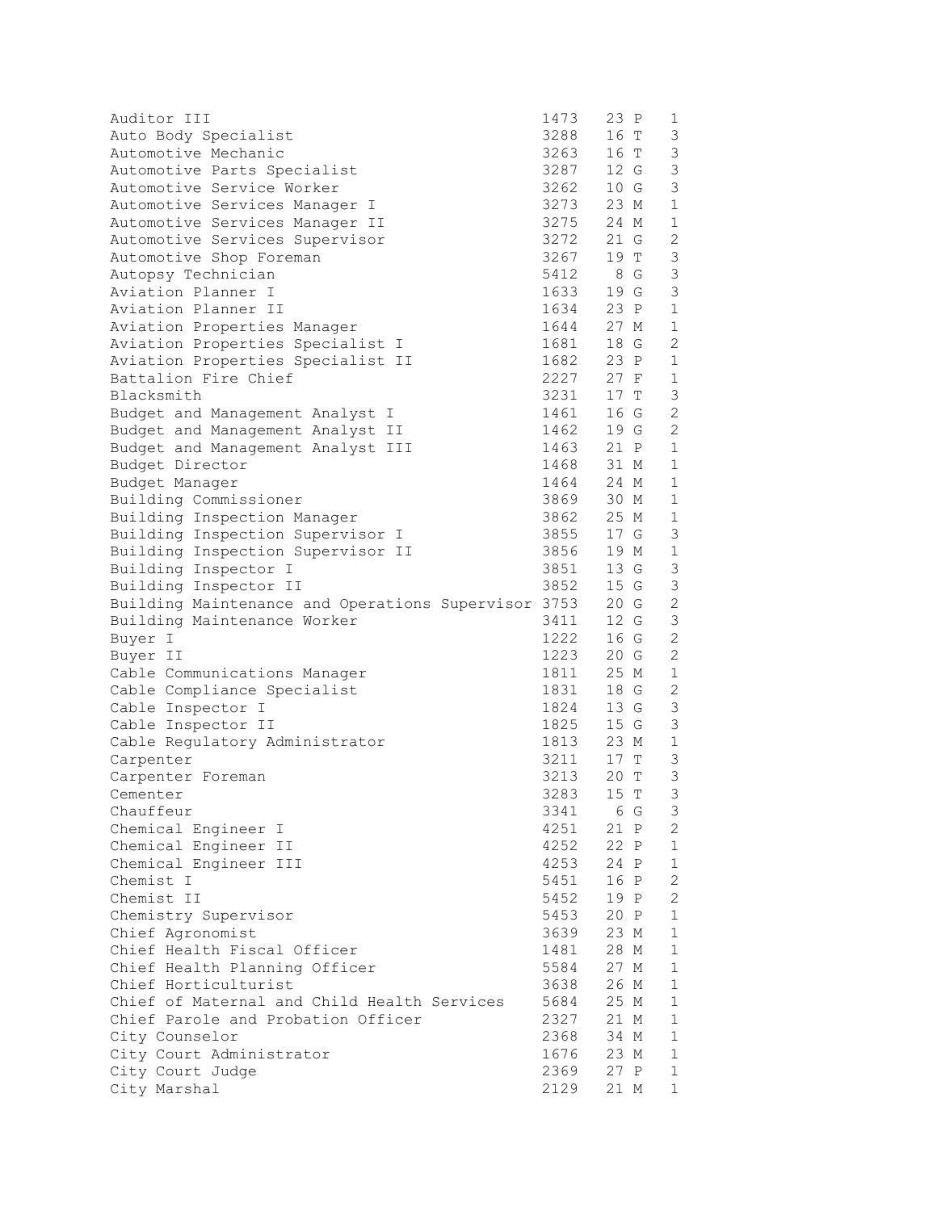| | | | | |
|---|---|---|---|---|
| Auditor III | 1473 | 23 | P | 1 |
| Auto Body Specialist | 3288 | 16 | T | 3 |
| Automotive Mechanic | 3263 | 16 | T | 3 |
| Automotive Parts Specialist | 3287 | 12 | G | 3 |
| Automotive Service Worker | 3262 | 10 | G | 3 |
| Automotive Services Manager I | 3273 | 23 | M | 1 |
| Automotive Services Manager II | 3275 | 24 | M | 1 |
| Automotive Services Supervisor | 3272 | 21 | G | 2 |
| Automotive Shop Foreman | 3267 | 19 | T | 3 |
| Autopsy Technician | 5412 | 8 | G | 3 |
| Aviation Planner I | 1633 | 19 | G | 3 |
| Aviation Planner II | 1634 | 23 | P | 1 |
| Aviation Properties Manager | 1644 | 27 | M | 1 |
| Aviation Properties Specialist I | 1681 | 18 | G | 2 |
| Aviation Properties Specialist II | 1682 | 23 | P | 1 |
| Battalion Fire Chief | 2227 | 27 | F | 1 |
| Blacksmith | 3231 | 17 | T | 3 |
| Budget and Management Analyst I | 1461 | 16 | G | 2 |
| Budget and Management Analyst II | 1462 | 19 | G | 2 |
| Budget and Management Analyst III | 1463 | 21 | P | 1 |
| Budget Director | 1468 | 31 | M | 1 |
| Budget Manager | 1464 | 24 | M | 1 |
| Building Commissioner | 3869 | 30 | M | 1 |
| Building Inspection Manager | 3862 | 25 | M | 1 |
| Building Inspection Supervisor I | 3855 | 17 | G | 3 |
| Building Inspection Supervisor II | 3856 | 19 | M | 1 |
| Building Inspector I | 3851 | 13 | G | 3 |
| Building Inspector II | 3852 | 15 | G | 3 |
| Building Maintenance and Operations Supervisor | 3753 | 20 | G | 2 |
| Building Maintenance Worker | 3411 | 12 | G | 3 |
| Buyer I | 1222 | 16 | G | 2 |
| Buyer II | 1223 | 20 | G | 2 |
| Cable Communications Manager | 1811 | 25 | M | 1 |
| Cable Compliance Specialist | 1831 | 18 | G | 2 |
| Cable Inspector I | 1824 | 13 | G | 3 |
| Cable Inspector II | 1825 | 15 | G | 3 |
| Cable Regulatory Administrator | 1813 | 23 | M | 1 |
| Carpenter | 3211 | 17 | T | 3 |
| Carpenter Foreman | 3213 | 20 | T | 3 |
| Cementer | 3283 | 15 | T | 3 |
| Chauffeur | 3341 | 6 | G | 3 |
| Chemical Engineer I | 4251 | 21 | P | 2 |
| Chemical Engineer II | 4252 | 22 | P | 1 |
| Chemical Engineer III | 4253 | 24 | P | 1 |
| Chemist I | 5451 | 16 | P | 2 |
| Chemist II | 5452 | 19 | P | 2 |
| Chemistry Supervisor | 5453 | 20 | P | 1 |
| Chief Agronomist | 3639 | 23 | M | 1 |
| Chief Health Fiscal Officer | 1481 | 28 | M | 1 |
| Chief Health Planning Officer | 5584 | 27 | M | 1 |
| Chief Horticulturist | 3638 | 26 | M | 1 |
| Chief of Maternal and Child Health Services | 5684 | 25 | M | 1 |
| Chief Parole and Probation Officer | 2327 | 21 | M | 1 |
| City Counselor | 2368 | 34 | M | 1 |
| City Court Administrator | 1676 | 23 | M | 1 |
| City Court Judge | 2369 | 27 | P | 1 |
| City Marshal | 2129 | 21 | M | 1 |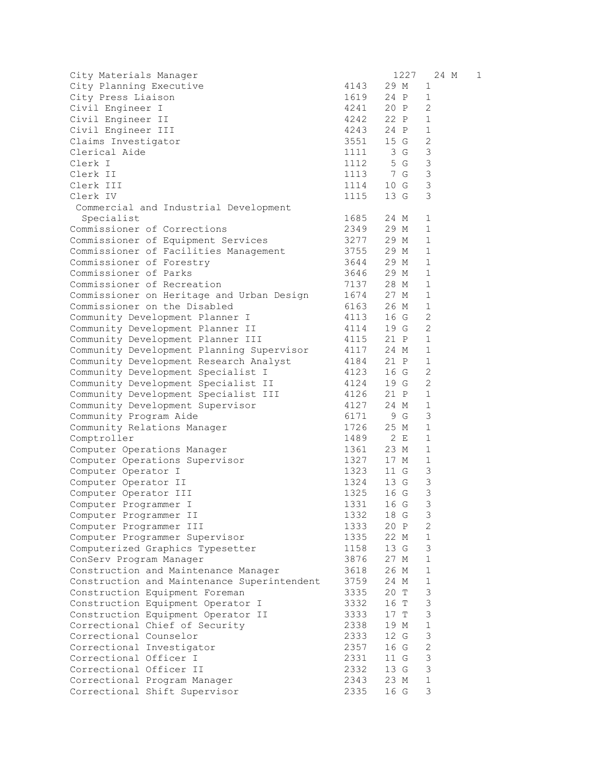| | | | |
|---|---|---|---|
| City Materials Manager | 1227 | 24 M | 1 |
| City Planning Executive | 4143 | 29 M | 1 |
| City Press Liaison | 1619 | 24 P | 1 |
| Civil Engineer I | 4241 | 20 P | 2 |
| Civil Engineer II | 4242 | 22 P | 1 |
| Civil Engineer III | 4243 | 24 P | 1 |
| Claims Investigator | 3551 | 15 G | 2 |
| Clerical Aide | 1111 | 3 G | 3 |
| Clerk I | 1112 | 5 G | 3 |
| Clerk II | 1113 | 7 G | 3 |
| Clerk III | 1114 | 10 G | 3 |
| Clerk IV | 1115 | 13 G | 3 |
| Commercial and Industrial Development Specialist | 1685 | 24 M | 1 |
| Commissioner of Corrections | 2349 | 29 M | 1 |
| Commissioner of Equipment Services | 3277 | 29 M | 1 |
| Commissioner of Facilities Management | 3755 | 29 M | 1 |
| Commissioner of Forestry | 3644 | 29 M | 1 |
| Commissioner of Parks | 3646 | 29 M | 1 |
| Commissioner of Recreation | 7137 | 28 M | 1 |
| Commissioner on Heritage and Urban Design | 1674 | 27 M | 1 |
| Commissioner on the Disabled | 6163 | 26 M | 1 |
| Community Development Planner I | 4113 | 16 G | 2 |
| Community Development Planner II | 4114 | 19 G | 2 |
| Community Development Planner III | 4115 | 21 P | 1 |
| Community Development Planning Supervisor | 4117 | 24 M | 1 |
| Community Development Research Analyst | 4184 | 21 P | 1 |
| Community Development Specialist I | 4123 | 16 G | 2 |
| Community Development Specialist II | 4124 | 19 G | 2 |
| Community Development Specialist III | 4126 | 21 P | 1 |
| Community Development Supervisor | 4127 | 24 M | 1 |
| Community Program Aide | 6171 | 9 G | 3 |
| Community Relations Manager | 1726 | 25 M | 1 |
| Comptroller | 1489 | 2 E | 1 |
| Computer Operations Manager | 1361 | 23 M | 1 |
| Computer Operations Supervisor | 1327 | 17 M | 1 |
| Computer Operator I | 1323 | 11 G | 3 |
| Computer Operator II | 1324 | 13 G | 3 |
| Computer Operator III | 1325 | 16 G | 3 |
| Computer Programmer I | 1331 | 16 G | 3 |
| Computer Programmer II | 1332 | 18 G | 3 |
| Computer Programmer III | 1333 | 20 P | 2 |
| Computer Programmer Supervisor | 1335 | 22 M | 1 |
| Computerized Graphics Typesetter | 1158 | 13 G | 3 |
| ConServ Program Manager | 3876 | 27 M | 1 |
| Construction and Maintenance Manager | 3618 | 26 M | 1 |
| Construction and Maintenance Superintendent | 3759 | 24 M | 1 |
| Construction Equipment Foreman | 3335 | 20 T | 3 |
| Construction Equipment Operator I | 3332 | 16 T | 3 |
| Construction Equipment Operator II | 3333 | 17 T | 3 |
| Correctional Chief of Security | 2338 | 19 M | 1 |
| Correctional Counselor | 2333 | 12 G | 3 |
| Correctional Investigator | 2357 | 16 G | 2 |
| Correctional Officer I | 2331 | 11 G | 3 |
| Correctional Officer II | 2332 | 13 G | 3 |
| Correctional Program Manager | 2343 | 23 M | 1 |
| Correctional Shift Supervisor | 2335 | 16 G | 3 |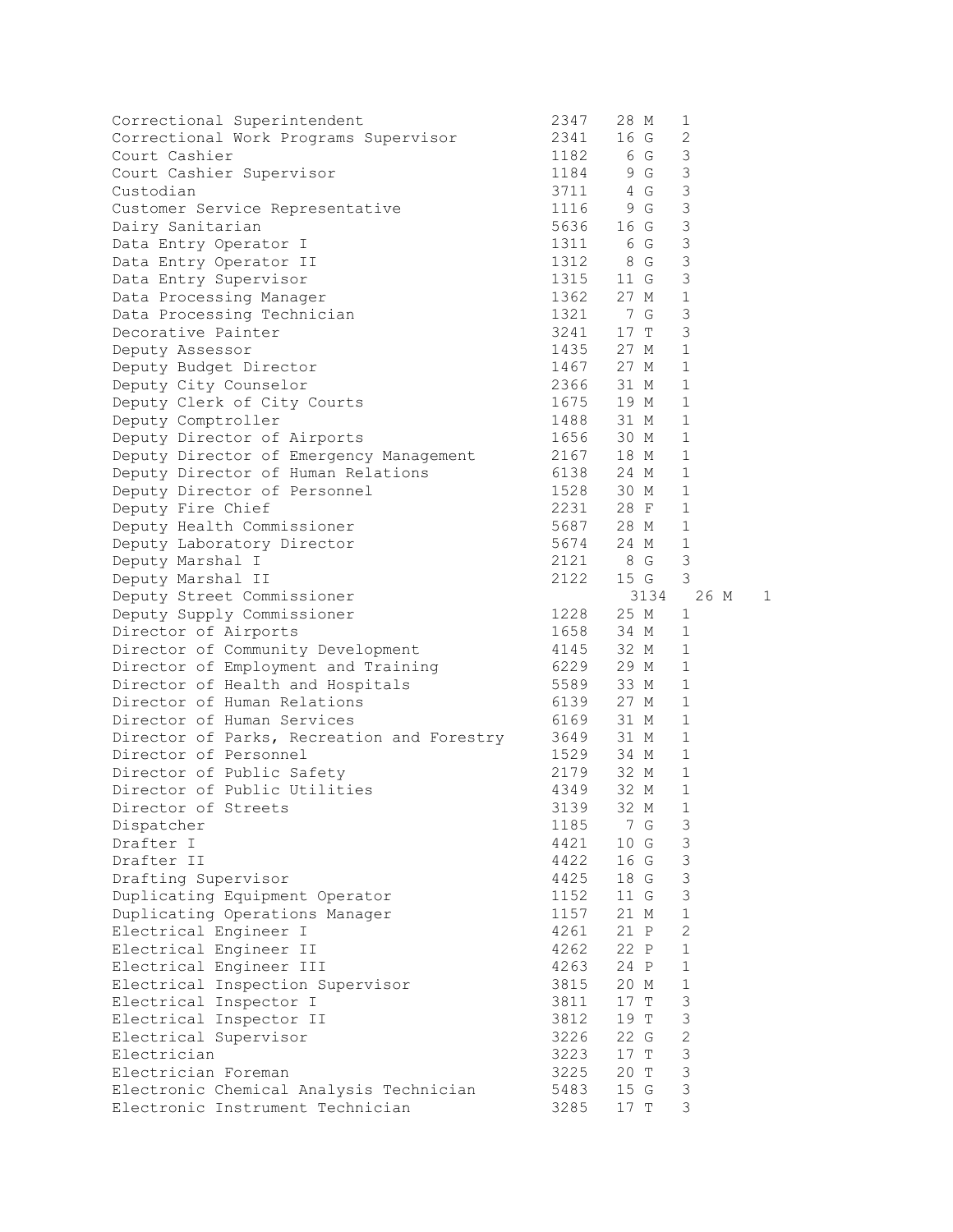| | | | |
|---|---|---|---|
| Correctional Superintendent | 2347 | 28 M | 1 |
| Correctional Work Programs Supervisor | 2341 | 16 G | 2 |
| Court Cashier | 1182 | 6 G | 3 |
| Court Cashier Supervisor | 1184 | 9 G | 3 |
| Custodian | 3711 | 4 G | 3 |
| Customer Service Representative | 1116 | 9 G | 3 |
| Dairy Sanitarian | 5636 | 16 G | 3 |
| Data Entry Operator I | 1311 | 6 G | 3 |
| Data Entry Operator II | 1312 | 8 G | 3 |
| Data Entry Supervisor | 1315 | 11 G | 3 |
| Data Processing Manager | 1362 | 27 M | 1 |
| Data Processing Technician | 1321 | 7 G | 3 |
| Decorative Painter | 3241 | 17 T | 3 |
| Deputy Assessor | 1435 | 27 M | 1 |
| Deputy Budget Director | 1467 | 27 M | 1 |
| Deputy City Counselor | 2366 | 31 M | 1 |
| Deputy Clerk of City Courts | 1675 | 19 M | 1 |
| Deputy Comptroller | 1488 | 31 M | 1 |
| Deputy Director of Airports | 1656 | 30 M | 1 |
| Deputy Director of Emergency Management | 2167 | 18 M | 1 |
| Deputy Director of Human Relations | 6138 | 24 M | 1 |
| Deputy Director of Personnel | 1528 | 30 M | 1 |
| Deputy Fire Chief | 2231 | 28 F | 1 |
| Deputy Health Commissioner | 5687 | 28 M | 1 |
| Deputy Laboratory Director | 5674 | 24 M | 1 |
| Deputy Marshal I | 2121 | 8 G | 3 |
| Deputy Marshal II | 2122 | 15 G | 3 |
| Deputy Street Commissioner | 3134 | 26 M | 1 |
| Deputy Supply Commissioner | 1228 | 25 M | 1 |
| Director of Airports | 1658 | 34 M | 1 |
| Director of Community Development | 4145 | 32 M | 1 |
| Director of Employment and Training | 6229 | 29 M | 1 |
| Director of Health and Hospitals | 5589 | 33 M | 1 |
| Director of Human Relations | 6139 | 27 M | 1 |
| Director of Human Services | 6169 | 31 M | 1 |
| Director of Parks, Recreation and Forestry | 3649 | 31 M | 1 |
| Director of Personnel | 1529 | 34 M | 1 |
| Director of Public Safety | 2179 | 32 M | 1 |
| Director of Public Utilities | 4349 | 32 M | 1 |
| Director of Streets | 3139 | 32 M | 1 |
| Dispatcher | 1185 | 7 G | 3 |
| Drafter I | 4421 | 10 G | 3 |
| Drafter II | 4422 | 16 G | 3 |
| Drafting Supervisor | 4425 | 18 G | 3 |
| Duplicating Equipment Operator | 1152 | 11 G | 3 |
| Duplicating Operations Manager | 1157 | 21 M | 1 |
| Electrical Engineer I | 4261 | 21 P | 2 |
| Electrical Engineer II | 4262 | 22 P | 1 |
| Electrical Engineer III | 4263 | 24 P | 1 |
| Electrical Inspection Supervisor | 3815 | 20 M | 1 |
| Electrical Inspector I | 3811 | 17 T | 3 |
| Electrical Inspector II | 3812 | 19 T | 3 |
| Electrical Supervisor | 3226 | 22 G | 2 |
| Electrician | 3223 | 17 T | 3 |
| Electrician Foreman | 3225 | 20 T | 3 |
| Electronic Chemical Analysis Technician | 5483 | 15 G | 3 |
| Electronic Instrument Technician | 3285 | 17 T | 3 |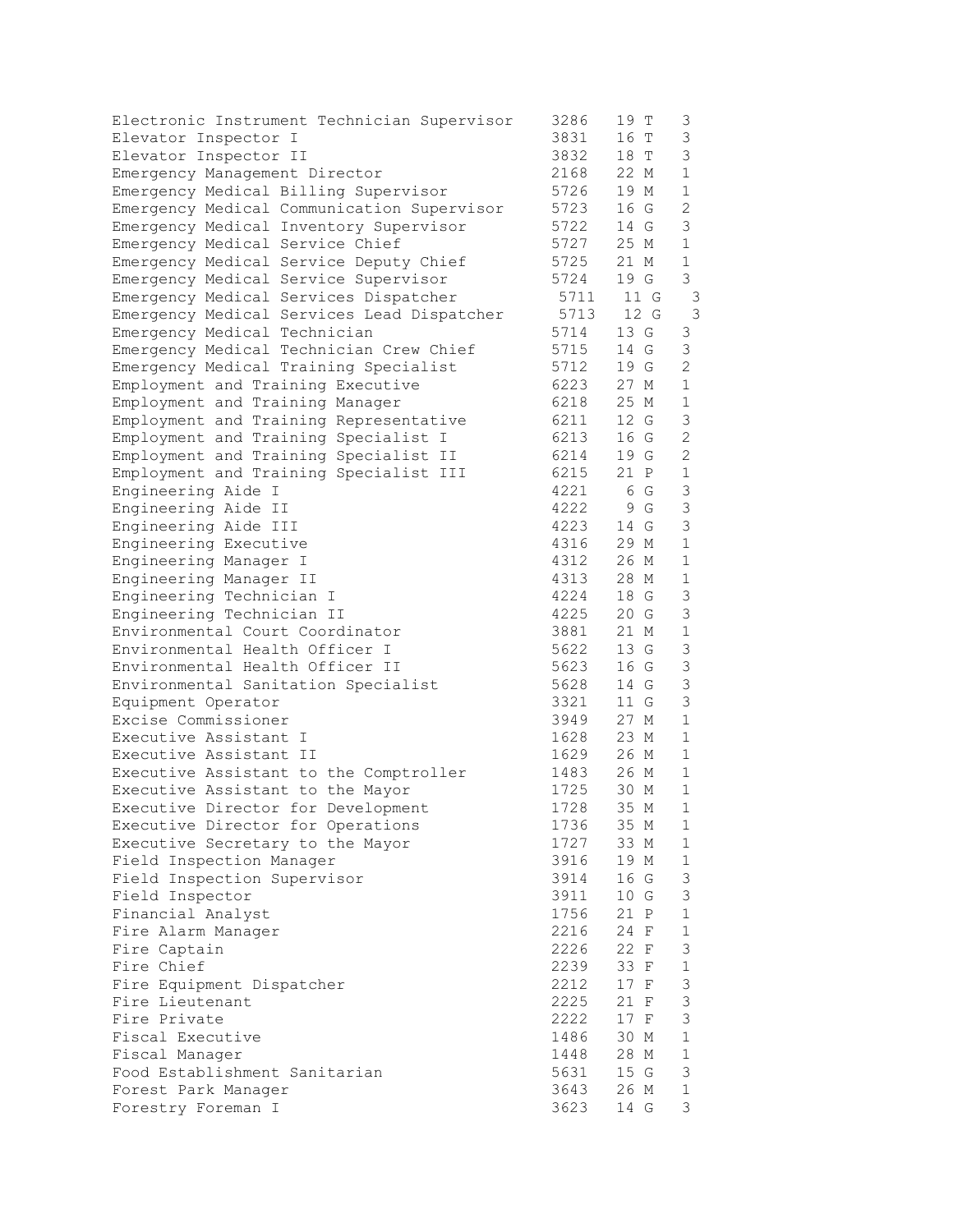| | | | |
|---|---|---|---|
| Electronic Instrument Technician Supervisor | 3286 | 19 T | 3 |
| Elevator Inspector I | 3831 | 16 T | 3 |
| Elevator Inspector II | 3832 | 18 T | 3 |
| Emergency Management Director | 2168 | 22 M | 1 |
| Emergency Medical Billing Supervisor | 5726 | 19 M | 1 |
| Emergency Medical Communication Supervisor | 5723 | 16 G | 2 |
| Emergency Medical Inventory Supervisor | 5722 | 14 G | 3 |
| Emergency Medical Service Chief | 5727 | 25 M | 1 |
| Emergency Medical Service Deputy Chief | 5725 | 21 M | 1 |
| Emergency Medical Service Supervisor | 5724 | 19 G | 3 |
| Emergency Medical Services Dispatcher | 5711 | 11 G | 3 |
| Emergency Medical Services Lead Dispatcher | 5713 | 12 G | 3 |
| Emergency Medical Technician | 5714 | 13 G | 3 |
| Emergency Medical Technician Crew Chief | 5715 | 14 G | 3 |
| Emergency Medical Training Specialist | 5712 | 19 G | 2 |
| Employment and Training Executive | 6223 | 27 M | 1 |
| Employment and Training Manager | 6218 | 25 M | 1 |
| Employment and Training Representative | 6211 | 12 G | 3 |
| Employment and Training Specialist I | 6213 | 16 G | 2 |
| Employment and Training Specialist II | 6214 | 19 G | 2 |
| Employment and Training Specialist III | 6215 | 21 P | 1 |
| Engineering Aide I | 4221 | 6 G | 3 |
| Engineering Aide II | 4222 | 9 G | 3 |
| Engineering Aide III | 4223 | 14 G | 3 |
| Engineering Executive | 4316 | 29 M | 1 |
| Engineering Manager I | 4312 | 26 M | 1 |
| Engineering Manager II | 4313 | 28 M | 1 |
| Engineering Technician I | 4224 | 18 G | 3 |
| Engineering Technician II | 4225 | 20 G | 3 |
| Environmental Court Coordinator | 3881 | 21 M | 1 |
| Environmental Health Officer I | 5622 | 13 G | 3 |
| Environmental Health Officer II | 5623 | 16 G | 3 |
| Environmental Sanitation Specialist | 5628 | 14 G | 3 |
| Equipment Operator | 3321 | 11 G | 3 |
| Excise Commissioner | 3949 | 27 M | 1 |
| Executive Assistant I | 1628 | 23 M | 1 |
| Executive Assistant II | 1629 | 26 M | 1 |
| Executive Assistant to the Comptroller | 1483 | 26 M | 1 |
| Executive Assistant to the Mayor | 1725 | 30 M | 1 |
| Executive Director for Development | 1728 | 35 M | 1 |
| Executive Director for Operations | 1736 | 35 M | 1 |
| Executive Secretary to the Mayor | 1727 | 33 M | 1 |
| Field Inspection Manager | 3916 | 19 M | 1 |
| Field Inspection Supervisor | 3914 | 16 G | 3 |
| Field Inspector | 3911 | 10 G | 3 |
| Financial Analyst | 1756 | 21 P | 1 |
| Fire Alarm Manager | 2216 | 24 F | 1 |
| Fire Captain | 2226 | 22 F | 3 |
| Fire Chief | 2239 | 33 F | 1 |
| Fire Equipment Dispatcher | 2212 | 17 F | 3 |
| Fire Lieutenant | 2225 | 21 F | 3 |
| Fire Private | 2222 | 17 F | 3 |
| Fiscal Executive | 1486 | 30 M | 1 |
| Fiscal Manager | 1448 | 28 M | 1 |
| Food Establishment Sanitarian | 5631 | 15 G | 3 |
| Forest Park Manager | 3643 | 26 M | 1 |
| Forestry Foreman I | 3623 | 14 G | 3 |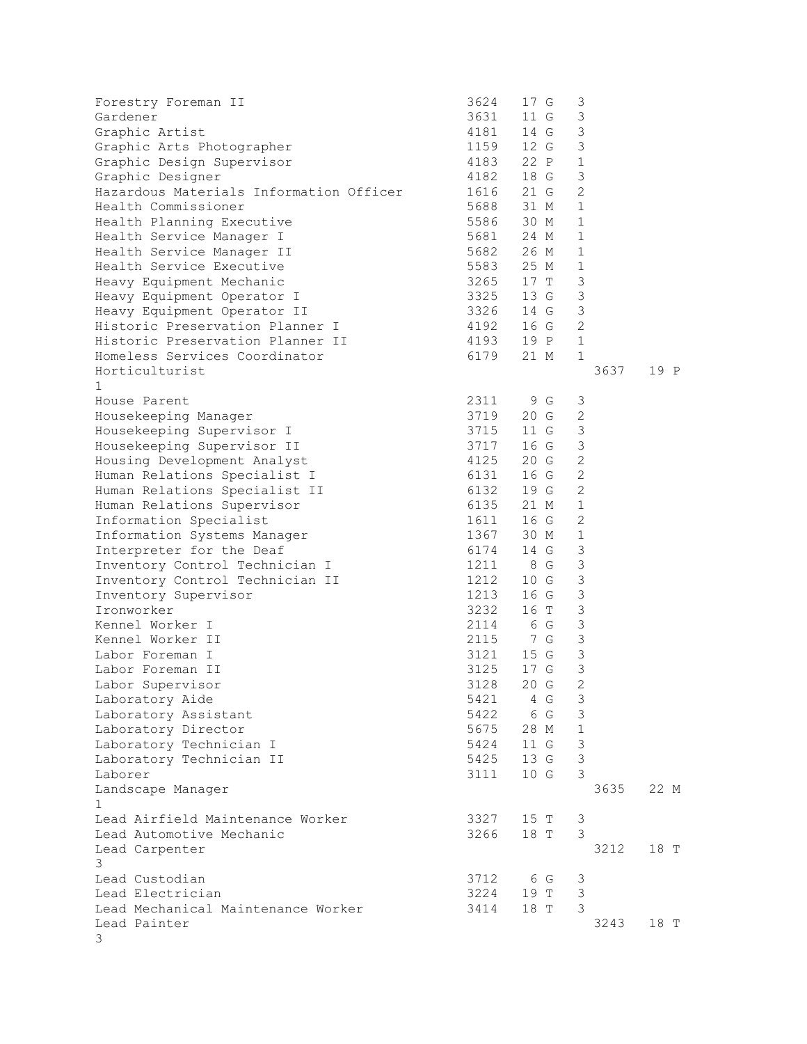| Title | Code | Grade | | Category |
|---|---|---|---|---|
| Forestry Foreman II | 3624 | 17 | G | 3 |
| Gardener | 3631 | 11 | G | 3 |
| Graphic Artist | 4181 | 14 | G | 3 |
| Graphic Arts Photographer | 1159 | 12 | G | 3 |
| Graphic Design Supervisor | 4183 | 22 | P | 1 |
| Graphic Designer | 4182 | 18 | G | 3 |
| Hazardous Materials Information Officer | 1616 | 21 | G | 2 |
| Health Commissioner | 5688 | 31 | M | 1 |
| Health Planning Executive | 5586 | 30 | M | 1 |
| Health Service Manager I | 5681 | 24 | M | 1 |
| Health Service Manager II | 5682 | 26 | M | 1 |
| Health Service Executive | 5583 | 25 | M | 1 |
| Heavy Equipment Mechanic | 3265 | 17 | T | 3 |
| Heavy Equipment Operator I | 3325 | 13 | G | 3 |
| Heavy Equipment Operator II | 3326 | 14 | G | 3 |
| Historic Preservation Planner I | 4192 | 16 | G | 2 |
| Historic Preservation Planner II | 4193 | 19 | P | 1 |
| Homeless Services Coordinator | 6179 | 21 | M | 1 |
| Horticulturist | 3637 | 19 | P | 1 |
| House Parent | 2311 | 9 | G | 3 |
| Housekeeping Manager | 3719 | 20 | G | 2 |
| Housekeeping Supervisor I | 3715 | 11 | G | 3 |
| Housekeeping Supervisor II | 3717 | 16 | G | 3 |
| Housing Development Analyst | 4125 | 20 | G | 2 |
| Human Relations Specialist I | 6131 | 16 | G | 2 |
| Human Relations Specialist II | 6132 | 19 | G | 2 |
| Human Relations Supervisor | 6135 | 21 | M | 1 |
| Information Specialist | 1611 | 16 | G | 2 |
| Information Systems Manager | 1367 | 30 | M | 1 |
| Interpreter for the Deaf | 6174 | 14 | G | 3 |
| Inventory Control Technician I | 1211 | 8 | G | 3 |
| Inventory Control Technician II | 1212 | 10 | G | 3 |
| Inventory Supervisor | 1213 | 16 | G | 3 |
| Ironworker | 3232 | 16 | T | 3 |
| Kennel Worker I | 2114 | 6 | G | 3 |
| Kennel Worker II | 2115 | 7 | G | 3 |
| Labor Foreman I | 3121 | 15 | G | 3 |
| Labor Foreman II | 3125 | 17 | G | 3 |
| Labor Supervisor | 3128 | 20 | G | 2 |
| Laboratory Aide | 5421 | 4 | G | 3 |
| Laboratory Assistant | 5422 | 6 | G | 3 |
| Laboratory Director | 5675 | 28 | M | 1 |
| Laboratory Technician I | 5424 | 11 | G | 3 |
| Laboratory Technician II | 5425 | 13 | G | 3 |
| Laborer | 3111 | 10 | G | 3 |
| Landscape Manager | 3635 | 22 | M | 1 |
| Lead Airfield Maintenance Worker | 3327 | 15 | T | 3 |
| Lead Automotive Mechanic | 3266 | 18 | T | 3 |
| Lead Carpenter | 3212 | 18 | T | 3 |
| Lead Custodian | 3712 | 6 | G | 3 |
| Lead Electrician | 3224 | 19 | T | 3 |
| Lead Mechanical Maintenance Worker | 3414 | 18 | T | 3 |
| Lead Painter | 3243 | 18 | T | 3 |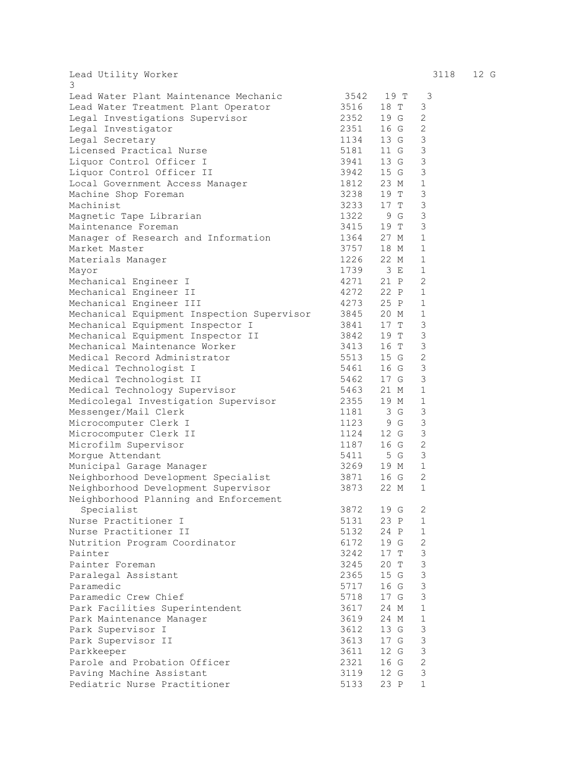| | | | |
|---|---|---|---|
| Lead Utility Worker | 3118 | 12 G | 3 |
| Lead Water Plant Maintenance Mechanic | 3542 | 19 T | 3 |
| Lead Water Treatment Plant Operator | 3516 | 18 T | 3 |
| Legal Investigations Supervisor | 2352 | 19 G | 2 |
| Legal Investigator | 2351 | 16 G | 2 |
| Legal Secretary | 1134 | 13 G | 3 |
| Licensed Practical Nurse | 5181 | 11 G | 3 |
| Liquor Control Officer I | 3941 | 13 G | 3 |
| Liquor Control Officer II | 3942 | 15 G | 3 |
| Local Government Access Manager | 1812 | 23 M | 1 |
| Machine Shop Foreman | 3238 | 19 T | 3 |
| Machinist | 3233 | 17 T | 3 |
| Magnetic Tape Librarian | 1322 | 9 G | 3 |
| Maintenance Foreman | 3415 | 19 T | 3 |
| Manager of Research and Information | 1364 | 27 M | 1 |
| Market Master | 3757 | 18 M | 1 |
| Materials Manager | 1226 | 22 M | 1 |
| Mayor | 1739 | 3 E | 1 |
| Mechanical Engineer I | 4271 | 21 P | 2 |
| Mechanical Engineer II | 4272 | 22 P | 1 |
| Mechanical Engineer III | 4273 | 25 P | 1 |
| Mechanical Equipment Inspection Supervisor | 3845 | 20 M | 1 |
| Mechanical Equipment Inspector I | 3841 | 17 T | 3 |
| Mechanical Equipment Inspector II | 3842 | 19 T | 3 |
| Mechanical Maintenance Worker | 3413 | 16 T | 3 |
| Medical Record Administrator | 5513 | 15 G | 2 |
| Medical Technologist I | 5461 | 16 G | 3 |
| Medical Technologist II | 5462 | 17 G | 3 |
| Medical Technology Supervisor | 5463 | 21 M | 1 |
| Medicolegal Investigation Supervisor | 2355 | 19 M | 1 |
| Messenger/Mail Clerk | 1181 | 3 G | 3 |
| Microcomputer Clerk I | 1123 | 9 G | 3 |
| Microcomputer Clerk II | 1124 | 12 G | 3 |
| Microfilm Supervisor | 1187 | 16 G | 2 |
| Morgue Attendant | 5411 | 5 G | 3 |
| Municipal Garage Manager | 3269 | 19 M | 1 |
| Neighborhood Development Specialist | 3871 | 16 G | 2 |
| Neighborhood Development Supervisor | 3873 | 22 M | 1 |
| Neighborhood Planning and Enforcement Specialist | 3872 | 19 G | 2 |
| Nurse Practitioner I | 5131 | 23 P | 1 |
| Nurse Practitioner II | 5132 | 24 P | 1 |
| Nutrition Program Coordinator | 6172 | 19 G | 2 |
| Painter | 3242 | 17 T | 3 |
| Painter Foreman | 3245 | 20 T | 3 |
| Paralegal Assistant | 2365 | 15 G | 3 |
| Paramedic | 5717 | 16 G | 3 |
| Paramedic Crew Chief | 5718 | 17 G | 3 |
| Park Facilities Superintendent | 3617 | 24 M | 1 |
| Park Maintenance Manager | 3619 | 24 M | 1 |
| Park Supervisor I | 3612 | 13 G | 3 |
| Park Supervisor II | 3613 | 17 G | 3 |
| Parkkeeper | 3611 | 12 G | 3 |
| Parole and Probation Officer | 2321 | 16 G | 2 |
| Paving Machine Assistant | 3119 | 12 G | 3 |
| Pediatric Nurse Practitioner | 5133 | 23 P | 1 |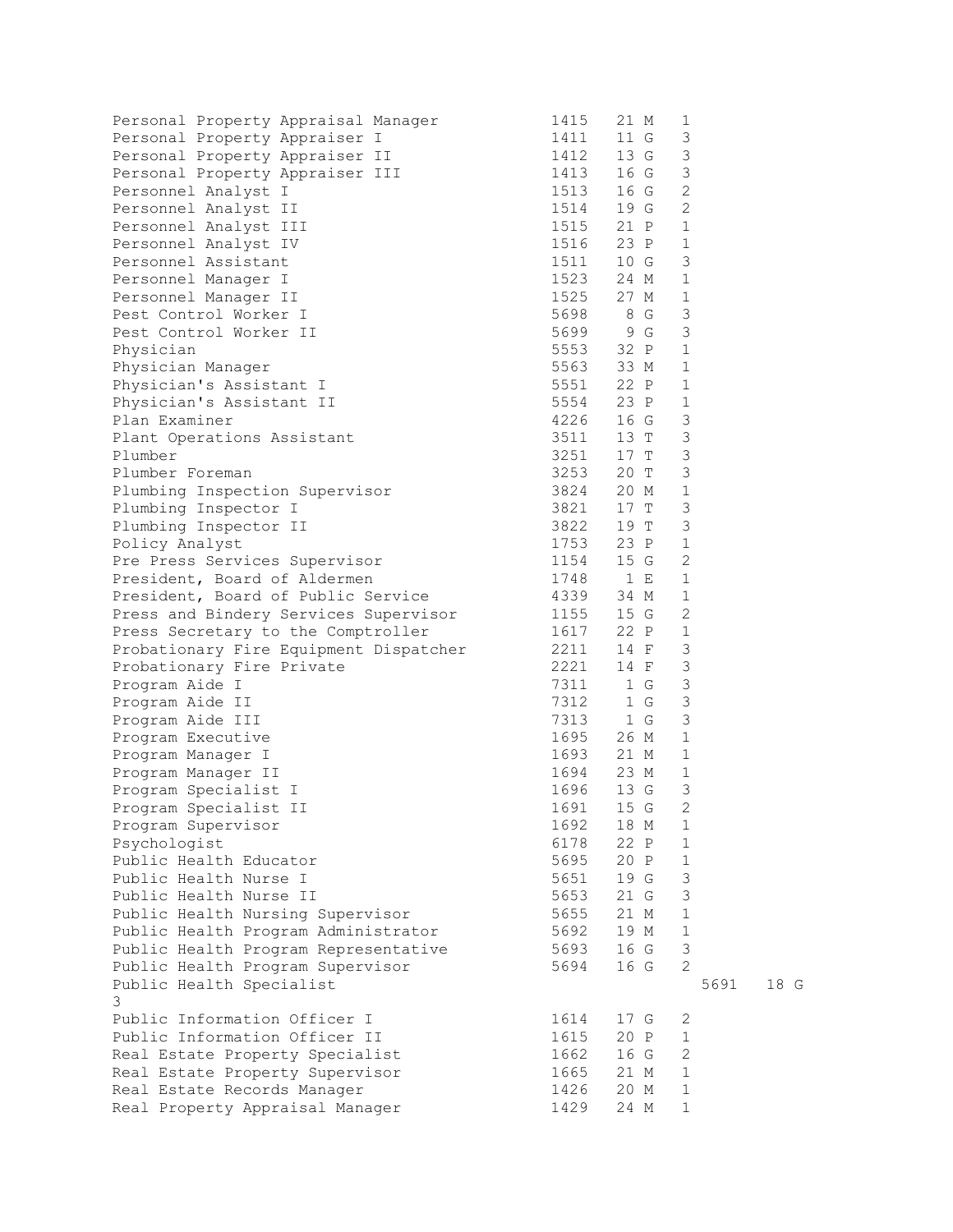| | | | | |
|---|---|---|---|---|
| Personal Property Appraisal Manager | 1415 | 21 | M | 1 |
| Personal Property Appraiser I | 1411 | 11 | G | 3 |
| Personal Property Appraiser II | 1412 | 13 | G | 3 |
| Personal Property Appraiser III | 1413 | 16 | G | 3 |
| Personnel Analyst I | 1513 | 16 | G | 2 |
| Personnel Analyst II | 1514 | 19 | G | 2 |
| Personnel Analyst III | 1515 | 21 | P | 1 |
| Personnel Analyst IV | 1516 | 23 | P | 1 |
| Personnel Assistant | 1511 | 10 | G | 3 |
| Personnel Manager I | 1523 | 24 | M | 1 |
| Personnel Manager II | 1525 | 27 | M | 1 |
| Pest Control Worker I | 5698 | 8 | G | 3 |
| Pest Control Worker II | 5699 | 9 | G | 3 |
| Physician | 5553 | 32 | P | 1 |
| Physician Manager | 5563 | 33 | M | 1 |
| Physician's Assistant I | 5551 | 22 | P | 1 |
| Physician's Assistant II | 5554 | 23 | P | 1 |
| Plan Examiner | 4226 | 16 | G | 3 |
| Plant Operations Assistant | 3511 | 13 | T | 3 |
| Plumber | 3251 | 17 | T | 3 |
| Plumber Foreman | 3253 | 20 | T | 3 |
| Plumbing Inspection Supervisor | 3824 | 20 | M | 1 |
| Plumbing Inspector I | 3821 | 17 | T | 3 |
| Plumbing Inspector II | 3822 | 19 | T | 3 |
| Policy Analyst | 1753 | 23 | P | 1 |
| Pre Press Services Supervisor | 1154 | 15 | G | 2 |
| President, Board of Aldermen | 1748 | 1 | E | 1 |
| President, Board of Public Service | 4339 | 34 | M | 1 |
| Press and Bindery Services Supervisor | 1155 | 15 | G | 2 |
| Press Secretary to the Comptroller | 1617 | 22 | P | 1 |
| Probationary Fire Equipment Dispatcher | 2211 | 14 | F | 3 |
| Probationary Fire Private | 2221 | 14 | F | 3 |
| Program Aide I | 7311 | 1 | G | 3 |
| Program Aide II | 7312 | 1 | G | 3 |
| Program Aide III | 7313 | 1 | G | 3 |
| Program Executive | 1695 | 26 | M | 1 |
| Program Manager I | 1693 | 21 | M | 1 |
| Program Manager II | 1694 | 23 | M | 1 |
| Program Specialist I | 1696 | 13 | G | 3 |
| Program Specialist II | 1691 | 15 | G | 2 |
| Program Supervisor | 1692 | 18 | M | 1 |
| Psychologist | 6178 | 22 | P | 1 |
| Public Health Educator | 5695 | 20 | P | 1 |
| Public Health Nurse I | 5651 | 19 | G | 3 |
| Public Health Nurse II | 5653 | 21 | G | 3 |
| Public Health Nursing Supervisor | 5655 | 21 | M | 1 |
| Public Health Program Administrator | 5692 | 19 | M | 1 |
| Public Health Program Representative | 5693 | 16 | G | 3 |
| Public Health Program Supervisor | 5694 | 16 | G | 2 |
| Public Health Specialist | 5691 | 18 | G | 3 |
| Public Information Officer I | 1614 | 17 | G | 2 |
| Public Information Officer II | 1615 | 20 | P | 1 |
| Real Estate Property Specialist | 1662 | 16 | G | 2 |
| Real Estate Property Supervisor | 1665 | 21 | M | 1 |
| Real Estate Records Manager | 1426 | 20 | M | 1 |
| Real Property Appraisal Manager | 1429 | 24 | M | 1 |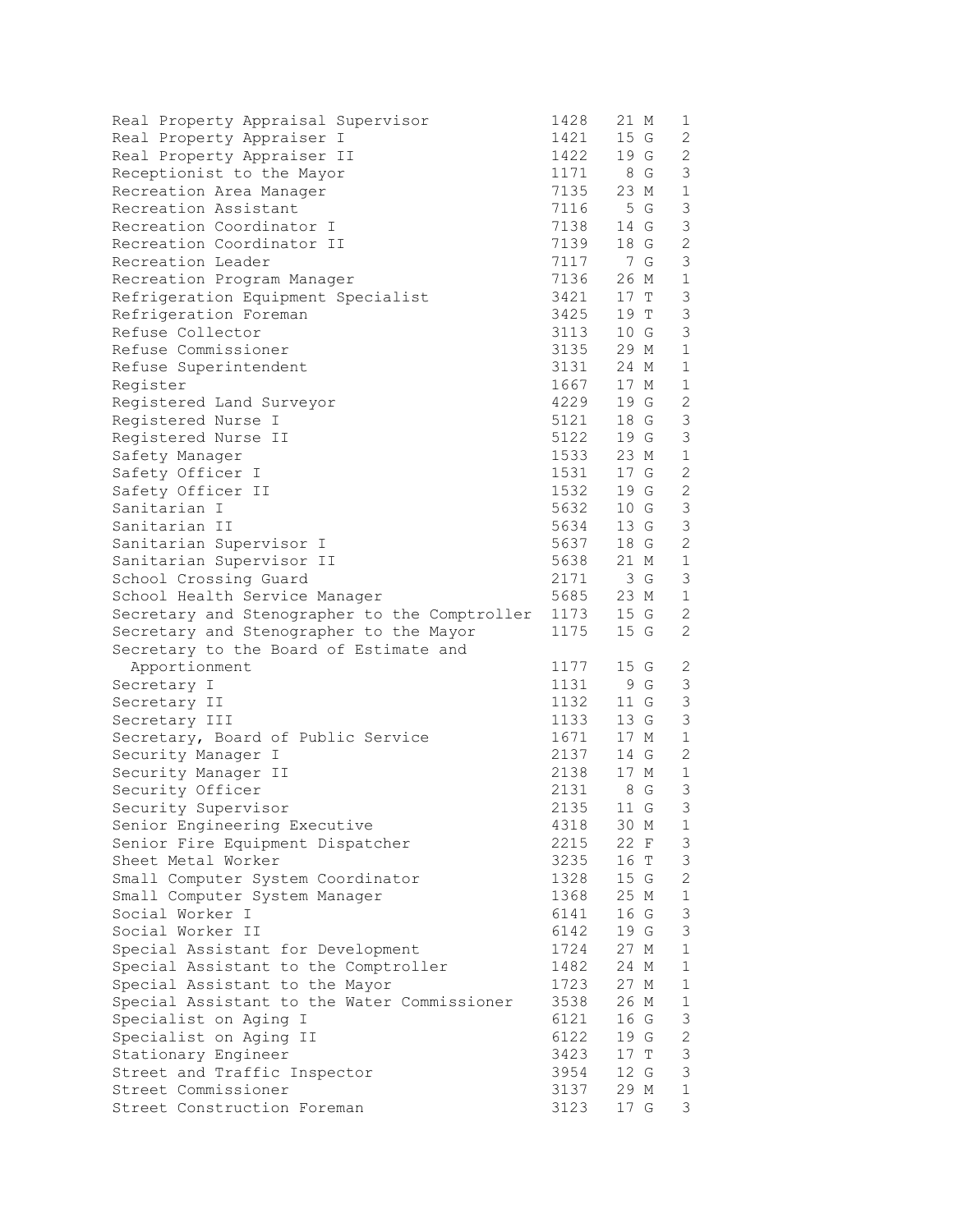| | | | | |
|---|---|---|---|---|
| Real Property Appraisal Supervisor | 1428 | 21 | M | 1 |
| Real Property Appraiser I | 1421 | 15 | G | 2 |
| Real Property Appraiser II | 1422 | 19 | G | 2 |
| Receptionist to the Mayor | 1171 | 8 | G | 3 |
| Recreation Area Manager | 7135 | 23 | M | 1 |
| Recreation Assistant | 7116 | 5 | G | 3 |
| Recreation Coordinator I | 7138 | 14 | G | 3 |
| Recreation Coordinator II | 7139 | 18 | G | 2 |
| Recreation Leader | 7117 | 7 | G | 3 |
| Recreation Program Manager | 7136 | 26 | M | 1 |
| Refrigeration Equipment Specialist | 3421 | 17 | T | 3 |
| Refrigeration Foreman | 3425 | 19 | T | 3 |
| Refuse Collector | 3113 | 10 | G | 3 |
| Refuse Commissioner | 3135 | 29 | M | 1 |
| Refuse Superintendent | 3131 | 24 | M | 1 |
| Register | 1667 | 17 | M | 1 |
| Registered Land Surveyor | 4229 | 19 | G | 2 |
| Registered Nurse I | 5121 | 18 | G | 3 |
| Registered Nurse II | 5122 | 19 | G | 3 |
| Safety Manager | 1533 | 23 | M | 1 |
| Safety Officer I | 1531 | 17 | G | 2 |
| Safety Officer II | 1532 | 19 | G | 2 |
| Sanitarian I | 5632 | 10 | G | 3 |
| Sanitarian II | 5634 | 13 | G | 3 |
| Sanitarian Supervisor I | 5637 | 18 | G | 2 |
| Sanitarian Supervisor II | 5638 | 21 | M | 1 |
| School Crossing Guard | 2171 | 3 | G | 3 |
| School Health Service Manager | 5685 | 23 | M | 1 |
| Secretary and Stenographer to the Comptroller | 1173 | 15 | G | 2 |
| Secretary and Stenographer to the Mayor | 1175 | 15 | G | 2 |
| Secretary to the Board of Estimate and Apportionment | 1177 | 15 | G | 2 |
| Secretary I | 1131 | 9 | G | 3 |
| Secretary II | 1132 | 11 | G | 3 |
| Secretary III | 1133 | 13 | G | 3 |
| Secretary, Board of Public Service | 1671 | 17 | M | 1 |
| Security Manager I | 2137 | 14 | G | 2 |
| Security Manager II | 2138 | 17 | M | 1 |
| Security Officer | 2131 | 8 | G | 3 |
| Security Supervisor | 2135 | 11 | G | 3 |
| Senior Engineering Executive | 4318 | 30 | M | 1 |
| Senior Fire Equipment Dispatcher | 2215 | 22 | F | 3 |
| Sheet Metal Worker | 3235 | 16 | T | 3 |
| Small Computer System Coordinator | 1328 | 15 | G | 2 |
| Small Computer System Manager | 1368 | 25 | M | 1 |
| Social Worker I | 6141 | 16 | G | 3 |
| Social Worker II | 6142 | 19 | G | 3 |
| Special Assistant for Development | 1724 | 27 | M | 1 |
| Special Assistant to the Comptroller | 1482 | 24 | M | 1 |
| Special Assistant to the Mayor | 1723 | 27 | M | 1 |
| Special Assistant to the Water Commissioner | 3538 | 26 | M | 1 |
| Specialist on Aging I | 6121 | 16 | G | 3 |
| Specialist on Aging II | 6122 | 19 | G | 2 |
| Stationary Engineer | 3423 | 17 | T | 3 |
| Street and Traffic Inspector | 3954 | 12 | G | 3 |
| Street Commissioner | 3137 | 29 | M | 1 |
| Street Construction Foreman | 3123 | 17 | G | 3 |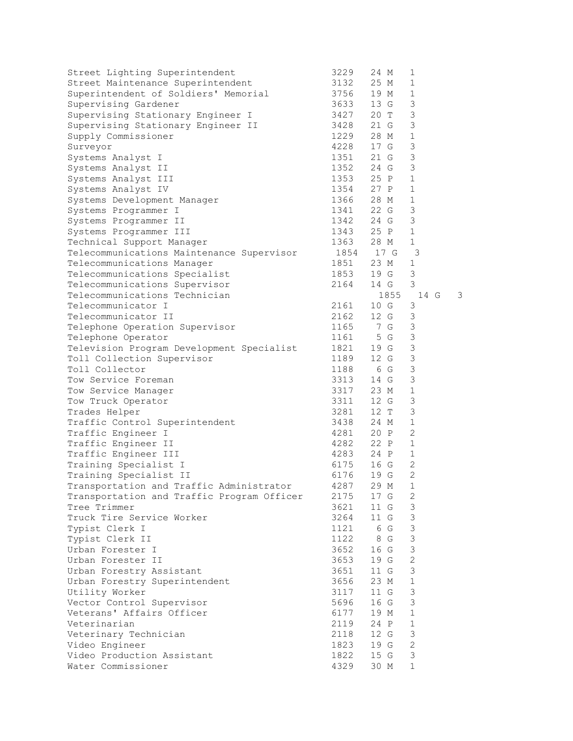| | | | | |
|---|---|---|---|---|
| Street Lighting Superintendent | 3229 | 24 | M | 1 |
| Street Maintenance Superintendent | 3132 | 25 | M | 1 |
| Superintendent of Soldiers' Memorial | 3756 | 19 | M | 1 |
| Supervising Gardener | 3633 | 13 | G | 3 |
| Supervising Stationary Engineer I | 3427 | 20 | T | 3 |
| Supervising Stationary Engineer II | 3428 | 21 | G | 3 |
| Supply Commissioner | 1229 | 28 | M | 1 |
| Surveyor | 4228 | 17 | G | 3 |
| Systems Analyst I | 1351 | 21 | G | 3 |
| Systems Analyst II | 1352 | 24 | G | 3 |
| Systems Analyst III | 1353 | 25 | P | 1 |
| Systems Analyst IV | 1354 | 27 | P | 1 |
| Systems Development Manager | 1366 | 28 | M | 1 |
| Systems Programmer I | 1341 | 22 | G | 3 |
| Systems Programmer II | 1342 | 24 | G | 3 |
| Systems Programmer III | 1343 | 25 | P | 1 |
| Technical Support Manager | 1363 | 28 | M | 1 |
| Telecommunications Maintenance Supervisor | 1854 | 17 | G | 3 |
| Telecommunications Manager | 1851 | 23 | M | 1 |
| Telecommunications Specialist | 1853 | 19 | G | 3 |
| Telecommunications Supervisor | 2164 | 14 | G | 3 |
| Telecommunications Technician | 1855 | 14 | G | 3 |
| Telecommunicator I | 2161 | 10 | G | 3 |
| Telecommunicator II | 2162 | 12 | G | 3 |
| Telephone Operation Supervisor | 1165 | 7 | G | 3 |
| Telephone Operator | 1161 | 5 | G | 3 |
| Television Program Development Specialist | 1821 | 19 | G | 3 |
| Toll Collection Supervisor | 1189 | 12 | G | 3 |
| Toll Collector | 1188 | 6 | G | 3 |
| Tow Service Foreman | 3313 | 14 | G | 3 |
| Tow Service Manager | 3317 | 23 | M | 1 |
| Tow Truck Operator | 3311 | 12 | G | 3 |
| Trades Helper | 3281 | 12 | T | 3 |
| Traffic Control Superintendent | 3438 | 24 | M | 1 |
| Traffic Engineer I | 4281 | 20 | P | 2 |
| Traffic Engineer II | 4282 | 22 | P | 1 |
| Traffic Engineer III | 4283 | 24 | P | 1 |
| Training Specialist I | 6175 | 16 | G | 2 |
| Training Specialist II | 6176 | 19 | G | 2 |
| Transportation and Traffic Administrator | 4287 | 29 | M | 1 |
| Transportation and Traffic Program Officer | 2175 | 17 | G | 2 |
| Tree Trimmer | 3621 | 11 | G | 3 |
| Truck Tire Service Worker | 3264 | 11 | G | 3 |
| Typist Clerk I | 1121 | 6 | G | 3 |
| Typist Clerk II | 1122 | 8 | G | 3 |
| Urban Forester I | 3652 | 16 | G | 3 |
| Urban Forester II | 3653 | 19 | G | 2 |
| Urban Forestry Assistant | 3651 | 11 | G | 3 |
| Urban Forestry Superintendent | 3656 | 23 | M | 1 |
| Utility Worker | 3117 | 11 | G | 3 |
| Vector Control Supervisor | 5696 | 16 | G | 3 |
| Veterans' Affairs Officer | 6177 | 19 | M | 1 |
| Veterinarian | 2119 | 24 | P | 1 |
| Veterinary Technician | 2118 | 12 | G | 3 |
| Video Engineer | 1823 | 19 | G | 2 |
| Video Production Assistant | 1822 | 15 | G | 3 |
| Water Commissioner | 4329 | 30 | M | 1 |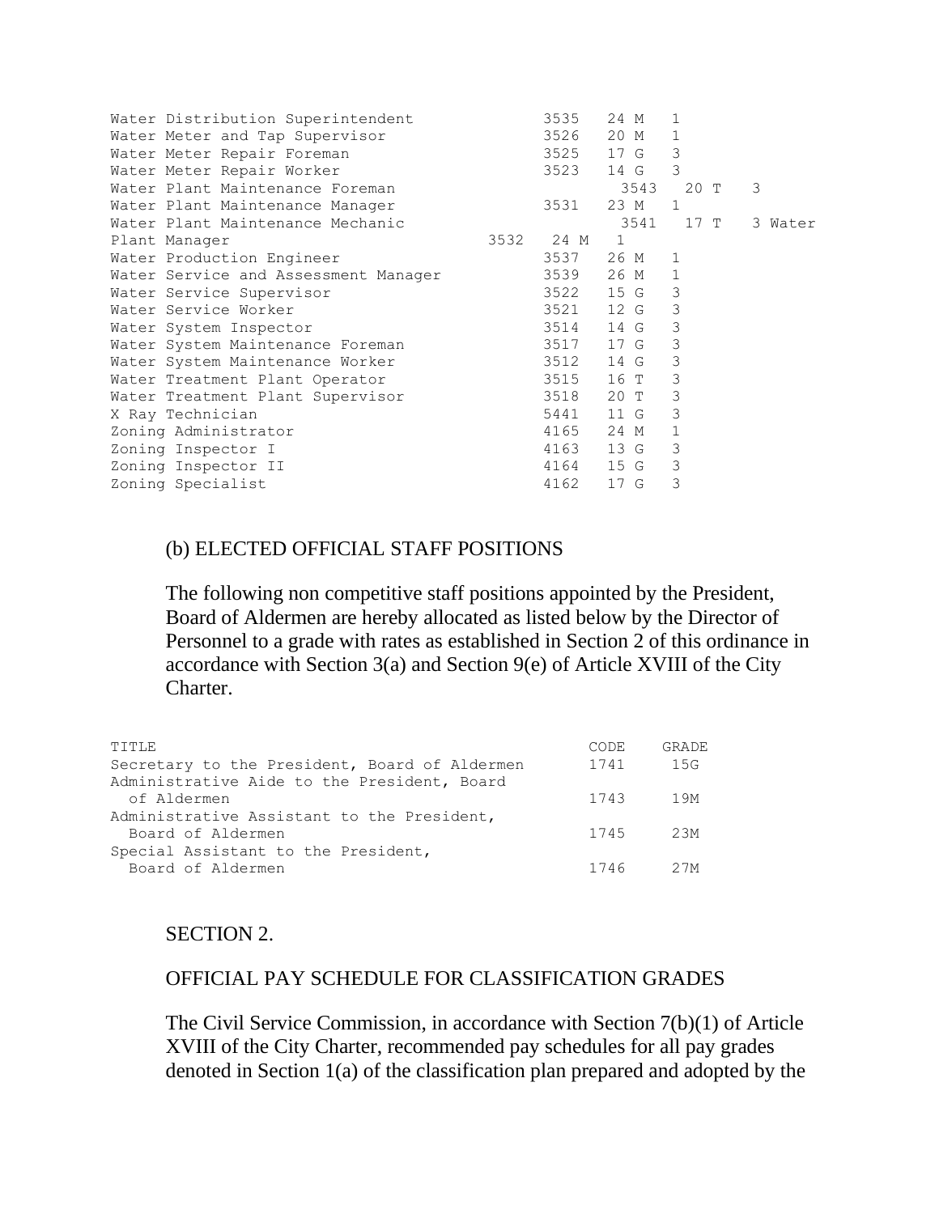| | | | |
|---|---|---|---|
| Water Distribution Superintendent | 3535 | 24 M | 1 |
| Water Meter and Tap Supervisor | 3526 | 20 M | 1 |
| Water Meter Repair Foreman | 3525 | 17 G | 3 |
| Water Meter Repair Worker | 3523 | 14 G | 3 |
| Water Plant Maintenance Foreman | 3543 | 20 T | 3 |
| Water Plant Maintenance Manager | 3531 | 23 M | 1 |
| Water Plant Maintenance Mechanic | 3541 | 17 T | 3 |
| Water Plant Manager | 3532 | 24 M | 1 |
| Water Production Engineer | 3537 | 26 M | 1 |
| Water Service and Assessment Manager | 3539 | 26 M | 1 |
| Water Service Supervisor | 3522 | 15 G | 3 |
| Water Service Worker | 3521 | 12 G | 3 |
| Water System Inspector | 3514 | 14 G | 3 |
| Water System Maintenance Foreman | 3517 | 17 G | 3 |
| Water System Maintenance Worker | 3512 | 14 G | 3 |
| Water Treatment Plant Operator | 3515 | 16 T | 3 |
| Water Treatment Plant Supervisor | 3518 | 20 T | 3 |
| X Ray Technician | 5441 | 11 G | 3 |
| Zoning Administrator | 4165 | 24 M | 1 |
| Zoning Inspector I | 4163 | 13 G | 3 |
| Zoning Inspector II | 4164 | 15 G | 3 |
| Zoning Specialist | 4162 | 17 G | 3 |

(b) ELECTED OFFICIAL STAFF POSITIONS

The following non competitive staff positions appointed by the President, Board of Aldermen are hereby allocated as listed below by the Director of Personnel to a grade with rates as established in Section 2 of this ordinance in accordance with Section 3(a) and Section 9(e) of Article XVIII of the City Charter.

| TITLE | CODE | GRADE |
|---|---|---|
| Secretary to the President, Board of Aldermen | 1741 | 15G |
| Administrative Aide to the President, Board of Aldermen | 1743 | 19M |
| Administrative Assistant to the President, Board of Aldermen | 1745 | 23M |
| Special Assistant to the President, Board of Aldermen | 1746 | 27M |

SECTION 2.

OFFICIAL PAY SCHEDULE FOR CLASSIFICATION GRADES

The Civil Service Commission, in accordance with Section 7(b)(1) of Article XVIII of the City Charter, recommended pay schedules for all pay grades denoted in Section 1(a) of the classification plan prepared and adopted by the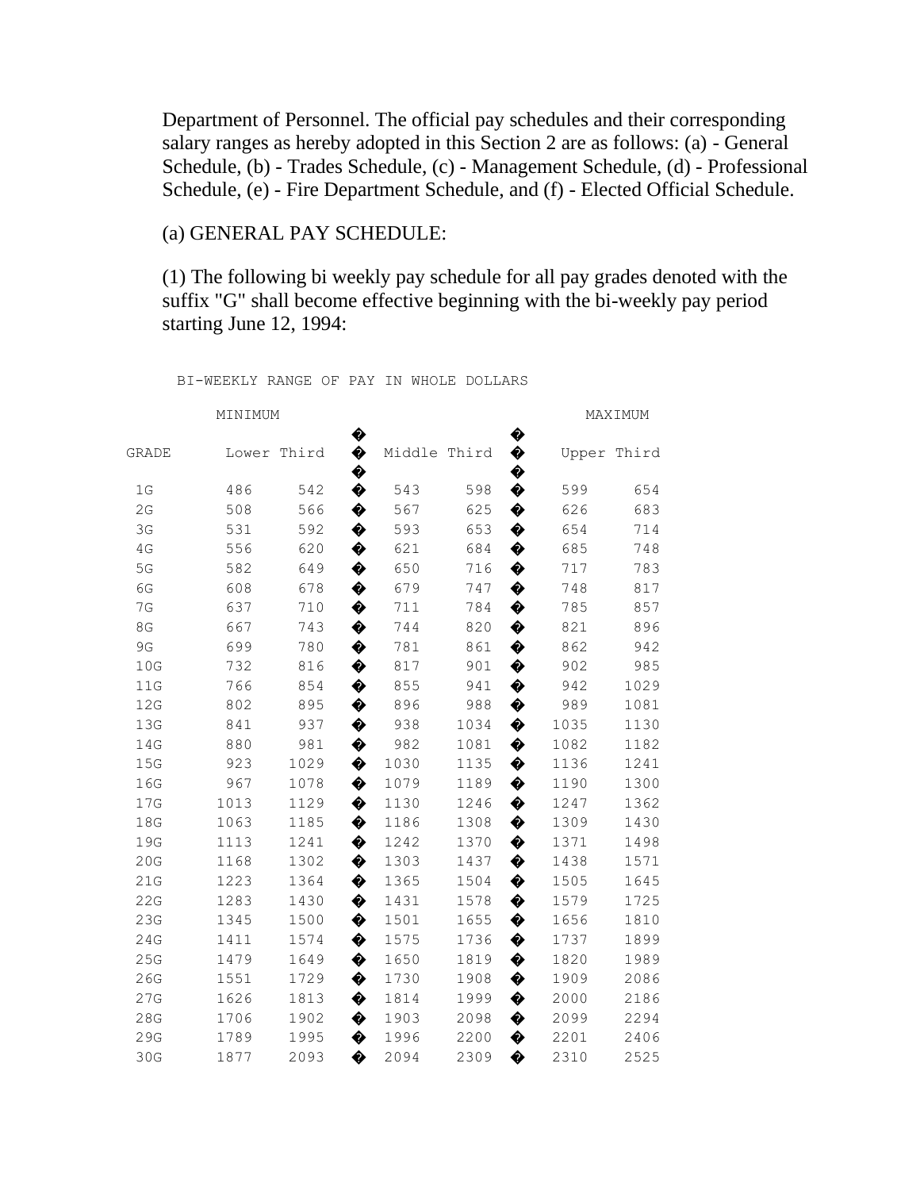Department of Personnel. The official pay schedules and their corresponding salary ranges as hereby adopted in this Section 2 are as follows: (a) - General Schedule, (b) - Trades Schedule, (c) - Management Schedule, (d) - Professional Schedule, (e) - Fire Department Schedule, and (f) - Elected Official Schedule.

(a) GENERAL PAY SCHEDULE:

(1) The following bi weekly pay schedule for all pay grades denoted with the suffix "G" shall become effective beginning with the bi-weekly pay period starting June 12, 1994:

BI-WEEKLY RANGE OF PAY IN WHOLE DOLLARS

| GRADE | MINIMUM Lower Third | | Middle Third | | Upper Third MAXIMUM | |
|---|---|---|---|---|---|---|
| 1G | 486 | 542 | 543 | 598 | 599 | 654 |
| 2G | 508 | 566 | 567 | 625 | 626 | 683 |
| 3G | 531 | 592 | 593 | 653 | 654 | 714 |
| 4G | 556 | 620 | 621 | 684 | 685 | 748 |
| 5G | 582 | 649 | 650 | 716 | 717 | 783 |
| 6G | 608 | 678 | 679 | 747 | 748 | 817 |
| 7G | 637 | 710 | 711 | 784 | 785 | 857 |
| 8G | 667 | 743 | 744 | 820 | 821 | 896 |
| 9G | 699 | 780 | 781 | 861 | 862 | 942 |
| 10G | 732 | 816 | 817 | 901 | 902 | 985 |
| 11G | 766 | 854 | 855 | 941 | 942 | 1029 |
| 12G | 802 | 895 | 896 | 988 | 989 | 1081 |
| 13G | 841 | 937 | 938 | 1034 | 1035 | 1130 |
| 14G | 880 | 981 | 982 | 1081 | 1082 | 1182 |
| 15G | 923 | 1029 | 1030 | 1135 | 1136 | 1241 |
| 16G | 967 | 1078 | 1079 | 1189 | 1190 | 1300 |
| 17G | 1013 | 1129 | 1130 | 1246 | 1247 | 1362 |
| 18G | 1063 | 1185 | 1186 | 1308 | 1309 | 1430 |
| 19G | 1113 | 1241 | 1242 | 1370 | 1371 | 1498 |
| 20G | 1168 | 1302 | 1303 | 1437 | 1438 | 1571 |
| 21G | 1223 | 1364 | 1365 | 1504 | 1505 | 1645 |
| 22G | 1283 | 1430 | 1431 | 1578 | 1579 | 1725 |
| 23G | 1345 | 1500 | 1501 | 1655 | 1656 | 1810 |
| 24G | 1411 | 1574 | 1575 | 1736 | 1737 | 1899 |
| 25G | 1479 | 1649 | 1650 | 1819 | 1820 | 1989 |
| 26G | 1551 | 1729 | 1730 | 1908 | 1909 | 2086 |
| 27G | 1626 | 1813 | 1814 | 1999 | 2000 | 2186 |
| 28G | 1706 | 1902 | 1903 | 2098 | 2099 | 2294 |
| 29G | 1789 | 1995 | 1996 | 2200 | 2201 | 2406 |
| 30G | 1877 | 2093 | 2094 | 2309 | 2310 | 2525 |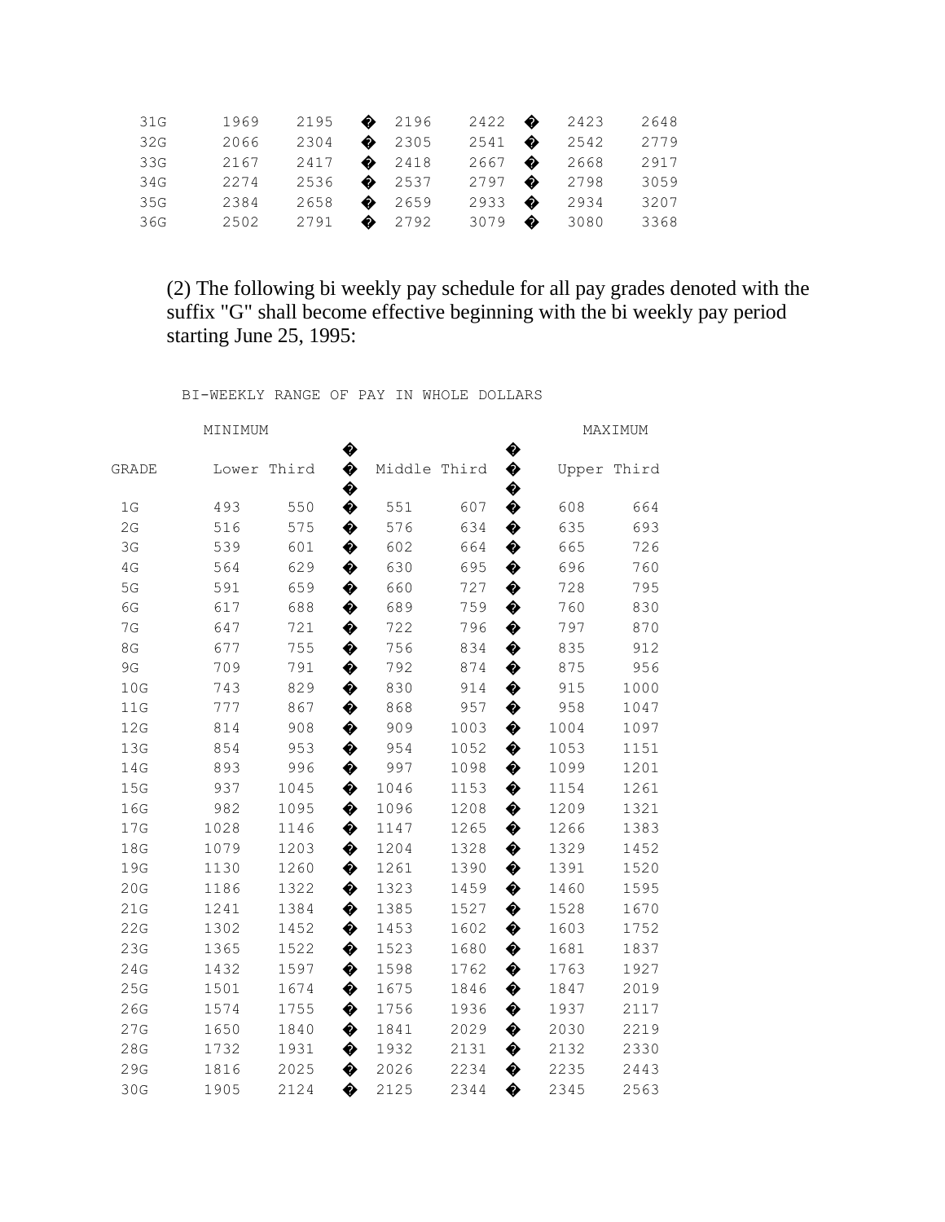| | | | | | |
|---|---|---|---|---|---|
| 31G | 1969 | 2195 | 2196 | 2422 | 2423 | 2648 |
| 32G | 2066 | 2304 | 2305 | 2541 | 2542 | 2779 |
| 33G | 2167 | 2417 | 2418 | 2667 | 2668 | 2917 |
| 34G | 2274 | 2536 | 2537 | 2797 | 2798 | 3059 |
| 35G | 2384 | 2658 | 2659 | 2933 | 2934 | 3207 |
| 36G | 2502 | 2791 | 2792 | 3079 | 3080 | 3368 |

(2) The following bi weekly pay schedule for all pay grades denoted with the suffix "G" shall become effective beginning with the bi weekly pay period starting June 25, 1995:

BI-WEEKLY RANGE OF PAY IN WHOLE DOLLARS

| GRADE | MINIMUM Lower Third | | Middle Third | | Upper Third | MAXIMUM |
|---|---|---|---|---|---|---|
| 1G | 493 | 550 | 551 | 607 | 608 | 664 |
| 2G | 516 | 575 | 576 | 634 | 635 | 693 |
| 3G | 539 | 601 | 602 | 664 | 665 | 726 |
| 4G | 564 | 629 | 630 | 695 | 696 | 760 |
| 5G | 591 | 659 | 660 | 727 | 728 | 795 |
| 6G | 617 | 688 | 689 | 759 | 760 | 830 |
| 7G | 647 | 721 | 722 | 796 | 797 | 870 |
| 8G | 677 | 755 | 756 | 834 | 835 | 912 |
| 9G | 709 | 791 | 792 | 874 | 875 | 956 |
| 10G | 743 | 829 | 830 | 914 | 915 | 1000 |
| 11G | 777 | 867 | 868 | 957 | 958 | 1047 |
| 12G | 814 | 908 | 909 | 1003 | 1004 | 1097 |
| 13G | 854 | 953 | 954 | 1052 | 1053 | 1151 |
| 14G | 893 | 996 | 997 | 1098 | 1099 | 1201 |
| 15G | 937 | 1045 | 1046 | 1153 | 1154 | 1261 |
| 16G | 982 | 1095 | 1096 | 1208 | 1209 | 1321 |
| 17G | 1028 | 1146 | 1147 | 1265 | 1266 | 1383 |
| 18G | 1079 | 1203 | 1204 | 1328 | 1329 | 1452 |
| 19G | 1130 | 1260 | 1261 | 1390 | 1391 | 1520 |
| 20G | 1186 | 1322 | 1323 | 1459 | 1460 | 1595 |
| 21G | 1241 | 1384 | 1385 | 1527 | 1528 | 1670 |
| 22G | 1302 | 1452 | 1453 | 1602 | 1603 | 1752 |
| 23G | 1365 | 1522 | 1523 | 1680 | 1681 | 1837 |
| 24G | 1432 | 1597 | 1598 | 1762 | 1763 | 1927 |
| 25G | 1501 | 1674 | 1675 | 1846 | 1847 | 2019 |
| 26G | 1574 | 1755 | 1756 | 1936 | 1937 | 2117 |
| 27G | 1650 | 1840 | 1841 | 2029 | 2030 | 2219 |
| 28G | 1732 | 1931 | 1932 | 2131 | 2132 | 2330 |
| 29G | 1816 | 2025 | 2026 | 2234 | 2235 | 2443 |
| 30G | 1905 | 2124 | 2125 | 2344 | 2345 | 2563 |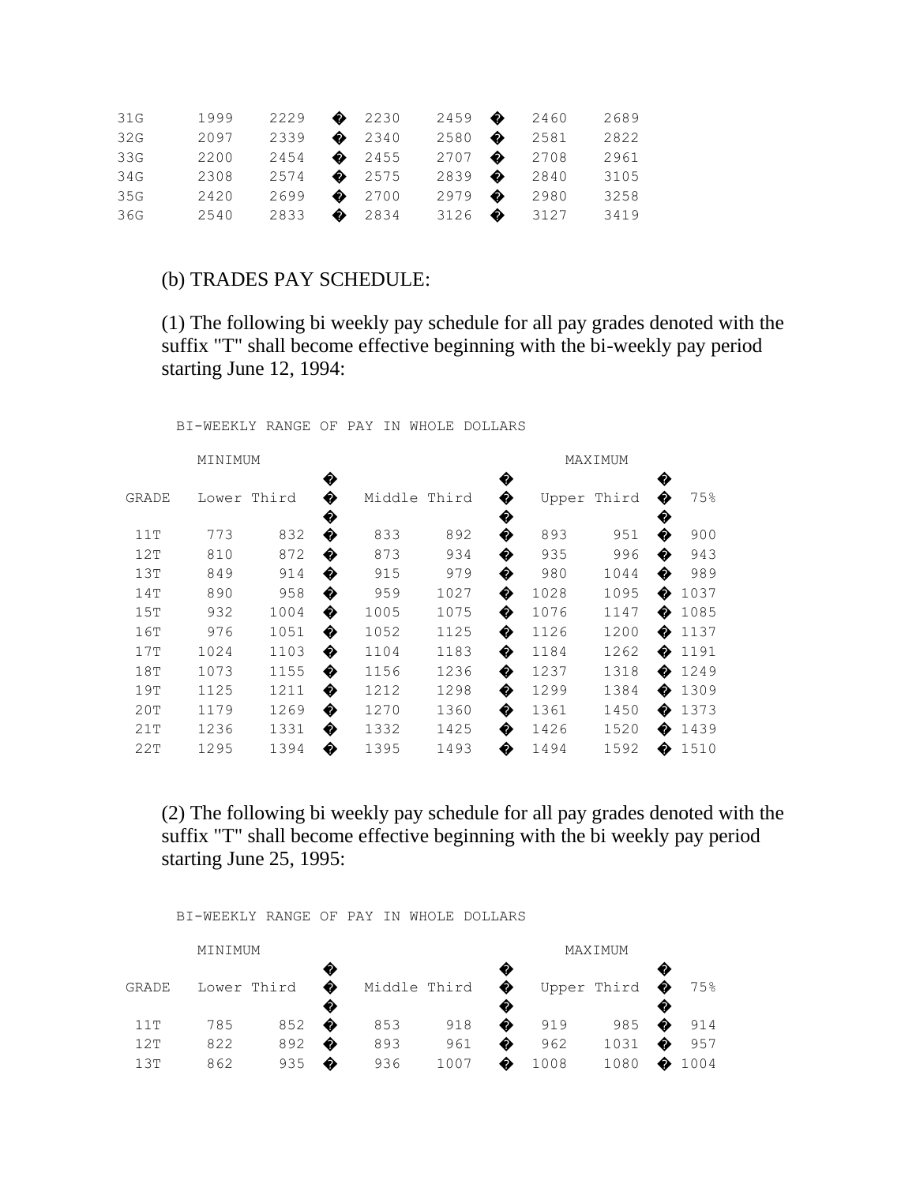| | | | | | | |
|---|---|---|---|---|---|---|
| 31G | 1999 | 2229 | 2230 | 2459 | 2460 | 2689 |
| 32G | 2097 | 2339 | 2340 | 2580 | 2581 | 2822 |
| 33G | 2200 | 2454 | 2455 | 2707 | 2708 | 2961 |
| 34G | 2308 | 2574 | 2575 | 2839 | 2840 | 3105 |
| 35G | 2420 | 2699 | 2700 | 2979 | 2980 | 3258 |
| 36G | 2540 | 2833 | 2834 | 3126 | 3127 | 3419 |

(b) TRADES PAY SCHEDULE:

(1) The following bi weekly pay schedule for all pay grades denoted with the suffix "T" shall become effective beginning with the bi-weekly pay period starting June 12, 1994:

BI-WEEKLY RANGE OF PAY IN WHOLE DOLLARS

| | MINIMUM | | | | | MAXIMUM | |
|---|---|---|---|---|---|---|---|
| GRADE | Lower Third | | Middle Third | | Upper Third | | 75% |
| 11T | 773 | 832 | 833 | 892 | 893 | 951 | 900 |
| 12T | 810 | 872 | 873 | 934 | 935 | 996 | 943 |
| 13T | 849 | 914 | 915 | 979 | 980 | 1044 | 989 |
| 14T | 890 | 958 | 959 | 1027 | 1028 | 1095 | 1037 |
| 15T | 932 | 1004 | 1005 | 1075 | 1076 | 1147 | 1085 |
| 16T | 976 | 1051 | 1052 | 1125 | 1126 | 1200 | 1137 |
| 17T | 1024 | 1103 | 1104 | 1183 | 1184 | 1262 | 1191 |
| 18T | 1073 | 1155 | 1156 | 1236 | 1237 | 1318 | 1249 |
| 19T | 1125 | 1211 | 1212 | 1298 | 1299 | 1384 | 1309 |
| 20T | 1179 | 1269 | 1270 | 1360 | 1361 | 1450 | 1373 |
| 21T | 1236 | 1331 | 1332 | 1425 | 1426 | 1520 | 1439 |
| 22T | 1295 | 1394 | 1395 | 1493 | 1494 | 1592 | 1510 |

(2) The following bi weekly pay schedule for all pay grades denoted with the suffix "T" shall become effective beginning with the bi weekly pay period starting June 25, 1995:

BI-WEEKLY RANGE OF PAY IN WHOLE DOLLARS

| | MINIMUM | | | | | MAXIMUM | |
|---|---|---|---|---|---|---|---|
| GRADE | Lower Third | | Middle Third | | Upper Third | | 75% |
| 11T | 785 | 852 | 853 | 918 | 919 | 985 | 914 |
| 12T | 822 | 892 | 893 | 961 | 962 | 1031 | 957 |
| 13T | 862 | 935 | 936 | 1007 | 1008 | 1080 | 1004 |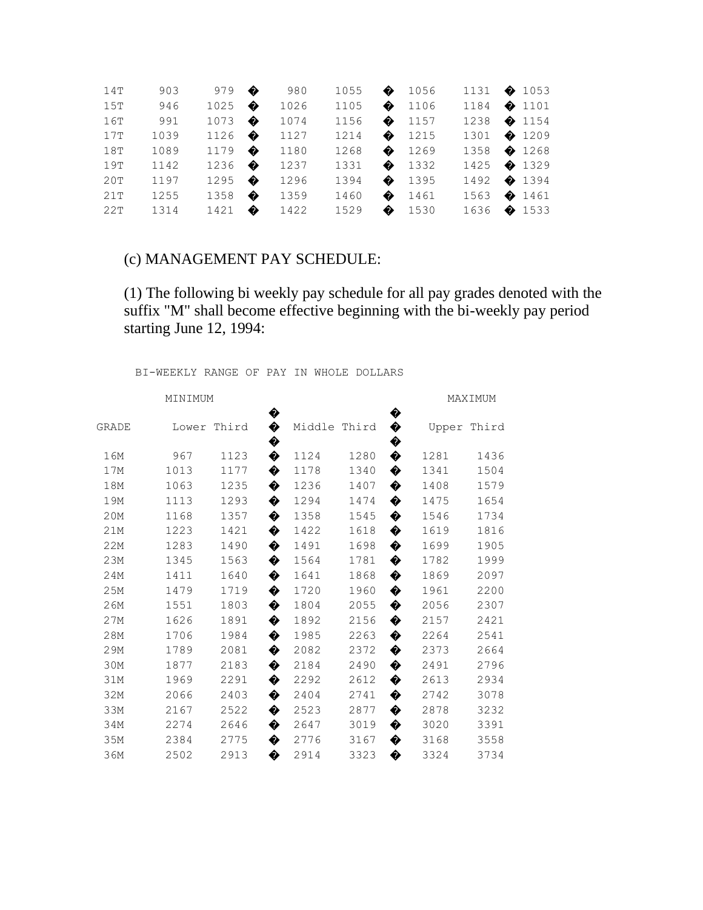| | | | | | | | | | |
|---|---|---|---|---|---|---|---|---|---|
| 14T | 903 | 979 | � | 980 | 1055 | � | 1056 | 1131 | � 1053 |
| 15T | 946 | 1025 | � | 1026 | 1105 | � | 1106 | 1184 | � 1101 |
| 16T | 991 | 1073 | � | 1074 | 1156 | � | 1157 | 1238 | � 1154 |
| 17T | 1039 | 1126 | � | 1127 | 1214 | � | 1215 | 1301 | � 1209 |
| 18T | 1089 | 1179 | � | 1180 | 1268 | � | 1269 | 1358 | � 1268 |
| 19T | 1142 | 1236 | � | 1237 | 1331 | � | 1332 | 1425 | � 1329 |
| 20T | 1197 | 1295 | � | 1296 | 1394 | � | 1395 | 1492 | � 1394 |
| 21T | 1255 | 1358 | � | 1359 | 1460 | � | 1461 | 1563 | � 1461 |
| 22T | 1314 | 1421 | � | 1422 | 1529 | � | 1530 | 1636 | � 1533 |

(c) MANAGEMENT PAY SCHEDULE:

(1) The following bi weekly pay schedule for all pay grades denoted with the suffix "M" shall become effective beginning with the bi-weekly pay period starting June 12, 1994:

BI-WEEKLY RANGE OF PAY IN WHOLE DOLLARS

| GRADE | MINIMUM Lower Third | | � | Middle Third | | � | Upper Third | MAXIMUM |
|---|---|---|---|---|---|---|---|---|
| 16M | 967 | 1123 | � | 1124 | 1280 | � | 1281 | 1436 |
| 17M | 1013 | 1177 | � | 1178 | 1340 | � | 1341 | 1504 |
| 18M | 1063 | 1235 | � | 1236 | 1407 | � | 1408 | 1579 |
| 19M | 1113 | 1293 | � | 1294 | 1474 | � | 1475 | 1654 |
| 20M | 1168 | 1357 | � | 1358 | 1545 | � | 1546 | 1734 |
| 21M | 1223 | 1421 | � | 1422 | 1618 | � | 1619 | 1816 |
| 22M | 1283 | 1490 | � | 1491 | 1698 | � | 1699 | 1905 |
| 23M | 1345 | 1563 | � | 1564 | 1781 | � | 1782 | 1999 |
| 24M | 1411 | 1640 | � | 1641 | 1868 | � | 1869 | 2097 |
| 25M | 1479 | 1719 | � | 1720 | 1960 | � | 1961 | 2200 |
| 26M | 1551 | 1803 | � | 1804 | 2055 | � | 2056 | 2307 |
| 27M | 1626 | 1891 | � | 1892 | 2156 | � | 2157 | 2421 |
| 28M | 1706 | 1984 | � | 1985 | 2263 | � | 2264 | 2541 |
| 29M | 1789 | 2081 | � | 2082 | 2372 | � | 2373 | 2664 |
| 30M | 1877 | 2183 | � | 2184 | 2490 | � | 2491 | 2796 |
| 31M | 1969 | 2291 | � | 2292 | 2612 | � | 2613 | 2934 |
| 32M | 2066 | 2403 | � | 2404 | 2741 | � | 2742 | 3078 |
| 33M | 2167 | 2522 | � | 2523 | 2877 | � | 2878 | 3232 |
| 34M | 2274 | 2646 | � | 2647 | 3019 | � | 3020 | 3391 |
| 35M | 2384 | 2775 | � | 2776 | 3167 | � | 3168 | 3558 |
| 36M | 2502 | 2913 | � | 2914 | 3323 | � | 3324 | 3734 |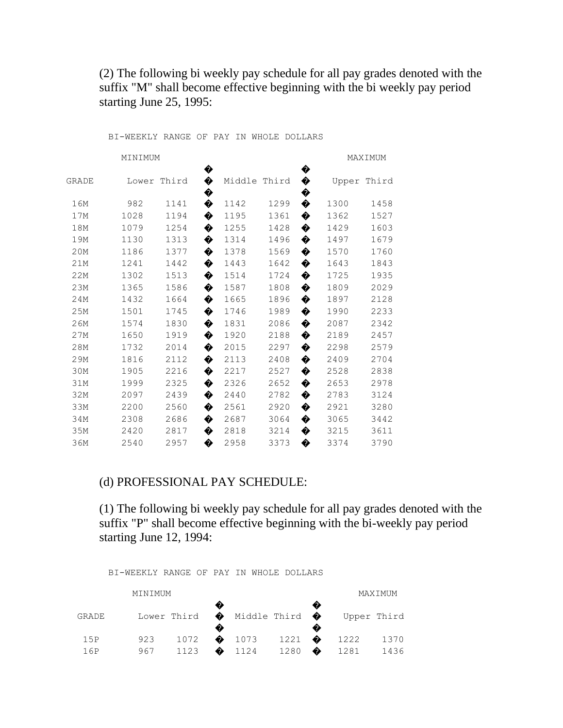(2) The following bi weekly pay schedule for all pay grades denoted with the suffix "M" shall become effective beginning with the bi weekly pay period starting June 25, 1995:

BI-WEEKLY RANGE OF PAY IN WHOLE DOLLARS

| GRADE | MINIMUM Lower Third | | Middle Third | | Upper Third | MAXIMUM |
|---|---|---|---|---|---|---|
| 16M | 982 | 1141 | 1142 | 1299 | 1300 | 1458 |
| 17M | 1028 | 1194 | 1195 | 1361 | 1362 | 1527 |
| 18M | 1079 | 1254 | 1255 | 1428 | 1429 | 1603 |
| 19M | 1130 | 1313 | 1314 | 1496 | 1497 | 1679 |
| 20M | 1186 | 1377 | 1378 | 1569 | 1570 | 1760 |
| 21M | 1241 | 1442 | 1443 | 1642 | 1643 | 1843 |
| 22M | 1302 | 1513 | 1514 | 1724 | 1725 | 1935 |
| 23M | 1365 | 1586 | 1587 | 1808 | 1809 | 2029 |
| 24M | 1432 | 1664 | 1665 | 1896 | 1897 | 2128 |
| 25M | 1501 | 1745 | 1746 | 1989 | 1990 | 2233 |
| 26M | 1574 | 1830 | 1831 | 2086 | 2087 | 2342 |
| 27M | 1650 | 1919 | 1920 | 2188 | 2189 | 2457 |
| 28M | 1732 | 2014 | 2015 | 2297 | 2298 | 2579 |
| 29M | 1816 | 2112 | 2113 | 2408 | 2409 | 2704 |
| 30M | 1905 | 2216 | 2217 | 2527 | 2528 | 2838 |
| 31M | 1999 | 2325 | 2326 | 2652 | 2653 | 2978 |
| 32M | 2097 | 2439 | 2440 | 2782 | 2783 | 3124 |
| 33M | 2200 | 2560 | 2561 | 2920 | 2921 | 3280 |
| 34M | 2308 | 2686 | 2687 | 3064 | 3065 | 3442 |
| 35M | 2420 | 2817 | 2818 | 3214 | 3215 | 3611 |
| 36M | 2540 | 2957 | 2958 | 3373 | 3374 | 3790 |

(d) PROFESSIONAL PAY SCHEDULE:

(1) The following bi weekly pay schedule for all pay grades denoted with the suffix "P" shall become effective beginning with the bi-weekly pay period starting June 12, 1994:

BI-WEEKLY RANGE OF PAY IN WHOLE DOLLARS

| GRADE | MINIMUM Lower Third | | Middle Third | | Upper Third | MAXIMUM |
|---|---|---|---|---|---|---|
| 15P | 923 | 1072 | 1073 | 1221 | 1222 | 1370 |
| 16P | 967 | 1123 | 1124 | 1280 | 1281 | 1436 |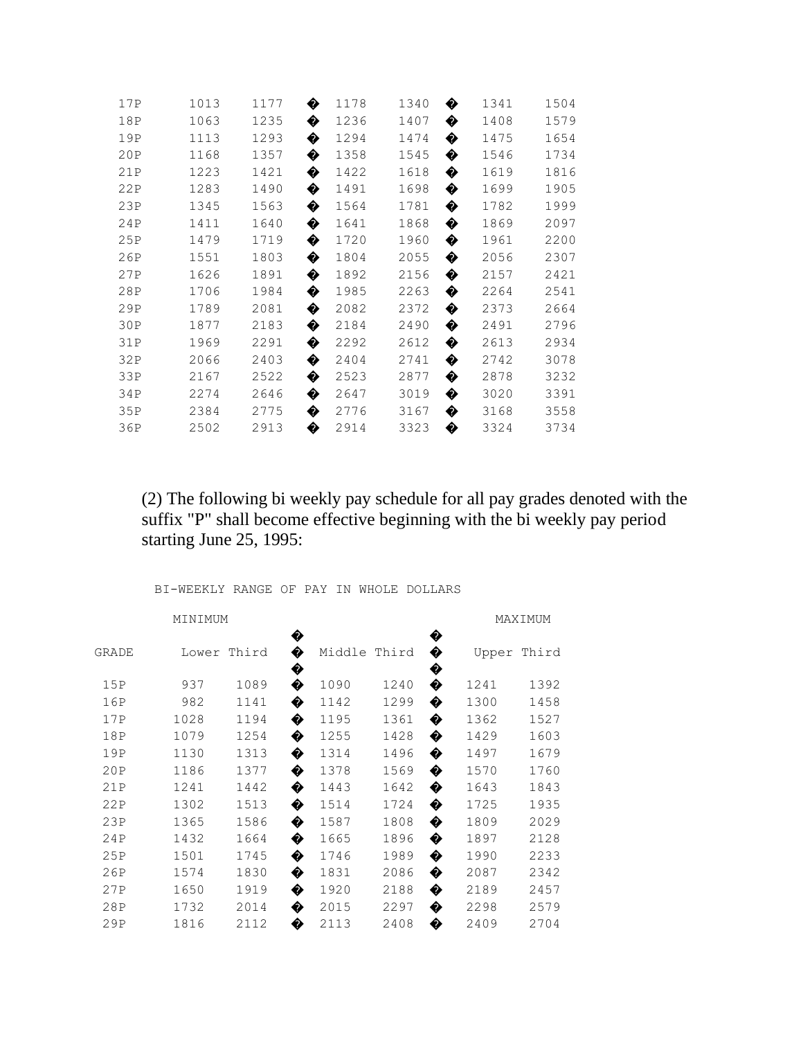| | | | | | | | | |
|---|---|---|---|---|---|---|---|---|
| 17P | 1013 | 1177 | � | 1178 | 1340 | � | 1341 | 1504 |
| 18P | 1063 | 1235 | � | 1236 | 1407 | � | 1408 | 1579 |
| 19P | 1113 | 1293 | � | 1294 | 1474 | � | 1475 | 1654 |
| 20P | 1168 | 1357 | � | 1358 | 1545 | � | 1546 | 1734 |
| 21P | 1223 | 1421 | � | 1422 | 1618 | � | 1619 | 1816 |
| 22P | 1283 | 1490 | � | 1491 | 1698 | � | 1699 | 1905 |
| 23P | 1345 | 1563 | � | 1564 | 1781 | � | 1782 | 1999 |
| 24P | 1411 | 1640 | � | 1641 | 1868 | � | 1869 | 2097 |
| 25P | 1479 | 1719 | � | 1720 | 1960 | � | 1961 | 2200 |
| 26P | 1551 | 1803 | � | 1804 | 2055 | � | 2056 | 2307 |
| 27P | 1626 | 1891 | � | 1892 | 2156 | � | 2157 | 2421 |
| 28P | 1706 | 1984 | � | 1985 | 2263 | � | 2264 | 2541 |
| 29P | 1789 | 2081 | � | 2082 | 2372 | � | 2373 | 2664 |
| 30P | 1877 | 2183 | � | 2184 | 2490 | � | 2491 | 2796 |
| 31P | 1969 | 2291 | � | 2292 | 2612 | � | 2613 | 2934 |
| 32P | 2066 | 2403 | � | 2404 | 2741 | � | 2742 | 3078 |
| 33P | 2167 | 2522 | � | 2523 | 2877 | � | 2878 | 3232 |
| 34P | 2274 | 2646 | � | 2647 | 3019 | � | 3020 | 3391 |
| 35P | 2384 | 2775 | � | 2776 | 3167 | � | 3168 | 3558 |
| 36P | 2502 | 2913 | � | 2914 | 3323 | � | 3324 | 3734 |

(2) The following bi weekly pay schedule for all pay grades denoted with the suffix "P" shall become effective beginning with the bi weekly pay period starting June 25, 1995:

BI-WEEKLY RANGE OF PAY IN WHOLE DOLLARS

| | MINIMUM | | | | | | | MAXIMUM |
|---|---|---|---|---|---|---|---|---|
| GRADE | Lower Third | | � | Middle Third | | � | Upper Third | |
| 15P | 937 | 1089 | � | 1090 | 1240 | � | 1241 | 1392 |
| 16P | 982 | 1141 | � | 1142 | 1299 | � | 1300 | 1458 |
| 17P | 1028 | 1194 | � | 1195 | 1361 | � | 1362 | 1527 |
| 18P | 1079 | 1254 | � | 1255 | 1428 | � | 1429 | 1603 |
| 19P | 1130 | 1313 | � | 1314 | 1496 | � | 1497 | 1679 |
| 20P | 1186 | 1377 | � | 1378 | 1569 | � | 1570 | 1760 |
| 21P | 1241 | 1442 | � | 1443 | 1642 | � | 1643 | 1843 |
| 22P | 1302 | 1513 | � | 1514 | 1724 | � | 1725 | 1935 |
| 23P | 1365 | 1586 | � | 1587 | 1808 | � | 1809 | 2029 |
| 24P | 1432 | 1664 | � | 1665 | 1896 | � | 1897 | 2128 |
| 25P | 1501 | 1745 | � | 1746 | 1989 | � | 1990 | 2233 |
| 26P | 1574 | 1830 | � | 1831 | 2086 | � | 2087 | 2342 |
| 27P | 1650 | 1919 | � | 1920 | 2188 | � | 2189 | 2457 |
| 28P | 1732 | 2014 | � | 2015 | 2297 | � | 2298 | 2579 |
| 29P | 1816 | 2112 | � | 2113 | 2408 | � | 2409 | 2704 |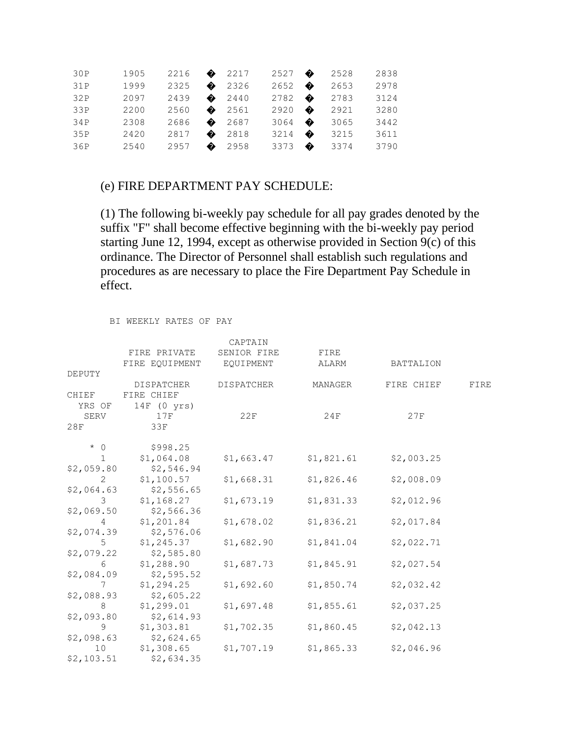| 30P | 1905 | 2216 | � | 2217 | 2527 | � | 2528 | 2838 |
|---|---|---|---|---|---|---|---|---|
| 31P | 1999 | 2325 | � | 2326 | 2652 | � | 2653 | 2978 |
| 32P | 2097 | 2439 | � | 2440 | 2782 | � | 2783 | 3124 |
| 33P | 2200 | 2560 | � | 2561 | 2920 | � | 2921 | 3280 |
| 34P | 2308 | 2686 | � | 2687 | 3064 | � | 3065 | 3442 |
| 35P | 2420 | 2817 | � | 2818 | 3214 | � | 3215 | 3611 |
| 36P | 2540 | 2957 | � | 2958 | 3373 | � | 3374 | 3790 |

(e) FIRE DEPARTMENT PAY SCHEDULE:

(1) The following bi-weekly pay schedule for all pay grades denoted by the suffix "F" shall become effective beginning with the bi-weekly pay period starting June 12, 1994, except as otherwise provided in Section 9(c) of this ordinance. The Director of Personnel shall establish such regulations and procedures as are necessary to place the Fire Department Pay Schedule in effect.

BI WEEKLY RATES OF PAY

| YRS OF SERV | FIRE PRIVATE FIRE EQUIPMENT DISPATCHER 14F (0 yrs) 17F | CAPTAIN SENIOR FIRE EQUIPMENT DISPATCHER 22F | FIRE ALARM MANAGER 24F | BATTALION FIRE CHIEF 27F | DEPUTY FIRE CHIEF 28F | FIRE CHIEF 33F |
|---|---|---|---|---|---|---|
| * 0 | $998.25 | | | | | |
| 1 | $1,064.08 | $1,663.47 | $1,821.61 | $2,003.25 | $2,059.80 | $2,546.94 |
| 2 | $1,100.57 | $1,668.31 | $1,826.46 | $2,008.09 | $2,064.63 | $2,556.65 |
| 3 | $1,168.27 | $1,673.19 | $1,831.33 | $2,012.96 | $2,069.50 | $2,566.36 |
| 4 | $1,201.84 | $1,678.02 | $1,836.21 | $2,017.84 | $2,074.39 | $2,576.06 |
| 5 | $1,245.37 | $1,682.90 | $1,841.04 | $2,022.71 | $2,079.22 | $2,585.80 |
| 6 | $1,288.90 | $1,687.73 | $1,845.91 | $2,027.54 | $2,084.09 | $2,595.52 |
| 7 | $1,294.25 | $1,692.60 | $1,850.74 | $2,032.42 | $2,088.93 | $2,605.22 |
| 8 | $1,299.01 | $1,697.48 | $1,855.61 | $2,037.25 | $2,093.80 | $2,614.93 |
| 9 | $1,303.81 | $1,702.35 | $1,860.45 | $2,042.13 | $2,098.63 | $2,624.65 |
| 10 | $1,308.65 | $1,707.19 | $1,865.33 | $2,046.96 | $2,103.51 | $2,634.35 |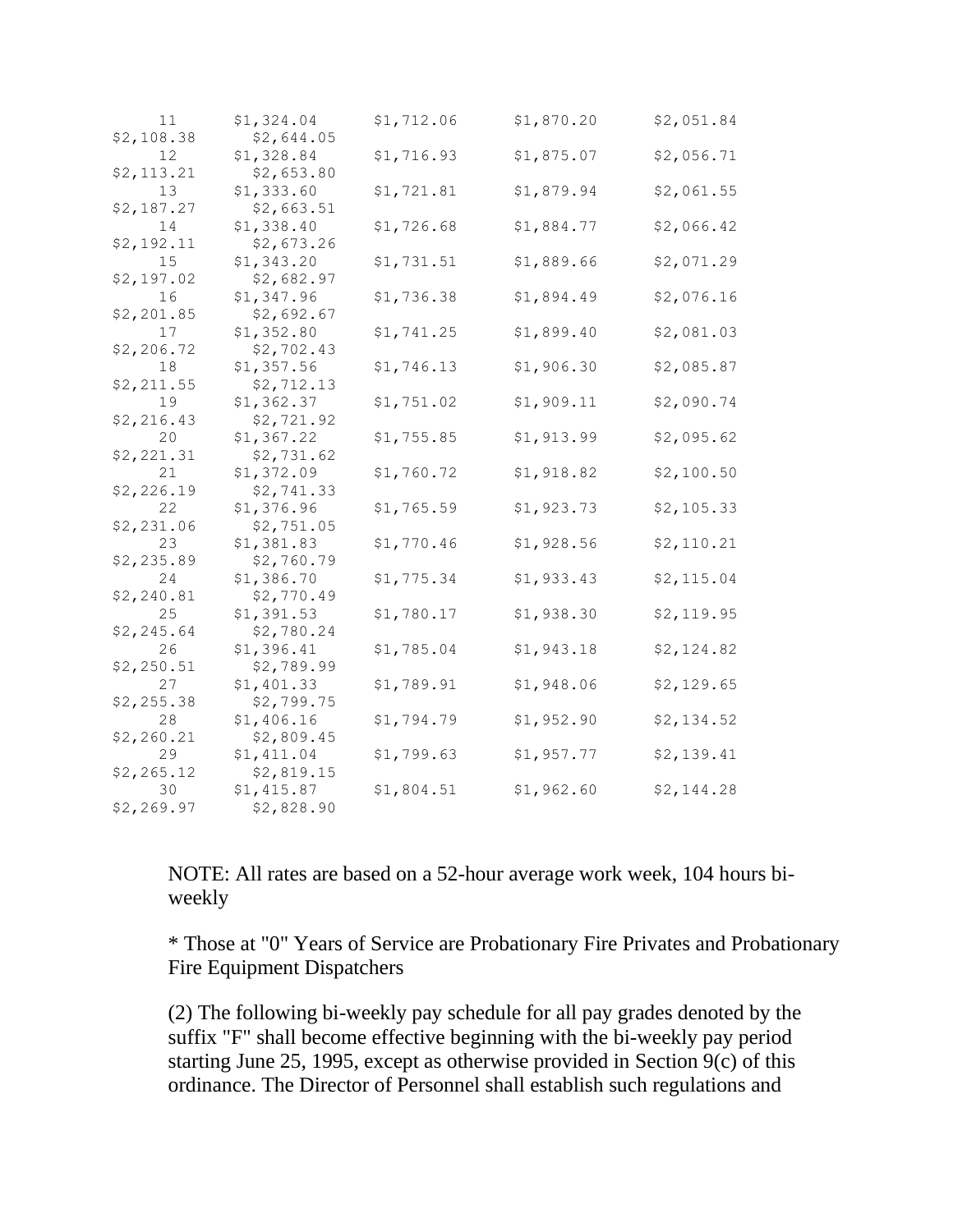| | | | | | | |
|---|---|---|---|---|---|---|
| 11 | $1,324.04 | $1,712.06 | $1,870.20 | $2,051.84 | $2,108.38 | $2,644.05 |
| 12 | $1,328.84 | $1,716.93 | $1,875.07 | $2,056.71 | $2,113.21 | $2,653.80 |
| 13 | $1,333.60 | $1,721.81 | $1,879.94 | $2,061.55 | $2,187.27 | $2,663.51 |
| 14 | $1,338.40 | $1,726.68 | $1,884.77 | $2,066.42 | $2,192.11 | $2,673.26 |
| 15 | $1,343.20 | $1,731.51 | $1,889.66 | $2,071.29 | $2,197.02 | $2,682.97 |
| 16 | $1,347.96 | $1,736.38 | $1,894.49 | $2,076.16 | $2,201.85 | $2,692.67 |
| 17 | $1,352.80 | $1,741.25 | $1,899.40 | $2,081.03 | $2,206.72 | $2,702.43 |
| 18 | $1,357.56 | $1,746.13 | $1,906.30 | $2,085.87 | $2,211.55 | $2,712.13 |
| 19 | $1,362.37 | $1,751.02 | $1,909.11 | $2,090.74 | $2,216.43 | $2,721.92 |
| 20 | $1,367.22 | $1,755.85 | $1,913.99 | $2,095.62 | $2,221.31 | $2,731.62 |
| 21 | $1,372.09 | $1,760.72 | $1,918.82 | $2,100.50 | $2,226.19 | $2,741.33 |
| 22 | $1,376.96 | $1,765.59 | $1,923.73 | $2,105.33 | $2,231.06 | $2,751.05 |
| 23 | $1,381.83 | $1,770.46 | $1,928.56 | $2,110.21 | $2,235.89 | $2,760.79 |
| 24 | $1,386.70 | $1,775.34 | $1,933.43 | $2,115.04 | $2,240.81 | $2,770.49 |
| 25 | $1,391.53 | $1,780.17 | $1,938.30 | $2,119.95 | $2,245.64 | $2,780.24 |
| 26 | $1,396.41 | $1,785.04 | $1,943.18 | $2,124.82 | $2,250.51 | $2,789.99 |
| 27 | $1,401.33 | $1,789.91 | $1,948.06 | $2,129.65 | $2,255.38 | $2,799.75 |
| 28 | $1,406.16 | $1,794.79 | $1,952.90 | $2,134.52 | $2,260.21 | $2,809.45 |
| 29 | $1,411.04 | $1,799.63 | $1,957.77 | $2,139.41 | $2,265.12 | $2,819.15 |
| 30 | $1,415.87 | $1,804.51 | $1,962.60 | $2,144.28 | $2,269.97 | $2,828.90 |

NOTE: All rates are based on a 52-hour average work week, 104 hours bi-weekly

* Those at "0" Years of Service are Probationary Fire Privates and Probationary Fire Equipment Dispatchers

(2) The following bi-weekly pay schedule for all pay grades denoted by the suffix "F" shall become effective beginning with the bi-weekly pay period starting June 25, 1995, except as otherwise provided in Section 9(c) of this ordinance. The Director of Personnel shall establish such regulations and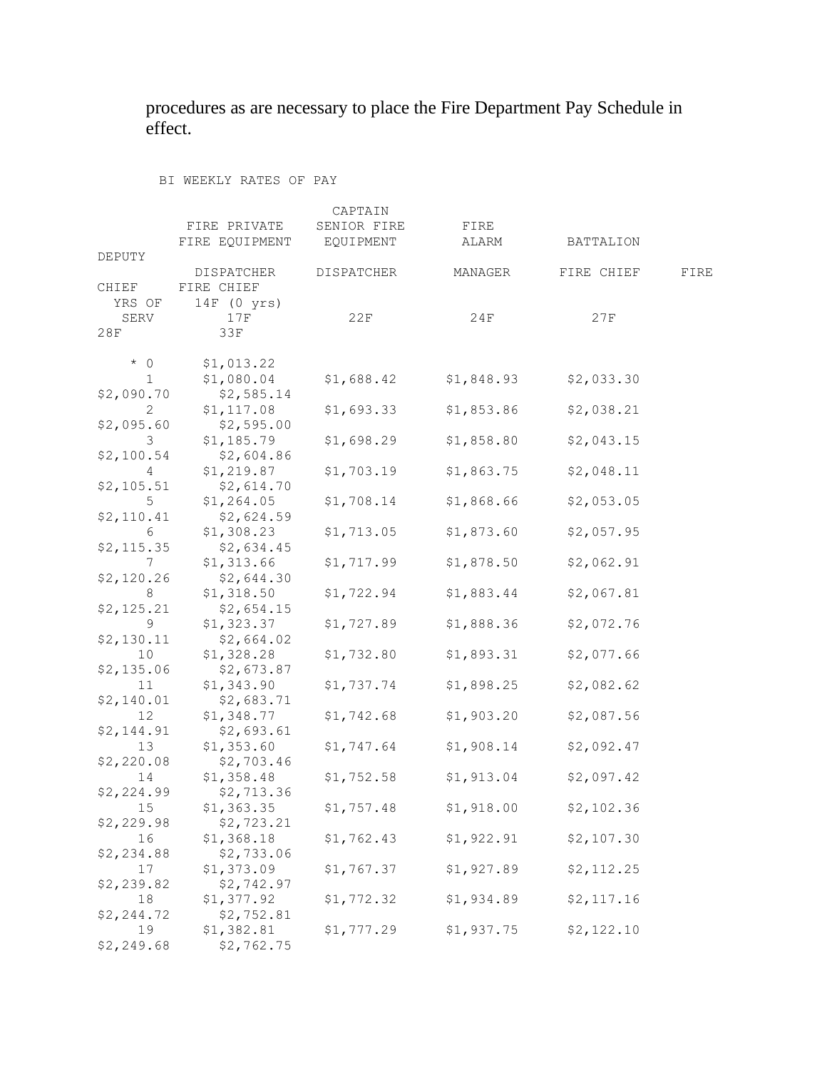procedures as are necessary to place the Fire Department Pay Schedule in effect.

BI WEEKLY RATES OF PAY

| YRS OF SERV | FIRE PRIVATE FIRE EQUIPMENT DISPATCHER 14F (0 yrs) 17F | CAPTAIN SENIOR FIRE EQUIPMENT DISPATCHER 22F | FIRE ALARM MANAGER 24F | BATTALION FIRE CHIEF 27F | DEPUTY FIRE CHIEF 28F | FIRE CHIEF 33F |
|---|---|---|---|---|---|---|
| * 0 | $1,013.22 | | | | | |
| 1 | $1,080.04 | $1,688.42 | $1,848.93 | $2,033.30 | $2,090.70 | $2,585.14 |
| 2 | $1,117.08 | $1,693.33 | $1,853.86 | $2,038.21 | $2,095.60 | $2,595.00 |
| 3 | $1,185.79 | $1,698.29 | $1,858.80 | $2,043.15 | $2,100.54 | $2,604.86 |
| 4 | $1,219.87 | $1,703.19 | $1,863.75 | $2,048.11 | $2,105.51 | $2,614.70 |
| 5 | $1,264.05 | $1,708.14 | $1,868.66 | $2,053.05 | $2,110.41 | $2,624.59 |
| 6 | $1,308.23 | $1,713.05 | $1,873.60 | $2,057.95 | $2,115.35 | $2,634.45 |
| 7 | $1,313.66 | $1,717.99 | $1,878.50 | $2,062.91 | $2,120.26 | $2,644.30 |
| 8 | $1,318.50 | $1,722.94 | $1,883.44 | $2,067.81 | $2,125.21 | $2,654.15 |
| 9 | $1,323.37 | $1,727.89 | $1,888.36 | $2,072.76 | $2,130.11 | $2,664.02 |
| 10 | $1,328.28 | $1,732.80 | $1,893.31 | $2,077.66 | $2,135.06 | $2,673.87 |
| 11 | $1,343.90 | $1,737.74 | $1,898.25 | $2,082.62 | $2,140.01 | $2,683.71 |
| 12 | $1,348.77 | $1,742.68 | $1,903.20 | $2,087.56 | $2,144.91 | $2,693.61 |
| 13 | $1,353.60 | $1,747.64 | $1,908.14 | $2,092.47 | $2,220.08 | $2,703.46 |
| 14 | $1,358.48 | $1,752.58 | $1,913.04 | $2,097.42 | $2,224.99 | $2,713.36 |
| 15 | $1,363.35 | $1,757.48 | $1,918.00 | $2,102.36 | $2,229.98 | $2,723.21 |
| 16 | $1,368.18 | $1,762.43 | $1,922.91 | $2,107.30 | $2,234.88 | $2,733.06 |
| 17 | $1,373.09 | $1,767.37 | $1,927.89 | $2,112.25 | $2,239.82 | $2,742.97 |
| 18 | $1,377.92 | $1,772.32 | $1,934.89 | $2,117.16 | $2,244.72 | $2,752.81 |
| 19 | $1,382.81 | $1,777.29 | $1,937.75 | $2,122.10 | $2,249.68 | $2,762.75 |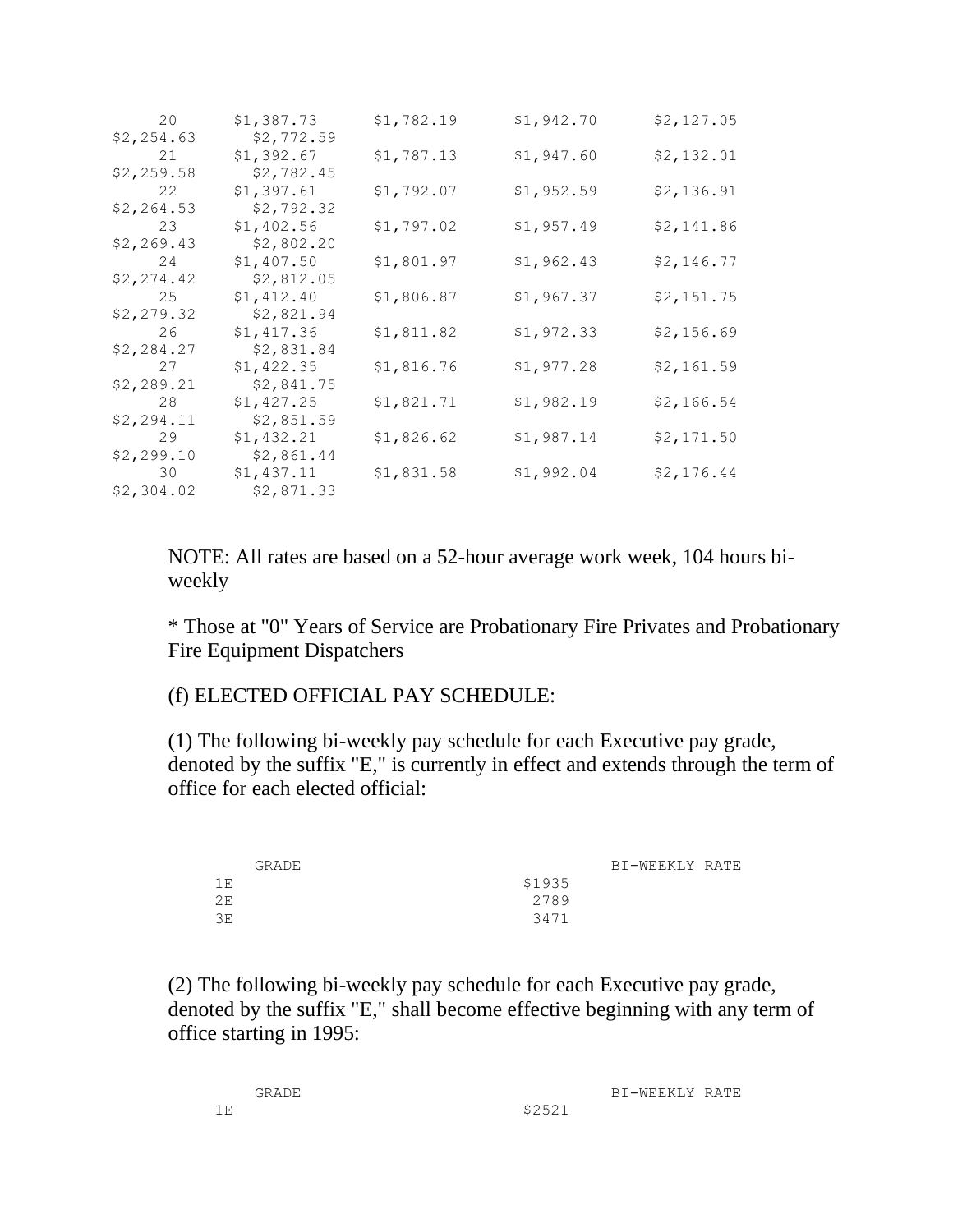| | | | | | |
|---|---|---|---|---|---|
| 20 | $1,387.73 | $1,782.19 | $1,942.70 | $2,127.05 | $2,254.63 |
| | $2,772.59 | | | | |
| 21 | $1,392.67 | $1,787.13 | $1,947.60 | $2,132.01 | $2,259.58 |
| | $2,782.45 | | | | |
| 22 | $1,397.61 | $1,792.07 | $1,952.59 | $2,136.91 | $2,264.53 |
| | $2,792.32 | | | | |
| 23 | $1,402.56 | $1,797.02 | $1,957.49 | $2,141.86 | $2,269.43 |
| | $2,802.20 | | | | |
| 24 | $1,407.50 | $1,801.97 | $1,962.43 | $2,146.77 | $2,274.42 |
| | $2,812.05 | | | | |
| 25 | $1,412.40 | $1,806.87 | $1,967.37 | $2,151.75 | $2,279.32 |
| | $2,821.94 | | | | |
| 26 | $1,417.36 | $1,811.82 | $1,972.33 | $2,156.69 | $2,284.27 |
| | $2,831.84 | | | | |
| 27 | $1,422.35 | $1,816.76 | $1,977.28 | $2,161.59 | $2,289.21 |
| | $2,841.75 | | | | |
| 28 | $1,427.25 | $1,821.71 | $1,982.19 | $2,166.54 | $2,294.11 |
| | $2,851.59 | | | | |
| 29 | $1,432.21 | $1,826.62 | $1,987.14 | $2,171.50 | $2,299.10 |
| | $2,861.44 | | | | |
| 30 | $1,437.11 | $1,831.58 | $1,992.04 | $2,176.44 | $2,304.02 |
| | $2,871.33 | | | | |

NOTE: All rates are based on a 52-hour average work week, 104 hours bi-weekly

* Those at "0" Years of Service are Probationary Fire Privates and Probationary Fire Equipment Dispatchers

(f) ELECTED OFFICIAL PAY SCHEDULE:

(1) The following bi-weekly pay schedule for each Executive pay grade, denoted by the suffix "E," is currently in effect and extends through the term of office for each elected official:

| GRADE | BI-WEEKLY RATE |
|---|---|
| 1E | $1935 |
| 2E | 2789 |
| 3E | 3471 |

(2) The following bi-weekly pay schedule for each Executive pay grade, denoted by the suffix "E," shall become effective beginning with any term of office starting in 1995:

| GRADE | BI-WEEKLY RATE |
|---|---|
| 1E | $2521 |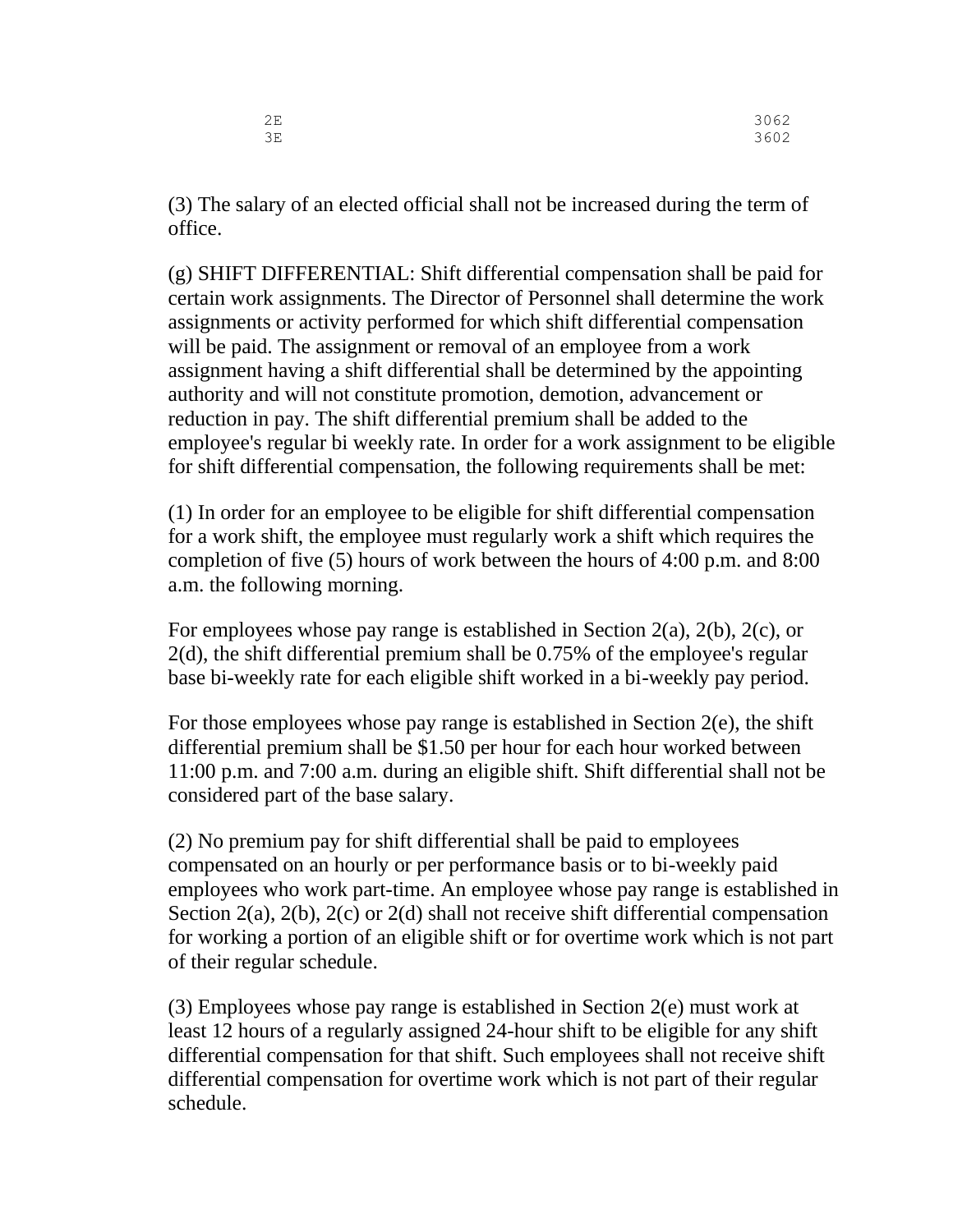| | |
|---|---|
| 2E | 3062 |
| 3E | 3602 |

(3) The salary of an elected official shall not be increased during the term of office.

(g) SHIFT DIFFERENTIAL: Shift differential compensation shall be paid for certain work assignments. The Director of Personnel shall determine the work assignments or activity performed for which shift differential compensation will be paid. The assignment or removal of an employee from a work assignment having a shift differential shall be determined by the appointing authority and will not constitute promotion, demotion, advancement or reduction in pay. The shift differential premium shall be added to the employee's regular bi weekly rate. In order for a work assignment to be eligible for shift differential compensation, the following requirements shall be met:

(1) In order for an employee to be eligible for shift differential compensation for a work shift, the employee must regularly work a shift which requires the completion of five (5) hours of work between the hours of 4:00 p.m. and 8:00 a.m. the following morning.

For employees whose pay range is established in Section 2(a), 2(b), 2(c), or 2(d), the shift differential premium shall be 0.75% of the employee's regular base bi-weekly rate for each eligible shift worked in a bi-weekly pay period.

For those employees whose pay range is established in Section 2(e), the shift differential premium shall be $1.50 per hour for each hour worked between 11:00 p.m. and 7:00 a.m. during an eligible shift. Shift differential shall not be considered part of the base salary.

(2) No premium pay for shift differential shall be paid to employees compensated on an hourly or per performance basis or to bi-weekly paid employees who work part-time. An employee whose pay range is established in Section 2(a), 2(b), 2(c) or 2(d) shall not receive shift differential compensation for working a portion of an eligible shift or for overtime work which is not part of their regular schedule.

(3) Employees whose pay range is established in Section 2(e) must work at least 12 hours of a regularly assigned 24-hour shift to be eligible for any shift differential compensation for that shift. Such employees shall not receive shift differential compensation for overtime work which is not part of their regular schedule.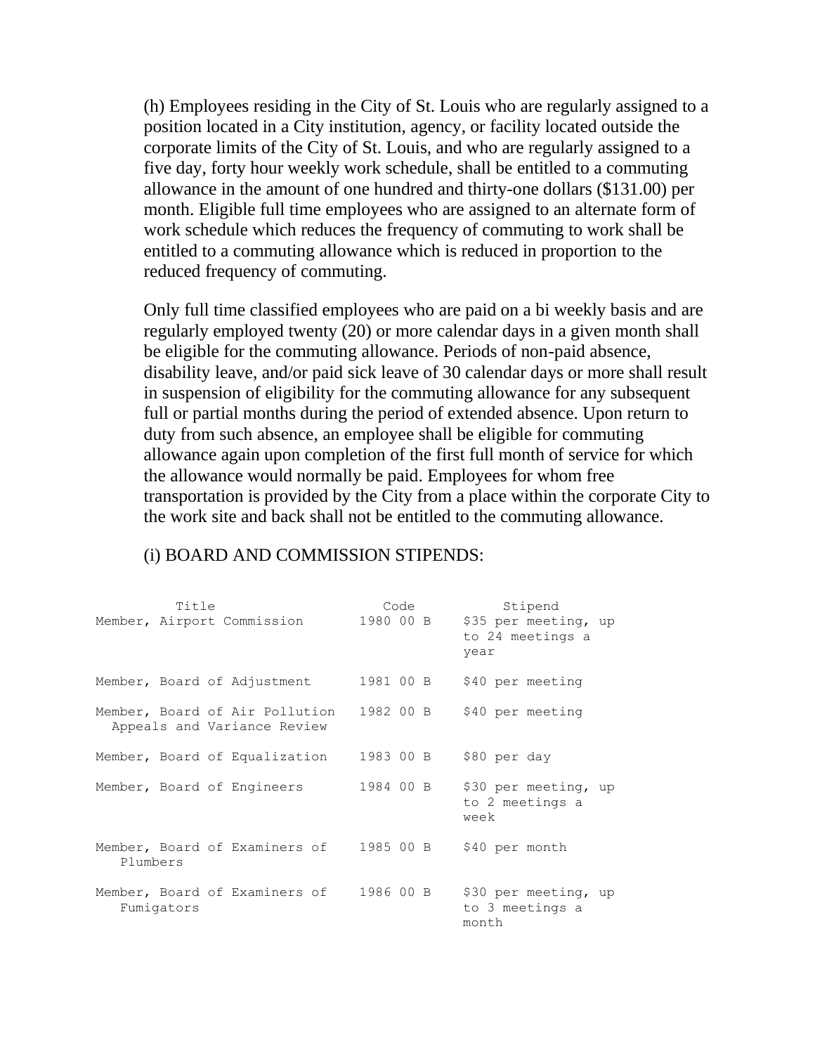(h) Employees residing in the City of St. Louis who are regularly assigned to a position located in a City institution, agency, or facility located outside the corporate limits of the City of St. Louis, and who are regularly assigned to a five day, forty hour weekly work schedule, shall be entitled to a commuting allowance in the amount of one hundred and thirty-one dollars ($131.00) per month. Eligible full time employees who are assigned to an alternate form of work schedule which reduces the frequency of commuting to work shall be entitled to a commuting allowance which is reduced in proportion to the reduced frequency of commuting.

Only full time classified employees who are paid on a bi weekly basis and are regularly employed twenty (20) or more calendar days in a given month shall be eligible for the commuting allowance. Periods of non-paid absence, disability leave, and/or paid sick leave of 30 calendar days or more shall result in suspension of eligibility for the commuting allowance for any subsequent full or partial months during the period of extended absence. Upon return to duty from such absence, an employee shall be eligible for commuting allowance again upon completion of the first full month of service for which the allowance would normally be paid. Employees for whom free transportation is provided by the City from a place within the corporate City to the work site and back shall not be entitled to the commuting allowance.

(i) BOARD AND COMMISSION STIPENDS:

| Title | Code | Stipend |
|---|---|---|
| Member, Airport Commission | 1980 00 B | $35 per meeting, up to 24 meetings a year |
| Member, Board of Adjustment | 1981 00 B | $40 per meeting |
| Member, Board of Air Pollution Appeals and Variance Review | 1982 00 B | $40 per meeting |
| Member, Board of Equalization | 1983 00 B | $80 per day |
| Member, Board of Engineers | 1984 00 B | $30 per meeting, up to 2 meetings a week |
| Member, Board of Examiners of Plumbers | 1985 00 B | $40 per month |
| Member, Board of Examiners of Fumigators | 1986 00 B | $30 per meeting, up to 3 meetings a month |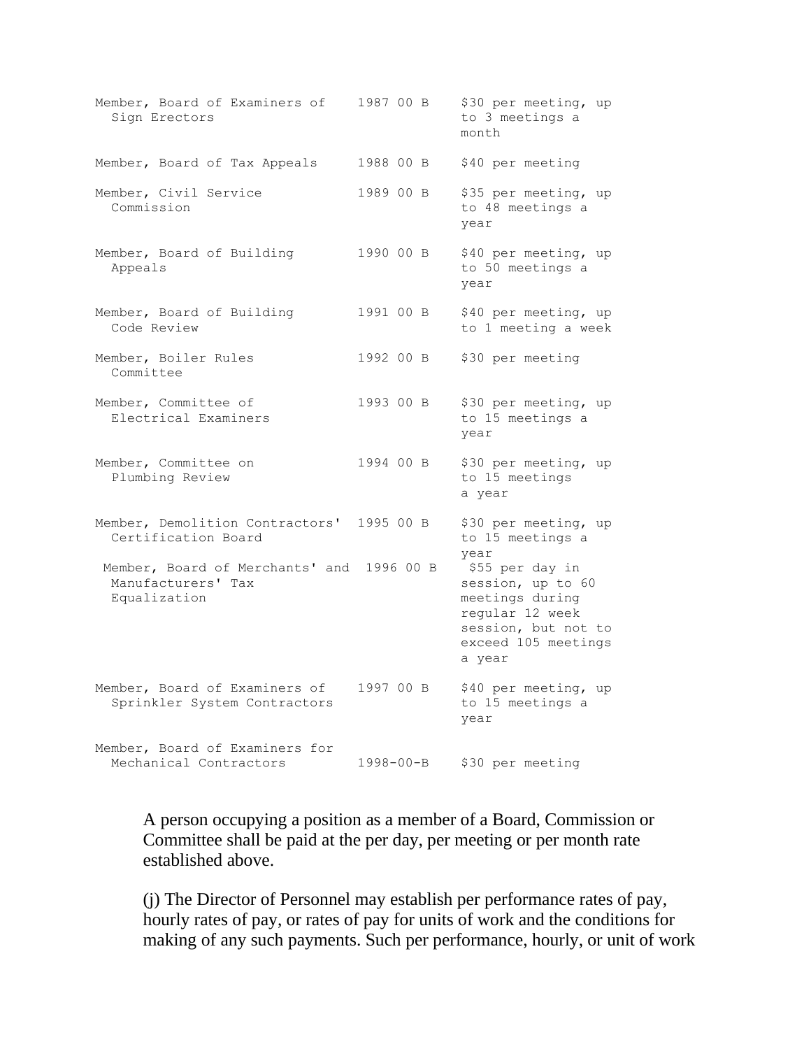| | | |
|---|---|---|
| Member, Board of Examiners of Sign Erectors | 1987 00 B | $30 per meeting, up to 3 meetings a month |
| Member, Board of Tax Appeals | 1988 00 B | $40 per meeting |
| Member, Civil Service Commission | 1989 00 B | $35 per meeting, up to 48 meetings a year |
| Member, Board of Building Appeals | 1990 00 B | $40 per meeting, up to 50 meetings a year |
| Member, Board of Building Code Review | 1991 00 B | $40 per meeting, up to 1 meeting a week |
| Member, Boiler Rules Committee | 1992 00 B | $30 per meeting |
| Member, Committee of Electrical Examiners | 1993 00 B | $30 per meeting, up to 15 meetings a year |
| Member, Committee on Plumbing Review | 1994 00 B | $30 per meeting, up to 15 meetings a year |
| Member, Demolition Contractors' Certification Board | 1995 00 B | $30 per meeting, up to 15 meetings a year |
| Member, Board of Merchants' and Manufacturers' Tax Equalization | 1996 00 B | $55 per day in session, up to 60 meetings during regular 12 week session, but not to exceed 105 meetings a year |
| Member, Board of Examiners of Sprinkler System Contractors | 1997 00 B | $40 per meeting, up to 15 meetings a year |
| Member, Board of Examiners for Mechanical Contractors | 1998-00-B | $30 per meeting |

A person occupying a position as a member of a Board, Commission or Committee shall be paid at the per day, per meeting or per month rate established above.

(j) The Director of Personnel may establish per performance rates of pay, hourly rates of pay, or rates of pay for units of work and the conditions for making of any such payments. Such per performance, hourly, or unit of work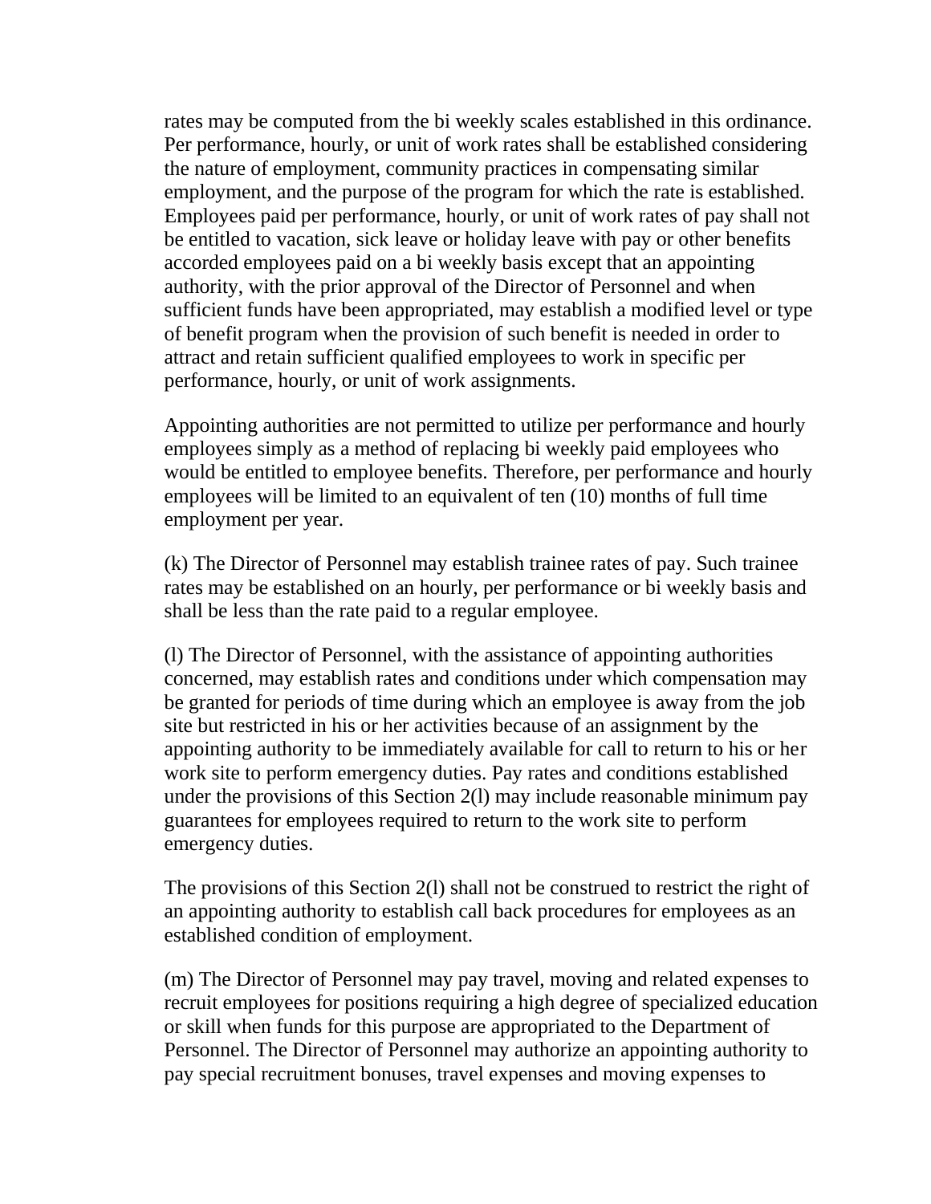rates may be computed from the bi weekly scales established in this ordinance. Per performance, hourly, or unit of work rates shall be established considering the nature of employment, community practices in compensating similar employment, and the purpose of the program for which the rate is established. Employees paid per performance, hourly, or unit of work rates of pay shall not be entitled to vacation, sick leave or holiday leave with pay or other benefits accorded employees paid on a bi weekly basis except that an appointing authority, with the prior approval of the Director of Personnel and when sufficient funds have been appropriated, may establish a modified level or type of benefit program when the provision of such benefit is needed in order to attract and retain sufficient qualified employees to work in specific per performance, hourly, or unit of work assignments.

Appointing authorities are not permitted to utilize per performance and hourly employees simply as a method of replacing bi weekly paid employees who would be entitled to employee benefits. Therefore, per performance and hourly employees will be limited to an equivalent of ten (10) months of full time employment per year.

(k) The Director of Personnel may establish trainee rates of pay. Such trainee rates may be established on an hourly, per performance or bi weekly basis and shall be less than the rate paid to a regular employee.

(l) The Director of Personnel, with the assistance of appointing authorities concerned, may establish rates and conditions under which compensation may be granted for periods of time during which an employee is away from the job site but restricted in his or her activities because of an assignment by the appointing authority to be immediately available for call to return to his or her work site to perform emergency duties. Pay rates and conditions established under the provisions of this Section 2(l) may include reasonable minimum pay guarantees for employees required to return to the work site to perform emergency duties.

The provisions of this Section 2(l) shall not be construed to restrict the right of an appointing authority to establish call back procedures for employees as an established condition of employment.

(m) The Director of Personnel may pay travel, moving and related expenses to recruit employees for positions requiring a high degree of specialized education or skill when funds for this purpose are appropriated to the Department of Personnel. The Director of Personnel may authorize an appointing authority to pay special recruitment bonuses, travel expenses and moving expenses to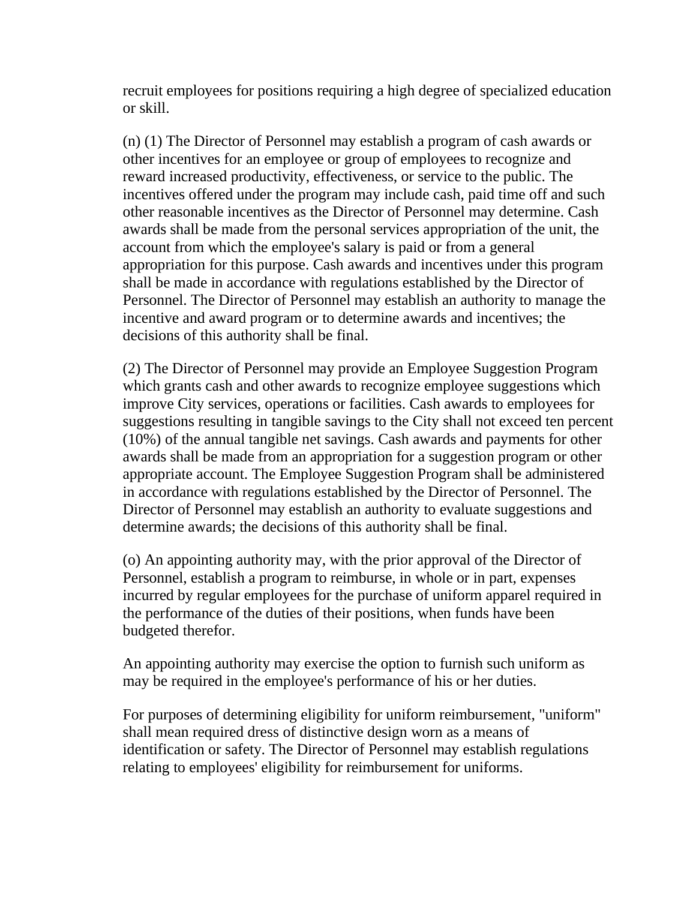recruit employees for positions requiring a high degree of specialized education or skill.

(n) (1) The Director of Personnel may establish a program of cash awards or other incentives for an employee or group of employees to recognize and reward increased productivity, effectiveness, or service to the public. The incentives offered under the program may include cash, paid time off and such other reasonable incentives as the Director of Personnel may determine. Cash awards shall be made from the personal services appropriation of the unit, the account from which the employee's salary is paid or from a general appropriation for this purpose. Cash awards and incentives under this program shall be made in accordance with regulations established by the Director of Personnel. The Director of Personnel may establish an authority to manage the incentive and award program or to determine awards and incentives; the decisions of this authority shall be final.

(2) The Director of Personnel may provide an Employee Suggestion Program which grants cash and other awards to recognize employee suggestions which improve City services, operations or facilities. Cash awards to employees for suggestions resulting in tangible savings to the City shall not exceed ten percent (10%) of the annual tangible net savings. Cash awards and payments for other awards shall be made from an appropriation for a suggestion program or other appropriate account. The Employee Suggestion Program shall be administered in accordance with regulations established by the Director of Personnel. The Director of Personnel may establish an authority to evaluate suggestions and determine awards; the decisions of this authority shall be final.

(o) An appointing authority may, with the prior approval of the Director of Personnel, establish a program to reimburse, in whole or in part, expenses incurred by regular employees for the purchase of uniform apparel required in the performance of the duties of their positions, when funds have been budgeted therefor.

An appointing authority may exercise the option to furnish such uniform as may be required in the employee's performance of his or her duties.

For purposes of determining eligibility for uniform reimbursement, "uniform" shall mean required dress of distinctive design worn as a means of identification or safety. The Director of Personnel may establish regulations relating to employees' eligibility for reimbursement for uniforms.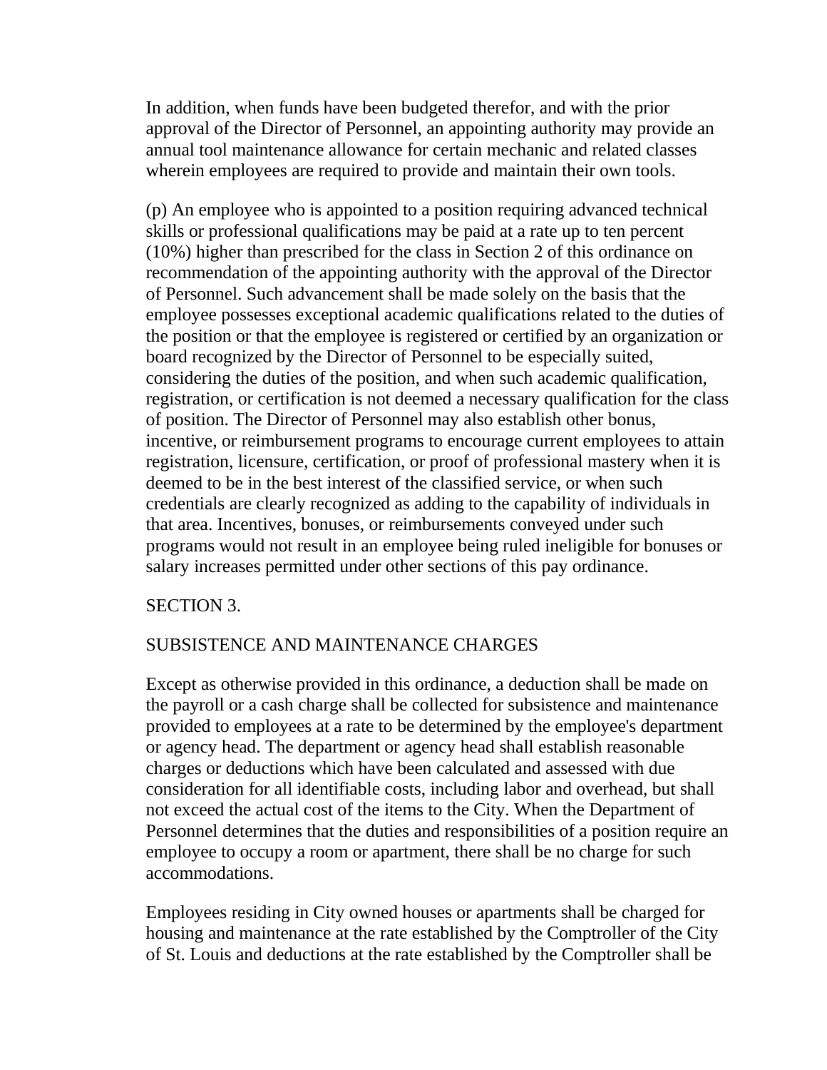In addition, when funds have been budgeted therefor, and with the prior approval of the Director of Personnel, an appointing authority may provide an annual tool maintenance allowance for certain mechanic and related classes wherein employees are required to provide and maintain their own tools.

(p) An employee who is appointed to a position requiring advanced technical skills or professional qualifications may be paid at a rate up to ten percent (10%) higher than prescribed for the class in Section 2 of this ordinance on recommendation of the appointing authority with the approval of the Director of Personnel. Such advancement shall be made solely on the basis that the employee possesses exceptional academic qualifications related to the duties of the position or that the employee is registered or certified by an organization or board recognized by the Director of Personnel to be especially suited, considering the duties of the position, and when such academic qualification, registration, or certification is not deemed a necessary qualification for the class of position. The Director of Personnel may also establish other bonus, incentive, or reimbursement programs to encourage current employees to attain registration, licensure, certification, or proof of professional mastery when it is deemed to be in the best interest of the classified service, or when such credentials are clearly recognized as adding to the capability of individuals in that area. Incentives, bonuses, or reimbursements conveyed under such programs would not result in an employee being ruled ineligible for bonuses or salary increases permitted under other sections of this pay ordinance.

SECTION 3.

SUBSISTENCE AND MAINTENANCE CHARGES

Except as otherwise provided in this ordinance, a deduction shall be made on the payroll or a cash charge shall be collected for subsistence and maintenance provided to employees at a rate to be determined by the employee's department or agency head. The department or agency head shall establish reasonable charges or deductions which have been calculated and assessed with due consideration for all identifiable costs, including labor and overhead, but shall not exceed the actual cost of the items to the City. When the Department of Personnel determines that the duties and responsibilities of a position require an employee to occupy a room or apartment, there shall be no charge for such accommodations.

Employees residing in City owned houses or apartments shall be charged for housing and maintenance at the rate established by the Comptroller of the City of St. Louis and deductions at the rate established by the Comptroller shall be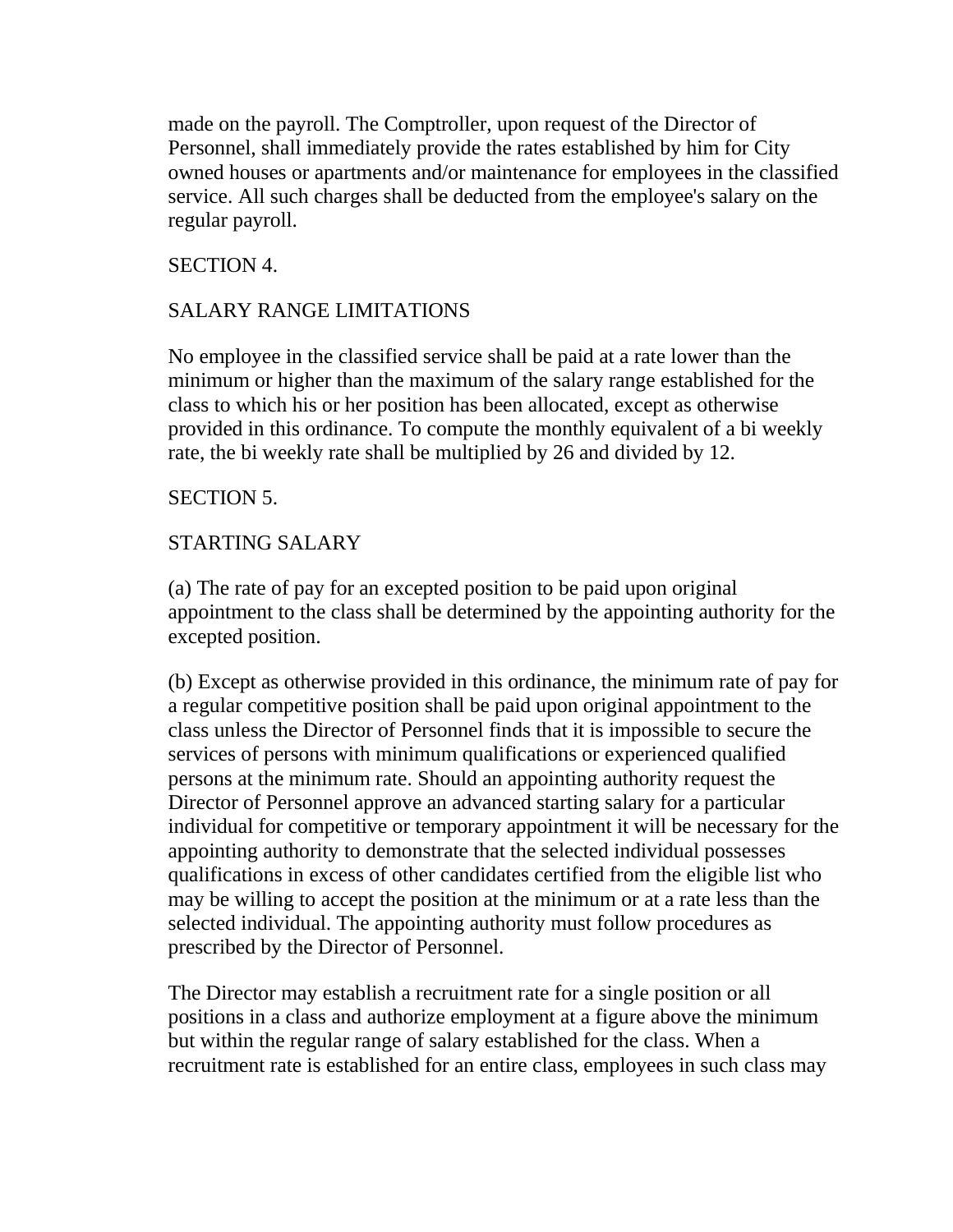made on the payroll. The Comptroller, upon request of the Director of Personnel, shall immediately provide the rates established by him for City owned houses or apartments and/or maintenance for employees in the classified service. All such charges shall be deducted from the employee's salary on the regular payroll.

SECTION 4.

SALARY RANGE LIMITATIONS

No employee in the classified service shall be paid at a rate lower than the minimum or higher than the maximum of the salary range established for the class to which his or her position has been allocated, except as otherwise provided in this ordinance. To compute the monthly equivalent of a bi weekly rate, the bi weekly rate shall be multiplied by 26 and divided by 12.

SECTION 5.

STARTING SALARY

(a) The rate of pay for an excepted position to be paid upon original appointment to the class shall be determined by the appointing authority for the excepted position.

(b) Except as otherwise provided in this ordinance, the minimum rate of pay for a regular competitive position shall be paid upon original appointment to the class unless the Director of Personnel finds that it is impossible to secure the services of persons with minimum qualifications or experienced qualified persons at the minimum rate. Should an appointing authority request the Director of Personnel approve an advanced starting salary for a particular individual for competitive or temporary appointment it will be necessary for the appointing authority to demonstrate that the selected individual possesses qualifications in excess of other candidates certified from the eligible list who may be willing to accept the position at the minimum or at a rate less than the selected individual. The appointing authority must follow procedures as prescribed by the Director of Personnel.

The Director may establish a recruitment rate for a single position or all positions in a class and authorize employment at a figure above the minimum but within the regular range of salary established for the class. When a recruitment rate is established for an entire class, employees in such class may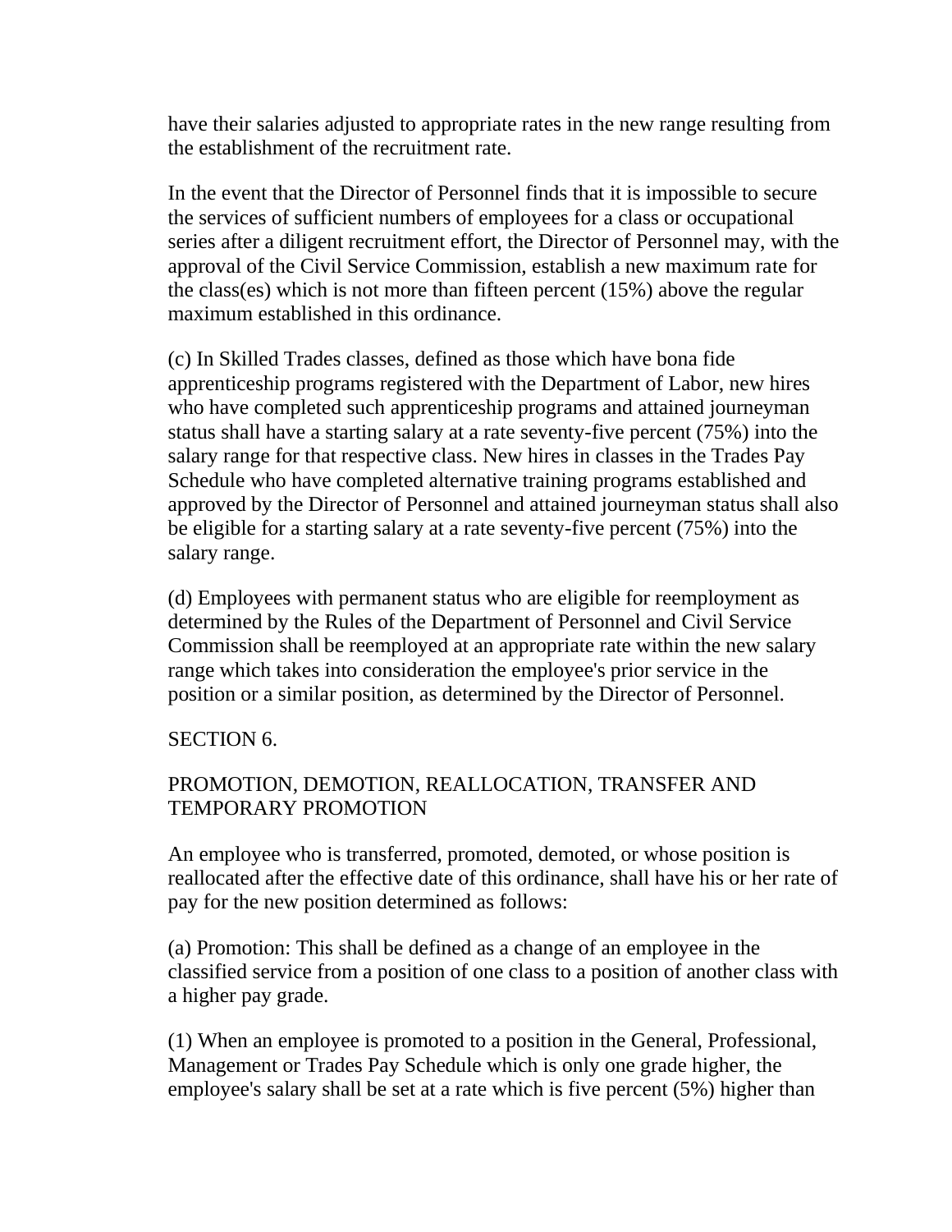have their salaries adjusted to appropriate rates in the new range resulting from the establishment of the recruitment rate.

In the event that the Director of Personnel finds that it is impossible to secure the services of sufficient numbers of employees for a class or occupational series after a diligent recruitment effort, the Director of Personnel may, with the approval of the Civil Service Commission, establish a new maximum rate for the class(es) which is not more than fifteen percent (15%) above the regular maximum established in this ordinance.

(c) In Skilled Trades classes, defined as those which have bona fide apprenticeship programs registered with the Department of Labor, new hires who have completed such apprenticeship programs and attained journeyman status shall have a starting salary at a rate seventy-five percent (75%) into the salary range for that respective class. New hires in classes in the Trades Pay Schedule who have completed alternative training programs established and approved by the Director of Personnel and attained journeyman status shall also be eligible for a starting salary at a rate seventy-five percent (75%) into the salary range.

(d) Employees with permanent status who are eligible for reemployment as determined by the Rules of the Department of Personnel and Civil Service Commission shall be reemployed at an appropriate rate within the new salary range which takes into consideration the employee's prior service in the position or a similar position, as determined by the Director of Personnel.

SECTION 6.

PROMOTION, DEMOTION, REALLOCATION, TRANSFER AND TEMPORARY PROMOTION

An employee who is transferred, promoted, demoted, or whose position is reallocated after the effective date of this ordinance, shall have his or her rate of pay for the new position determined as follows:

(a) Promotion: This shall be defined as a change of an employee in the classified service from a position of one class to a position of another class with a higher pay grade.

(1) When an employee is promoted to a position in the General, Professional, Management or Trades Pay Schedule which is only one grade higher, the employee's salary shall be set at a rate which is five percent (5%) higher than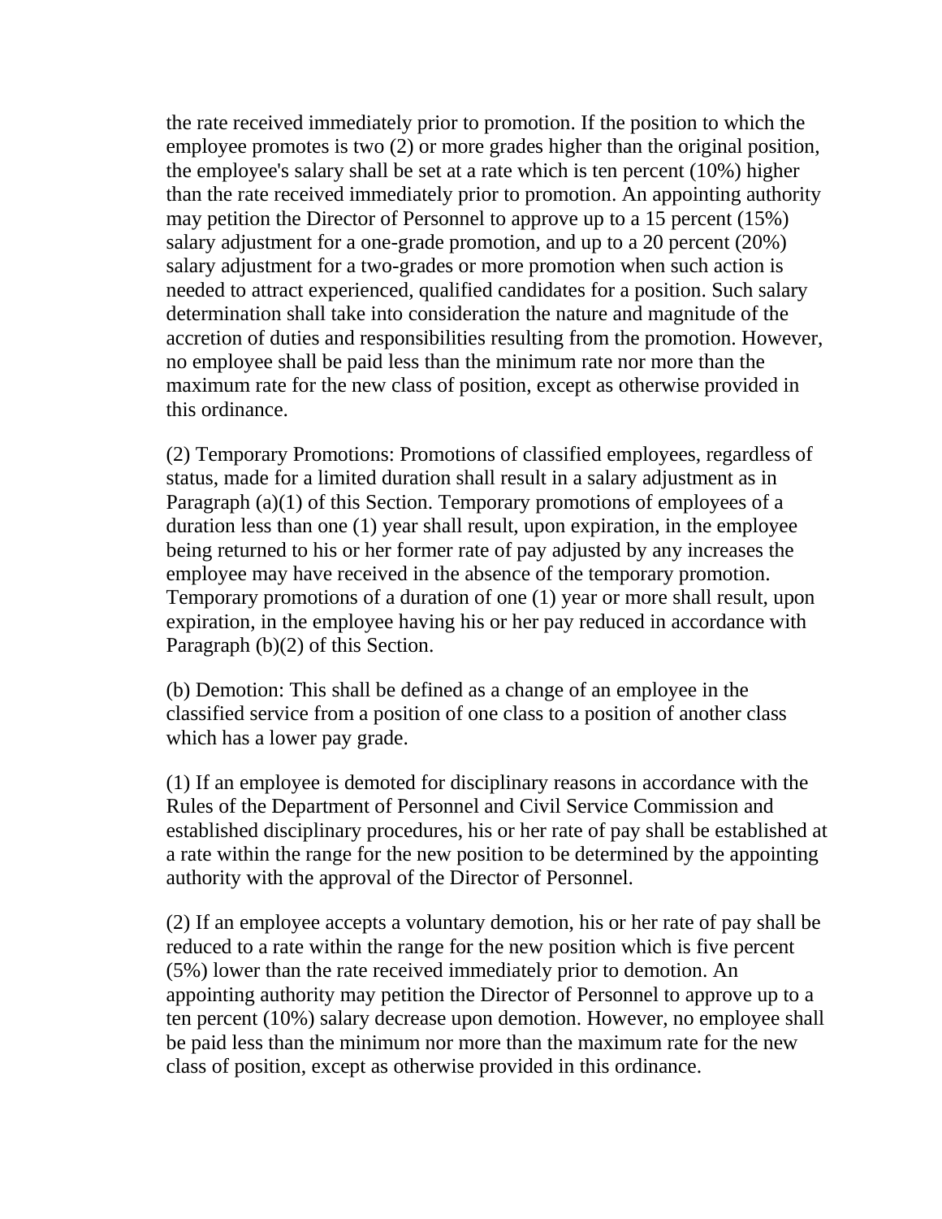the rate received immediately prior to promotion. If the position to which the employee promotes is two (2) or more grades higher than the original position, the employee's salary shall be set at a rate which is ten percent (10%) higher than the rate received immediately prior to promotion. An appointing authority may petition the Director of Personnel to approve up to a 15 percent (15%) salary adjustment for a one-grade promotion, and up to a 20 percent (20%) salary adjustment for a two-grades or more promotion when such action is needed to attract experienced, qualified candidates for a position. Such salary determination shall take into consideration the nature and magnitude of the accretion of duties and responsibilities resulting from the promotion. However, no employee shall be paid less than the minimum rate nor more than the maximum rate for the new class of position, except as otherwise provided in this ordinance.

(2) Temporary Promotions: Promotions of classified employees, regardless of status, made for a limited duration shall result in a salary adjustment as in Paragraph (a)(1) of this Section. Temporary promotions of employees of a duration less than one (1) year shall result, upon expiration, in the employee being returned to his or her former rate of pay adjusted by any increases the employee may have received in the absence of the temporary promotion. Temporary promotions of a duration of one (1) year or more shall result, upon expiration, in the employee having his or her pay reduced in accordance with Paragraph (b)(2) of this Section.

(b) Demotion: This shall be defined as a change of an employee in the classified service from a position of one class to a position of another class which has a lower pay grade.

(1) If an employee is demoted for disciplinary reasons in accordance with the Rules of the Department of Personnel and Civil Service Commission and established disciplinary procedures, his or her rate of pay shall be established at a rate within the range for the new position to be determined by the appointing authority with the approval of the Director of Personnel.

(2) If an employee accepts a voluntary demotion, his or her rate of pay shall be reduced to a rate within the range for the new position which is five percent (5%) lower than the rate received immediately prior to demotion. An appointing authority may petition the Director of Personnel to approve up to a ten percent (10%) salary decrease upon demotion. However, no employee shall be paid less than the minimum nor more than the maximum rate for the new class of position, except as otherwise provided in this ordinance.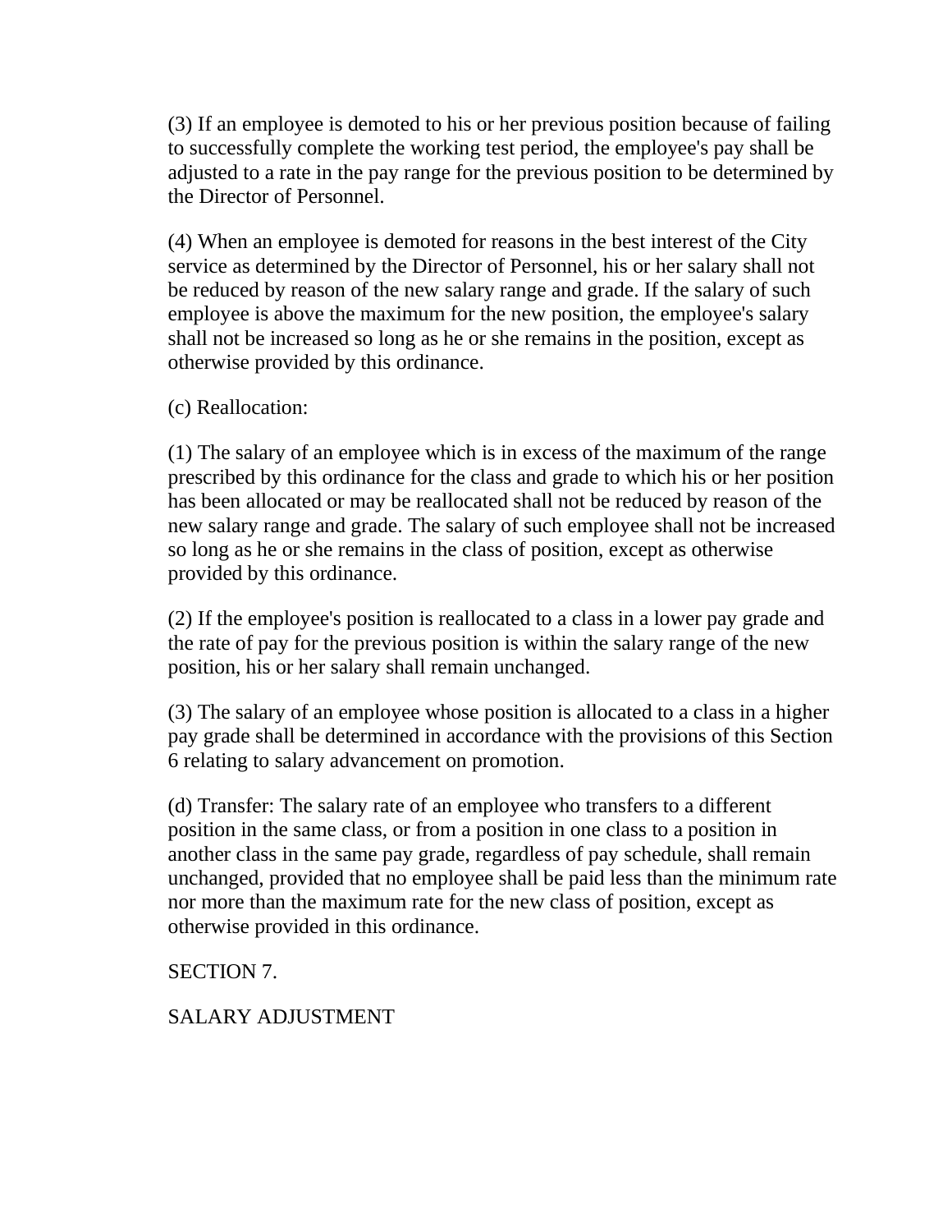(3) If an employee is demoted to his or her previous position because of failing to successfully complete the working test period, the employee's pay shall be adjusted to a rate in the pay range for the previous position to be determined by the Director of Personnel.

(4) When an employee is demoted for reasons in the best interest of the City service as determined by the Director of Personnel, his or her salary shall not be reduced by reason of the new salary range and grade. If the salary of such employee is above the maximum for the new position, the employee's salary shall not be increased so long as he or she remains in the position, except as otherwise provided by this ordinance.

(c) Reallocation:

(1) The salary of an employee which is in excess of the maximum of the range prescribed by this ordinance for the class and grade to which his or her position has been allocated or may be reallocated shall not be reduced by reason of the new salary range and grade. The salary of such employee shall not be increased so long as he or she remains in the class of position, except as otherwise provided by this ordinance.

(2) If the employee's position is reallocated to a class in a lower pay grade and the rate of pay for the previous position is within the salary range of the new position, his or her salary shall remain unchanged.

(3) The salary of an employee whose position is allocated to a class in a higher pay grade shall be determined in accordance with the provisions of this Section 6 relating to salary advancement on promotion.

(d) Transfer: The salary rate of an employee who transfers to a different position in the same class, or from a position in one class to a position in another class in the same pay grade, regardless of pay schedule, shall remain unchanged, provided that no employee shall be paid less than the minimum rate nor more than the maximum rate for the new class of position, except as otherwise provided in this ordinance.

## SECTION 7.

## SALARY ADJUSTMENT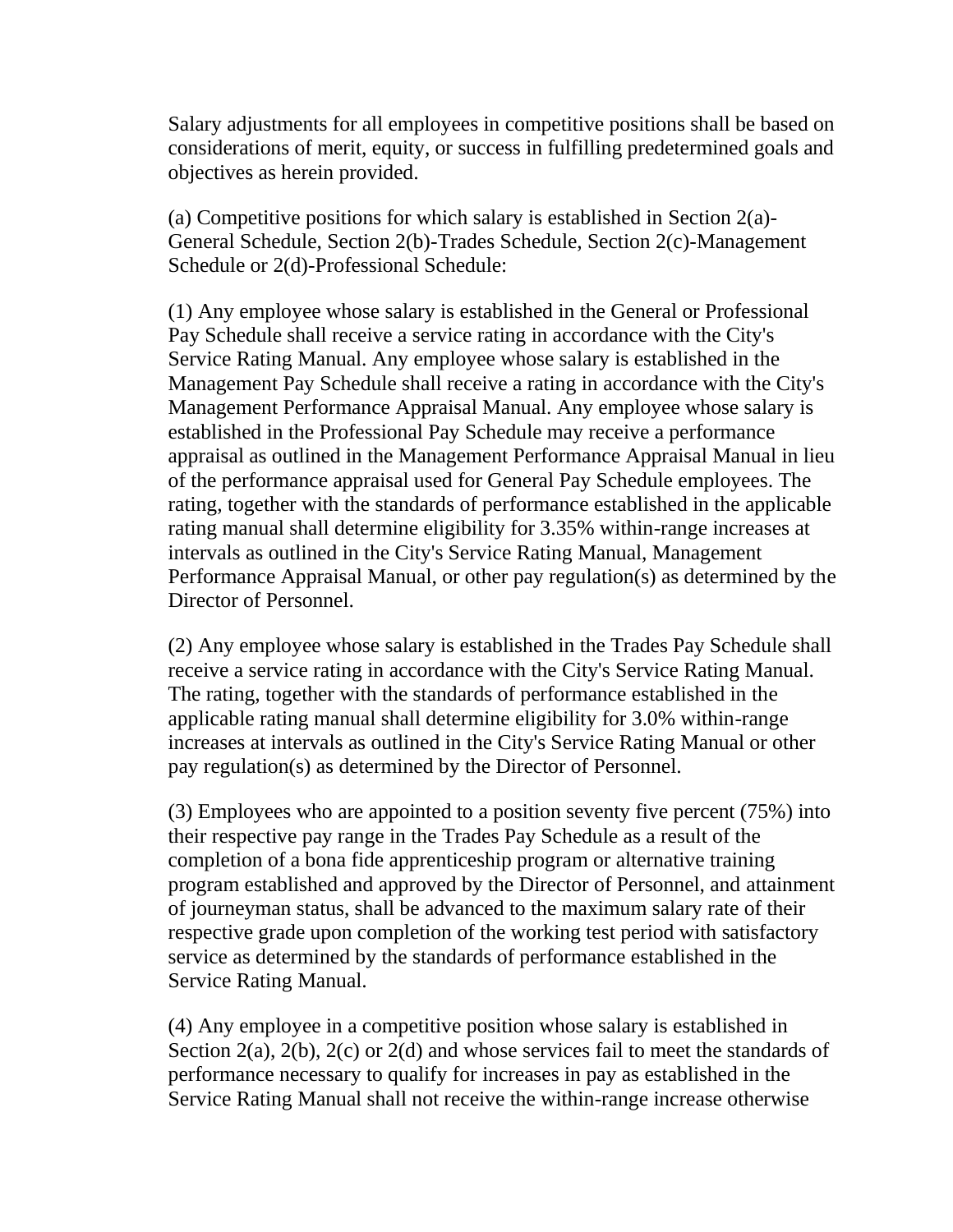Salary adjustments for all employees in competitive positions shall be based on considerations of merit, equity, or success in fulfilling predetermined goals and objectives as herein provided.

(a) Competitive positions for which salary is established in Section 2(a)-General Schedule, Section 2(b)-Trades Schedule, Section 2(c)-Management Schedule or 2(d)-Professional Schedule:

(1) Any employee whose salary is established in the General or Professional Pay Schedule shall receive a service rating in accordance with the City's Service Rating Manual. Any employee whose salary is established in the Management Pay Schedule shall receive a rating in accordance with the City's Management Performance Appraisal Manual. Any employee whose salary is established in the Professional Pay Schedule may receive a performance appraisal as outlined in the Management Performance Appraisal Manual in lieu of the performance appraisal used for General Pay Schedule employees. The rating, together with the standards of performance established in the applicable rating manual shall determine eligibility for 3.35% within-range increases at intervals as outlined in the City's Service Rating Manual, Management Performance Appraisal Manual, or other pay regulation(s) as determined by the Director of Personnel.

(2) Any employee whose salary is established in the Trades Pay Schedule shall receive a service rating in accordance with the City's Service Rating Manual. The rating, together with the standards of performance established in the applicable rating manual shall determine eligibility for 3.0% within-range increases at intervals as outlined in the City's Service Rating Manual or other pay regulation(s) as determined by the Director of Personnel.

(3) Employees who are appointed to a position seventy five percent (75%) into their respective pay range in the Trades Pay Schedule as a result of the completion of a bona fide apprenticeship program or alternative training program established and approved by the Director of Personnel, and attainment of journeyman status, shall be advanced to the maximum salary rate of their respective grade upon completion of the working test period with satisfactory service as determined by the standards of performance established in the Service Rating Manual.

(4) Any employee in a competitive position whose salary is established in Section 2(a), 2(b), 2(c) or 2(d) and whose services fail to meet the standards of performance necessary to qualify for increases in pay as established in the Service Rating Manual shall not receive the within-range increase otherwise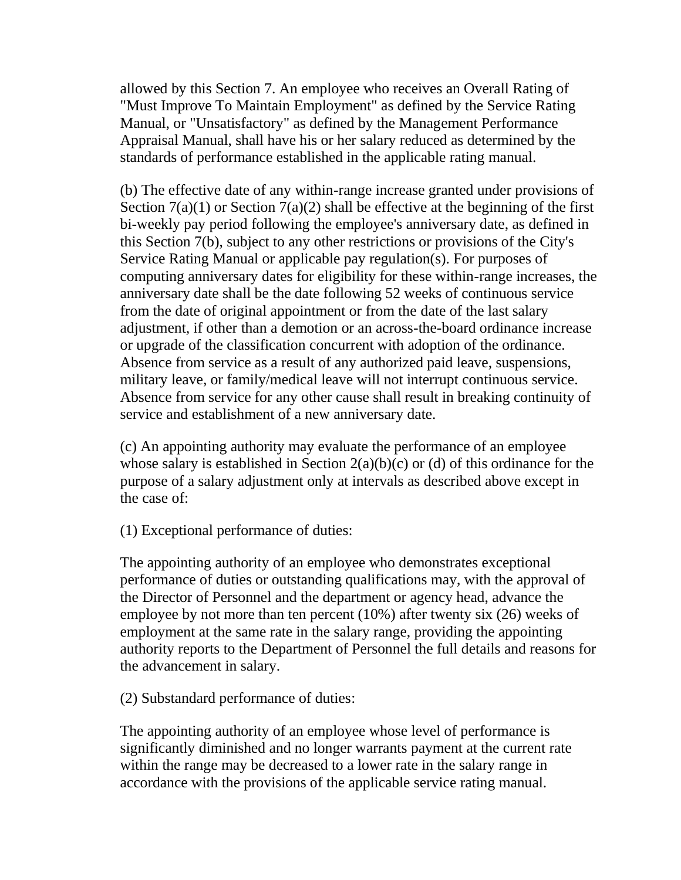allowed by this Section 7. An employee who receives an Overall Rating of "Must Improve To Maintain Employment" as defined by the Service Rating Manual, or "Unsatisfactory" as defined by the Management Performance Appraisal Manual, shall have his or her salary reduced as determined by the standards of performance established in the applicable rating manual.

(b) The effective date of any within-range increase granted under provisions of Section 7(a)(1) or Section 7(a)(2) shall be effective at the beginning of the first bi-weekly pay period following the employee's anniversary date, as defined in this Section 7(b), subject to any other restrictions or provisions of the City's Service Rating Manual or applicable pay regulation(s). For purposes of computing anniversary dates for eligibility for these within-range increases, the anniversary date shall be the date following 52 weeks of continuous service from the date of original appointment or from the date of the last salary adjustment, if other than a demotion or an across-the-board ordinance increase or upgrade of the classification concurrent with adoption of the ordinance. Absence from service as a result of any authorized paid leave, suspensions, military leave, or family/medical leave will not interrupt continuous service. Absence from service for any other cause shall result in breaking continuity of service and establishment of a new anniversary date.

(c) An appointing authority may evaluate the performance of an employee whose salary is established in Section 2(a)(b)(c) or (d) of this ordinance for the purpose of a salary adjustment only at intervals as described above except in the case of:

(1) Exceptional performance of duties:

The appointing authority of an employee who demonstrates exceptional performance of duties or outstanding qualifications may, with the approval of the Director of Personnel and the department or agency head, advance the employee by not more than ten percent (10%) after twenty six (26) weeks of employment at the same rate in the salary range, providing the appointing authority reports to the Department of Personnel the full details and reasons for the advancement in salary.

(2) Substandard performance of duties:

The appointing authority of an employee whose level of performance is significantly diminished and no longer warrants payment at the current rate within the range may be decreased to a lower rate in the salary range in accordance with the provisions of the applicable service rating manual.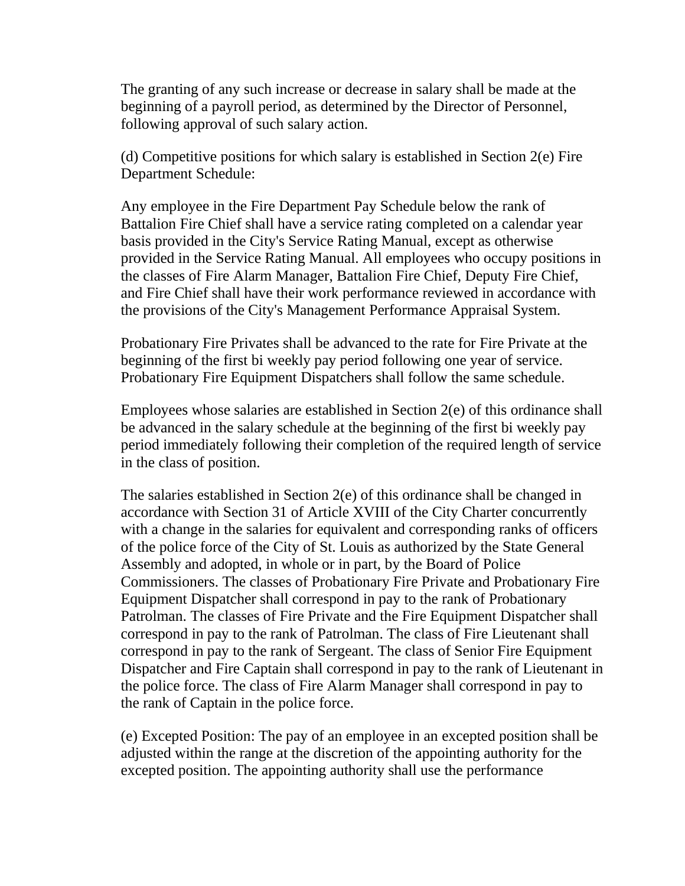The granting of any such increase or decrease in salary shall be made at the beginning of a payroll period, as determined by the Director of Personnel, following approval of such salary action.

(d) Competitive positions for which salary is established in Section 2(e) Fire Department Schedule:

Any employee in the Fire Department Pay Schedule below the rank of Battalion Fire Chief shall have a service rating completed on a calendar year basis provided in the City's Service Rating Manual, except as otherwise provided in the Service Rating Manual. All employees who occupy positions in the classes of Fire Alarm Manager, Battalion Fire Chief, Deputy Fire Chief, and Fire Chief shall have their work performance reviewed in accordance with the provisions of the City's Management Performance Appraisal System.

Probationary Fire Privates shall be advanced to the rate for Fire Private at the beginning of the first bi weekly pay period following one year of service. Probationary Fire Equipment Dispatchers shall follow the same schedule.

Employees whose salaries are established in Section 2(e) of this ordinance shall be advanced in the salary schedule at the beginning of the first bi weekly pay period immediately following their completion of the required length of service in the class of position.

The salaries established in Section 2(e) of this ordinance shall be changed in accordance with Section 31 of Article XVIII of the City Charter concurrently with a change in the salaries for equivalent and corresponding ranks of officers of the police force of the City of St. Louis as authorized by the State General Assembly and adopted, in whole or in part, by the Board of Police Commissioners. The classes of Probationary Fire Private and Probationary Fire Equipment Dispatcher shall correspond in pay to the rank of Probationary Patrolman. The classes of Fire Private and the Fire Equipment Dispatcher shall correspond in pay to the rank of Patrolman. The class of Fire Lieutenant shall correspond in pay to the rank of Sergeant. The class of Senior Fire Equipment Dispatcher and Fire Captain shall correspond in pay to the rank of Lieutenant in the police force. The class of Fire Alarm Manager shall correspond in pay to the rank of Captain in the police force.

(e) Excepted Position: The pay of an employee in an excepted position shall be adjusted within the range at the discretion of the appointing authority for the excepted position. The appointing authority shall use the performance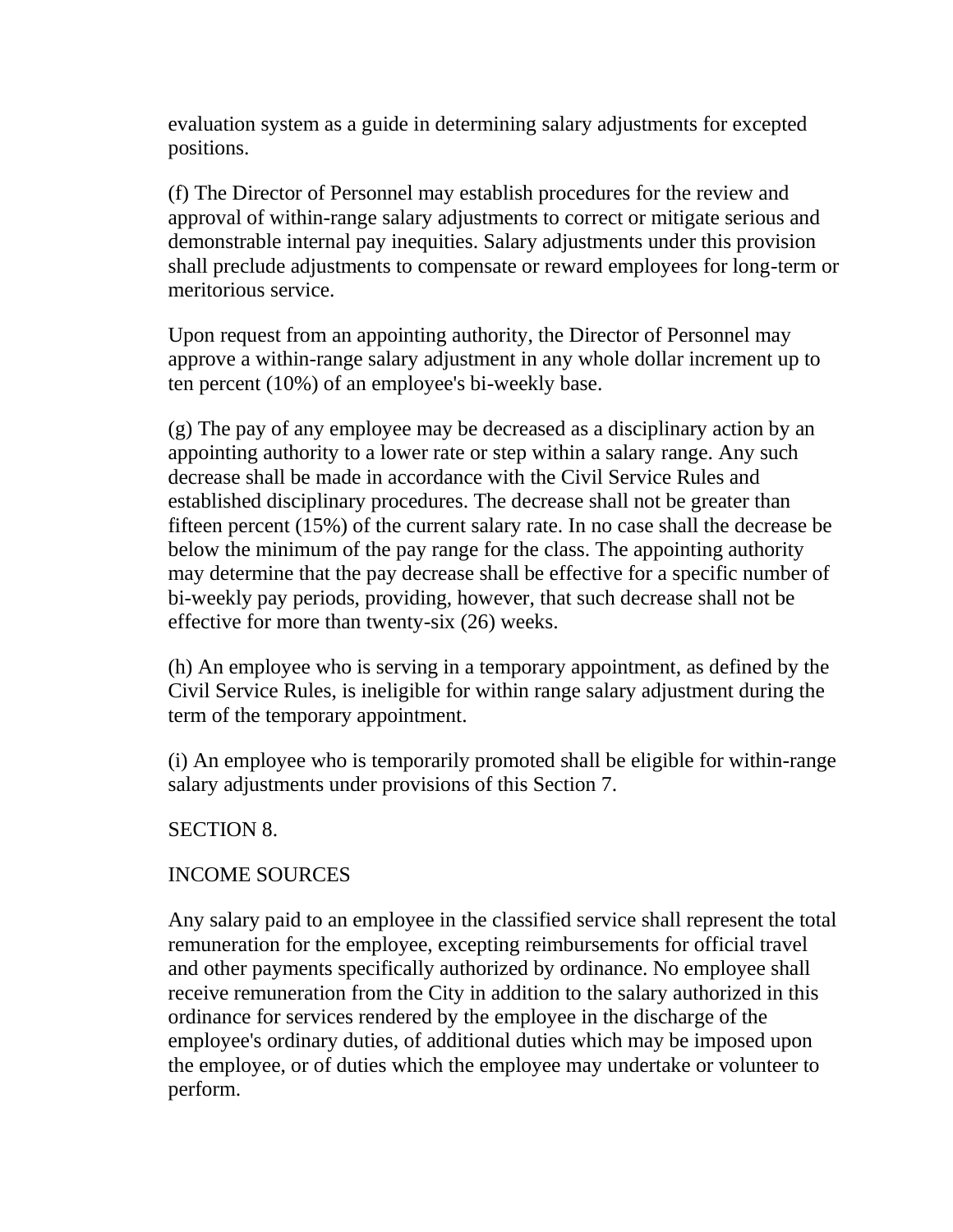evaluation system as a guide in determining salary adjustments for excepted positions.

(f) The Director of Personnel may establish procedures for the review and approval of within-range salary adjustments to correct or mitigate serious and demonstrable internal pay inequities. Salary adjustments under this provision shall preclude adjustments to compensate or reward employees for long-term or meritorious service.

Upon request from an appointing authority, the Director of Personnel may approve a within-range salary adjustment in any whole dollar increment up to ten percent (10%) of an employee's bi-weekly base.

(g) The pay of any employee may be decreased as a disciplinary action by an appointing authority to a lower rate or step within a salary range. Any such decrease shall be made in accordance with the Civil Service Rules and established disciplinary procedures. The decrease shall not be greater than fifteen percent (15%) of the current salary rate. In no case shall the decrease be below the minimum of the pay range for the class. The appointing authority may determine that the pay decrease shall be effective for a specific number of bi-weekly pay periods, providing, however, that such decrease shall not be effective for more than twenty-six (26) weeks.

(h) An employee who is serving in a temporary appointment, as defined by the Civil Service Rules, is ineligible for within range salary adjustment during the term of the temporary appointment.

(i) An employee who is temporarily promoted shall be eligible for within-range salary adjustments under provisions of this Section 7.

## SECTION 8.

## INCOME SOURCES

Any salary paid to an employee in the classified service shall represent the total remuneration for the employee, excepting reimbursements for official travel and other payments specifically authorized by ordinance. No employee shall receive remuneration from the City in addition to the salary authorized in this ordinance for services rendered by the employee in the discharge of the employee's ordinary duties, of additional duties which may be imposed upon the employee, or of duties which the employee may undertake or volunteer to perform.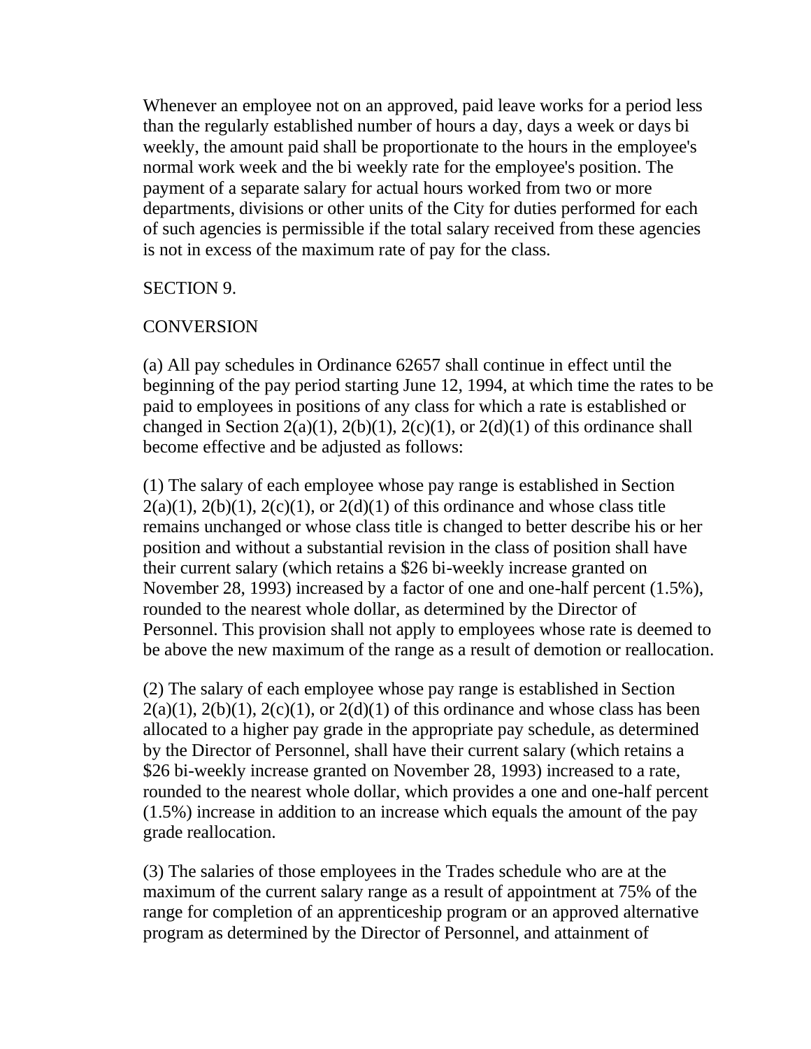Whenever an employee not on an approved, paid leave works for a period less than the regularly established number of hours a day, days a week or days bi weekly, the amount paid shall be proportionate to the hours in the employee's normal work week and the bi weekly rate for the employee's position. The payment of a separate salary for actual hours worked from two or more departments, divisions or other units of the City for duties performed for each of such agencies is permissible if the total salary received from these agencies is not in excess of the maximum rate of pay for the class.

SECTION 9.

CONVERSION

(a) All pay schedules in Ordinance 62657 shall continue in effect until the beginning of the pay period starting June 12, 1994, at which time the rates to be paid to employees in positions of any class for which a rate is established or changed in Section 2(a)(1), 2(b)(1), 2(c)(1), or 2(d)(1) of this ordinance shall become effective and be adjusted as follows:

(1) The salary of each employee whose pay range is established in Section 2(a)(1), 2(b)(1), 2(c)(1), or 2(d)(1) of this ordinance and whose class title remains unchanged or whose class title is changed to better describe his or her position and without a substantial revision in the class of position shall have their current salary (which retains a $26 bi-weekly increase granted on November 28, 1993) increased by a factor of one and one-half percent (1.5%), rounded to the nearest whole dollar, as determined by the Director of Personnel. This provision shall not apply to employees whose rate is deemed to be above the new maximum of the range as a result of demotion or reallocation.

(2) The salary of each employee whose pay range is established in Section 2(a)(1), 2(b)(1), 2(c)(1), or 2(d)(1) of this ordinance and whose class has been allocated to a higher pay grade in the appropriate pay schedule, as determined by the Director of Personnel, shall have their current salary (which retains a $26 bi-weekly increase granted on November 28, 1993) increased to a rate, rounded to the nearest whole dollar, which provides a one and one-half percent (1.5%) increase in addition to an increase which equals the amount of the pay grade reallocation.

(3) The salaries of those employees in the Trades schedule who are at the maximum of the current salary range as a result of appointment at 75% of the range for completion of an apprenticeship program or an approved alternative program as determined by the Director of Personnel, and attainment of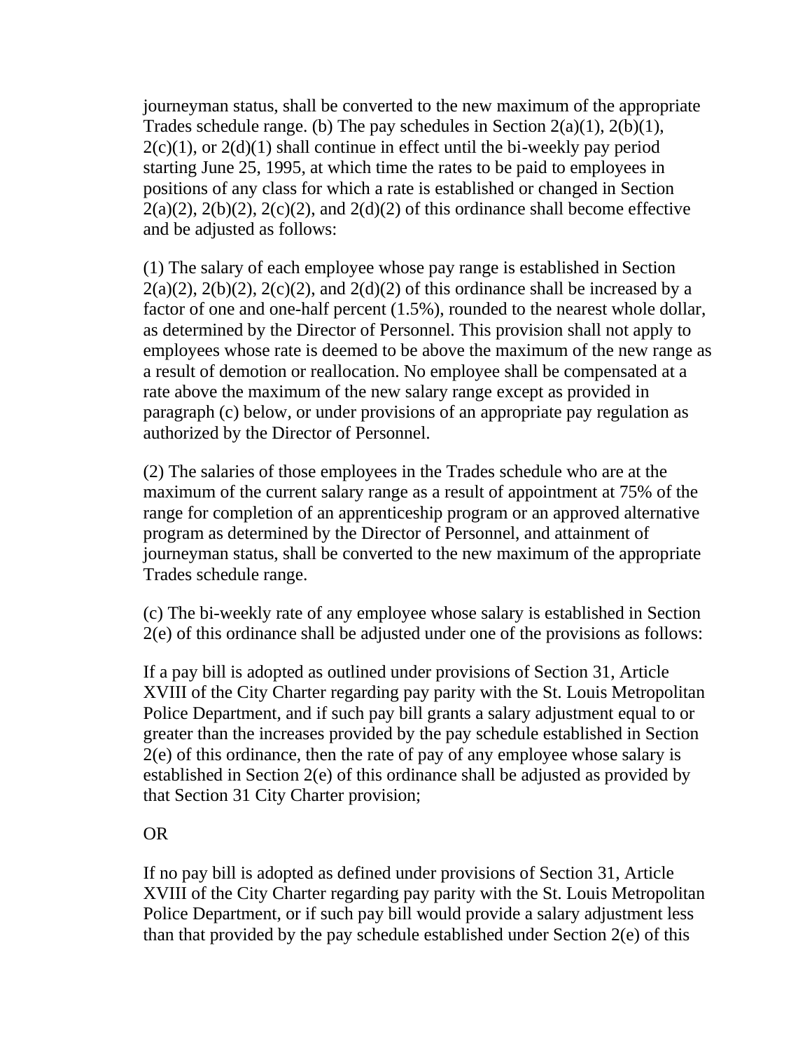journeyman status, shall be converted to the new maximum of the appropriate Trades schedule range. (b) The pay schedules in Section 2(a)(1), 2(b)(1), 2(c)(1), or 2(d)(1) shall continue in effect until the bi-weekly pay period starting June 25, 1995, at which time the rates to be paid to employees in positions of any class for which a rate is established or changed in Section 2(a)(2), 2(b)(2), 2(c)(2), and 2(d)(2) of this ordinance shall become effective and be adjusted as follows:

(1) The salary of each employee whose pay range is established in Section 2(a)(2), 2(b)(2), 2(c)(2), and 2(d)(2) of this ordinance shall be increased by a factor of one and one-half percent (1.5%), rounded to the nearest whole dollar, as determined by the Director of Personnel. This provision shall not apply to employees whose rate is deemed to be above the maximum of the new range as a result of demotion or reallocation. No employee shall be compensated at a rate above the maximum of the new salary range except as provided in paragraph (c) below, or under provisions of an appropriate pay regulation as authorized by the Director of Personnel.

(2) The salaries of those employees in the Trades schedule who are at the maximum of the current salary range as a result of appointment at 75% of the range for completion of an apprenticeship program or an approved alternative program as determined by the Director of Personnel, and attainment of journeyman status, shall be converted to the new maximum of the appropriate Trades schedule range.

(c) The bi-weekly rate of any employee whose salary is established in Section 2(e) of this ordinance shall be adjusted under one of the provisions as follows:

If a pay bill is adopted as outlined under provisions of Section 31, Article XVIII of the City Charter regarding pay parity with the St. Louis Metropolitan Police Department, and if such pay bill grants a salary adjustment equal to or greater than the increases provided by the pay schedule established in Section 2(e) of this ordinance, then the rate of pay of any employee whose salary is established in Section 2(e) of this ordinance shall be adjusted as provided by that Section 31 City Charter provision;

OR

If no pay bill is adopted as defined under provisions of Section 31, Article XVIII of the City Charter regarding pay parity with the St. Louis Metropolitan Police Department, or if such pay bill would provide a salary adjustment less than that provided by the pay schedule established under Section 2(e) of this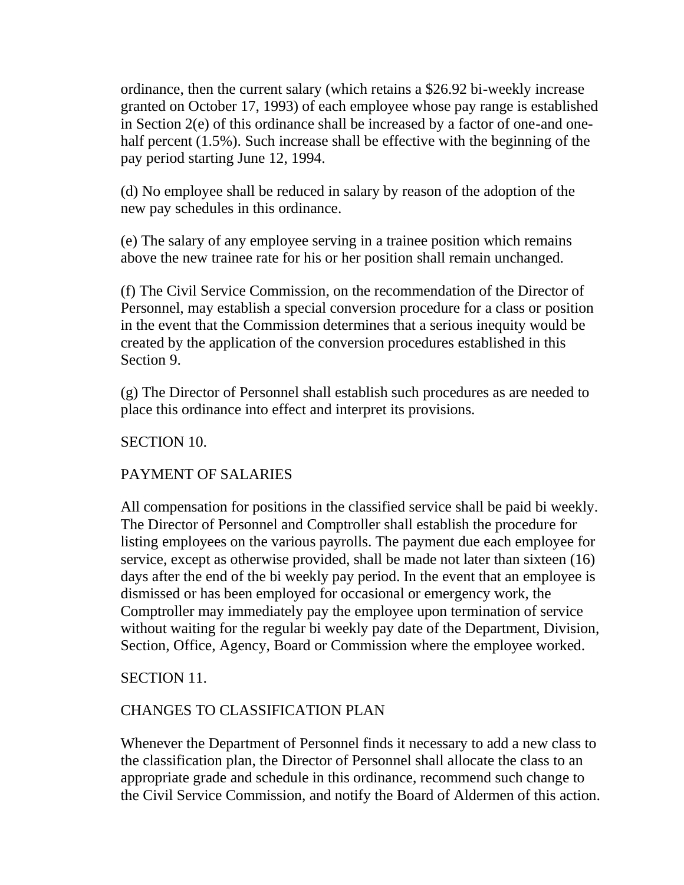ordinance, then the current salary (which retains a $26.92 bi-weekly increase granted on October 17, 1993) of each employee whose pay range is established in Section 2(e) of this ordinance shall be increased by a factor of one-and one-half percent (1.5%). Such increase shall be effective with the beginning of the pay period starting June 12, 1994.

(d) No employee shall be reduced in salary by reason of the adoption of the new pay schedules in this ordinance.

(e) The salary of any employee serving in a trainee position which remains above the new trainee rate for his or her position shall remain unchanged.

(f) The Civil Service Commission, on the recommendation of the Director of Personnel, may establish a special conversion procedure for a class or position in the event that the Commission determines that a serious inequity would be created by the application of the conversion procedures established in this Section 9.

(g) The Director of Personnel shall establish such procedures as are needed to place this ordinance into effect and interpret its provisions.

SECTION 10.

PAYMENT OF SALARIES

All compensation for positions in the classified service shall be paid bi weekly. The Director of Personnel and Comptroller shall establish the procedure for listing employees on the various payrolls. The payment due each employee for service, except as otherwise provided, shall be made not later than sixteen (16) days after the end of the bi weekly pay period. In the event that an employee is dismissed or has been employed for occasional or emergency work, the Comptroller may immediately pay the employee upon termination of service without waiting for the regular bi weekly pay date of the Department, Division, Section, Office, Agency, Board or Commission where the employee worked.

SECTION 11.

CHANGES TO CLASSIFICATION PLAN

Whenever the Department of Personnel finds it necessary to add a new class to the classification plan, the Director of Personnel shall allocate the class to an appropriate grade and schedule in this ordinance, recommend such change to the Civil Service Commission, and notify the Board of Aldermen of this action.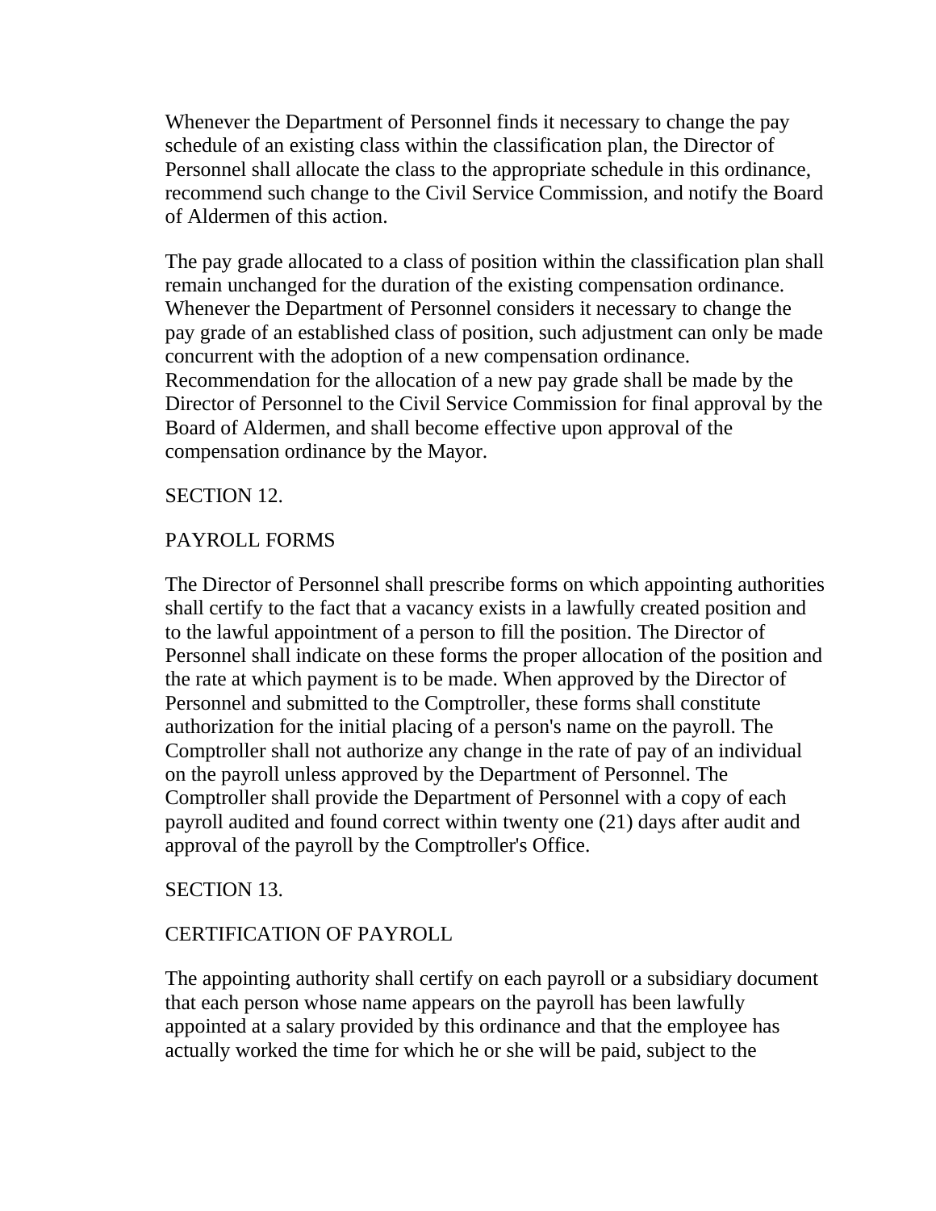Whenever the Department of Personnel finds it necessary to change the pay schedule of an existing class within the classification plan, the Director of Personnel shall allocate the class to the appropriate schedule in this ordinance, recommend such change to the Civil Service Commission, and notify the Board of Aldermen of this action.

The pay grade allocated to a class of position within the classification plan shall remain unchanged for the duration of the existing compensation ordinance. Whenever the Department of Personnel considers it necessary to change the pay grade of an established class of position, such adjustment can only be made concurrent with the adoption of a new compensation ordinance. Recommendation for the allocation of a new pay grade shall be made by the Director of Personnel to the Civil Service Commission for final approval by the Board of Aldermen, and shall become effective upon approval of the compensation ordinance by the Mayor.

SECTION 12.

PAYROLL FORMS

The Director of Personnel shall prescribe forms on which appointing authorities shall certify to the fact that a vacancy exists in a lawfully created position and to the lawful appointment of a person to fill the position. The Director of Personnel shall indicate on these forms the proper allocation of the position and the rate at which payment is to be made. When approved by the Director of Personnel and submitted to the Comptroller, these forms shall constitute authorization for the initial placing of a person's name on the payroll. The Comptroller shall not authorize any change in the rate of pay of an individual on the payroll unless approved by the Department of Personnel. The Comptroller shall provide the Department of Personnel with a copy of each payroll audited and found correct within twenty one (21) days after audit and approval of the payroll by the Comptroller's Office.

SECTION 13.

CERTIFICATION OF PAYROLL

The appointing authority shall certify on each payroll or a subsidiary document that each person whose name appears on the payroll has been lawfully appointed at a salary provided by this ordinance and that the employee has actually worked the time for which he or she will be paid, subject to the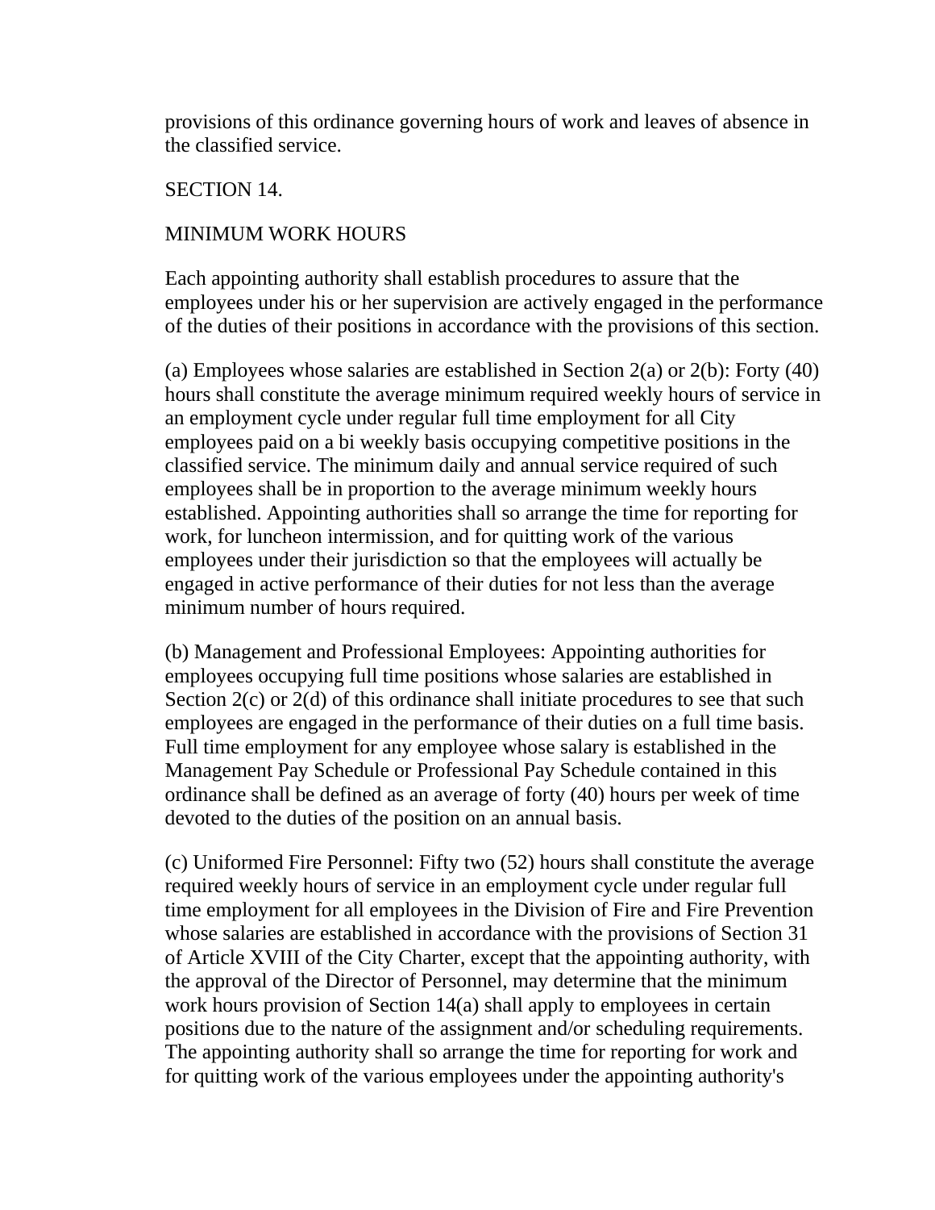provisions of this ordinance governing hours of work and leaves of absence in the classified service.

## SECTION 14.

## MINIMUM WORK HOURS

Each appointing authority shall establish procedures to assure that the employees under his or her supervision are actively engaged in the performance of the duties of their positions in accordance with the provisions of this section.

(a) Employees whose salaries are established in Section 2(a) or 2(b): Forty (40) hours shall constitute the average minimum required weekly hours of service in an employment cycle under regular full time employment for all City employees paid on a bi weekly basis occupying competitive positions in the classified service. The minimum daily and annual service required of such employees shall be in proportion to the average minimum weekly hours established. Appointing authorities shall so arrange the time for reporting for work, for luncheon intermission, and for quitting work of the various employees under their jurisdiction so that the employees will actually be engaged in active performance of their duties for not less than the average minimum number of hours required.

(b) Management and Professional Employees: Appointing authorities for employees occupying full time positions whose salaries are established in Section 2(c) or 2(d) of this ordinance shall initiate procedures to see that such employees are engaged in the performance of their duties on a full time basis. Full time employment for any employee whose salary is established in the Management Pay Schedule or Professional Pay Schedule contained in this ordinance shall be defined as an average of forty (40) hours per week of time devoted to the duties of the position on an annual basis.

(c) Uniformed Fire Personnel: Fifty two (52) hours shall constitute the average required weekly hours of service in an employment cycle under regular full time employment for all employees in the Division of Fire and Fire Prevention whose salaries are established in accordance with the provisions of Section 31 of Article XVIII of the City Charter, except that the appointing authority, with the approval of the Director of Personnel, may determine that the minimum work hours provision of Section 14(a) shall apply to employees in certain positions due to the nature of the assignment and/or scheduling requirements. The appointing authority shall so arrange the time for reporting for work and for quitting work of the various employees under the appointing authority's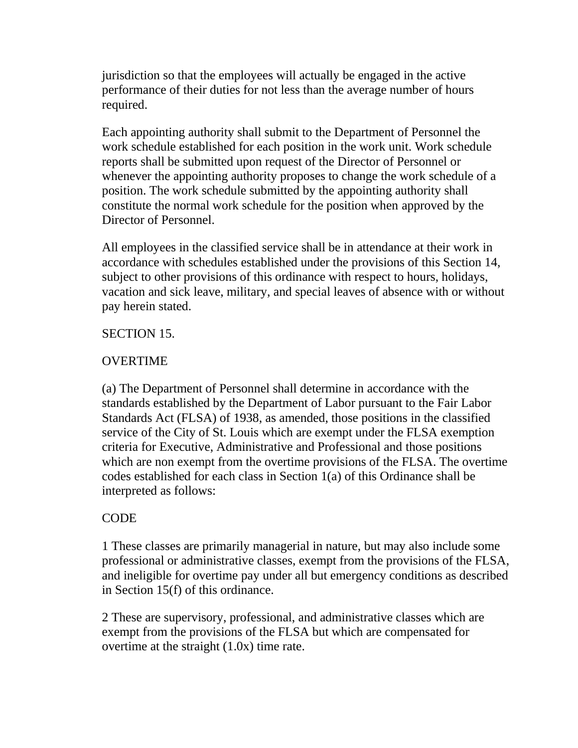jurisdiction so that the employees will actually be engaged in the active performance of their duties for not less than the average number of hours required.

Each appointing authority shall submit to the Department of Personnel the work schedule established for each position in the work unit. Work schedule reports shall be submitted upon request of the Director of Personnel or whenever the appointing authority proposes to change the work schedule of a position. The work schedule submitted by the appointing authority shall constitute the normal work schedule for the position when approved by the Director of Personnel.

All employees in the classified service shall be in attendance at their work in accordance with schedules established under the provisions of this Section 14, subject to other provisions of this ordinance with respect to hours, holidays, vacation and sick leave, military, and special leaves of absence with or without pay herein stated.

## SECTION 15.

## OVERTIME

(a) The Department of Personnel shall determine in accordance with the standards established by the Department of Labor pursuant to the Fair Labor Standards Act (FLSA) of 1938, as amended, those positions in the classified service of the City of St. Louis which are exempt under the FLSA exemption criteria for Executive, Administrative and Professional and those positions which are non exempt from the overtime provisions of the FLSA. The overtime codes established for each class in Section 1(a) of this Ordinance shall be interpreted as follows:

CODE

1 These classes are primarily managerial in nature, but may also include some professional or administrative classes, exempt from the provisions of the FLSA, and ineligible for overtime pay under all but emergency conditions as described in Section 15(f) of this ordinance.

2 These are supervisory, professional, and administrative classes which are exempt from the provisions of the FLSA but which are compensated for overtime at the straight (1.0x) time rate.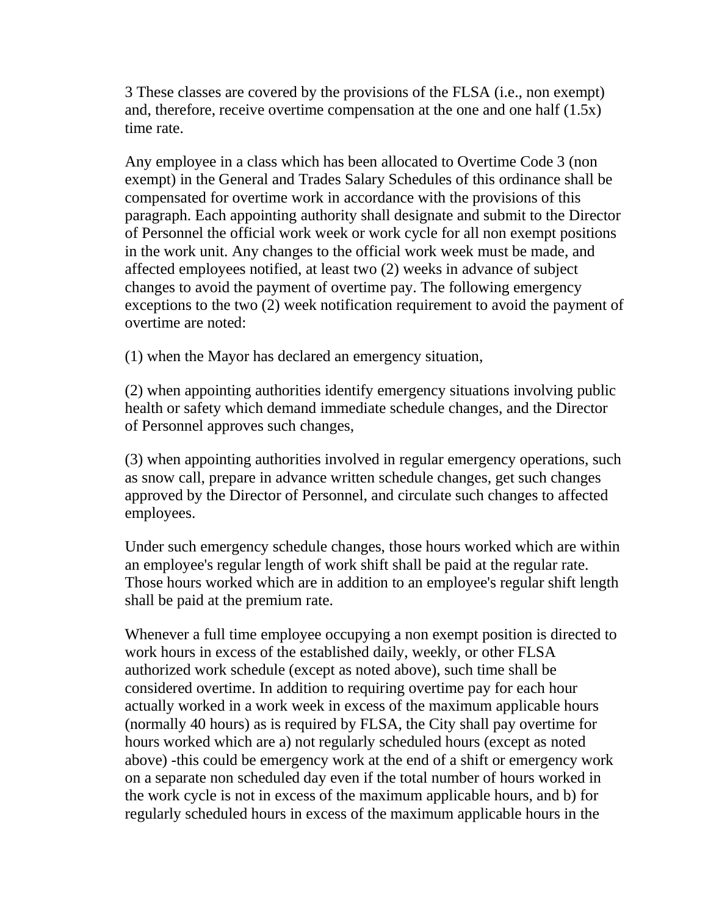3 These classes are covered by the provisions of the FLSA (i.e., non exempt) and, therefore, receive overtime compensation at the one and one half (1.5x) time rate.

Any employee in a class which has been allocated to Overtime Code 3 (non exempt) in the General and Trades Salary Schedules of this ordinance shall be compensated for overtime work in accordance with the provisions of this paragraph. Each appointing authority shall designate and submit to the Director of Personnel the official work week or work cycle for all non exempt positions in the work unit. Any changes to the official work week must be made, and affected employees notified, at least two (2) weeks in advance of subject changes to avoid the payment of overtime pay. The following emergency exceptions to the two (2) week notification requirement to avoid the payment of overtime are noted:

(1) when the Mayor has declared an emergency situation,

(2) when appointing authorities identify emergency situations involving public health or safety which demand immediate schedule changes, and the Director of Personnel approves such changes,

(3) when appointing authorities involved in regular emergency operations, such as snow call, prepare in advance written schedule changes, get such changes approved by the Director of Personnel, and circulate such changes to affected employees.

Under such emergency schedule changes, those hours worked which are within an employee's regular length of work shift shall be paid at the regular rate. Those hours worked which are in addition to an employee's regular shift length shall be paid at the premium rate.

Whenever a full time employee occupying a non exempt position is directed to work hours in excess of the established daily, weekly, or other FLSA authorized work schedule (except as noted above), such time shall be considered overtime. In addition to requiring overtime pay for each hour actually worked in a work week in excess of the maximum applicable hours (normally 40 hours) as is required by FLSA, the City shall pay overtime for hours worked which are a) not regularly scheduled hours (except as noted above) -this could be emergency work at the end of a shift or emergency work on a separate non scheduled day even if the total number of hours worked in the work cycle is not in excess of the maximum applicable hours, and b) for regularly scheduled hours in excess of the maximum applicable hours in the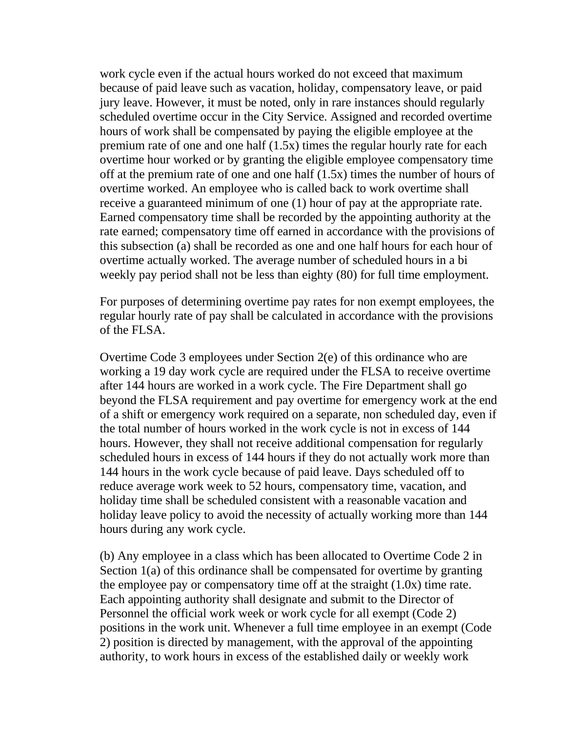work cycle even if the actual hours worked do not exceed that maximum because of paid leave such as vacation, holiday, compensatory leave, or paid jury leave. However, it must be noted, only in rare instances should regularly scheduled overtime occur in the City Service. Assigned and recorded overtime hours of work shall be compensated by paying the eligible employee at the premium rate of one and one half (1.5x) times the regular hourly rate for each overtime hour worked or by granting the eligible employee compensatory time off at the premium rate of one and one half (1.5x) times the number of hours of overtime worked. An employee who is called back to work overtime shall receive a guaranteed minimum of one (1) hour of pay at the appropriate rate. Earned compensatory time shall be recorded by the appointing authority at the rate earned; compensatory time off earned in accordance with the provisions of this subsection (a) shall be recorded as one and one half hours for each hour of overtime actually worked. The average number of scheduled hours in a bi weekly pay period shall not be less than eighty (80) for full time employment.

For purposes of determining overtime pay rates for non exempt employees, the regular hourly rate of pay shall be calculated in accordance with the provisions of the FLSA.

Overtime Code 3 employees under Section 2(e) of this ordinance who are working a 19 day work cycle are required under the FLSA to receive overtime after 144 hours are worked in a work cycle. The Fire Department shall go beyond the FLSA requirement and pay overtime for emergency work at the end of a shift or emergency work required on a separate, non scheduled day, even if the total number of hours worked in the work cycle is not in excess of 144 hours. However, they shall not receive additional compensation for regularly scheduled hours in excess of 144 hours if they do not actually work more than 144 hours in the work cycle because of paid leave. Days scheduled off to reduce average work week to 52 hours, compensatory time, vacation, and holiday time shall be scheduled consistent with a reasonable vacation and holiday leave policy to avoid the necessity of actually working more than 144 hours during any work cycle.

(b) Any employee in a class which has been allocated to Overtime Code 2 in Section 1(a) of this ordinance shall be compensated for overtime by granting the employee pay or compensatory time off at the straight (1.0x) time rate. Each appointing authority shall designate and submit to the Director of Personnel the official work week or work cycle for all exempt (Code 2) positions in the work unit. Whenever a full time employee in an exempt (Code 2) position is directed by management, with the approval of the appointing authority, to work hours in excess of the established daily or weekly work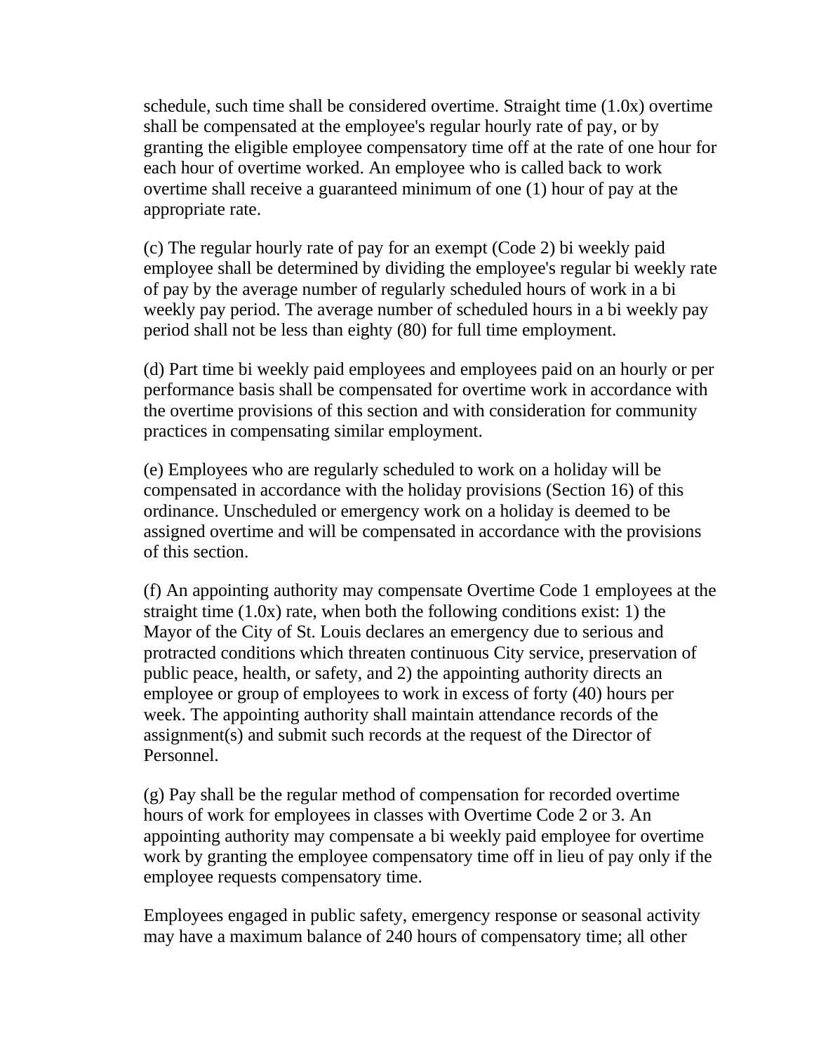schedule, such time shall be considered overtime. Straight time (1.0x) overtime shall be compensated at the employee's regular hourly rate of pay, or by granting the eligible employee compensatory time off at the rate of one hour for each hour of overtime worked. An employee who is called back to work overtime shall receive a guaranteed minimum of one (1) hour of pay at the appropriate rate.

(c) The regular hourly rate of pay for an exempt (Code 2) bi weekly paid employee shall be determined by dividing the employee's regular bi weekly rate of pay by the average number of regularly scheduled hours of work in a bi weekly pay period. The average number of scheduled hours in a bi weekly pay period shall not be less than eighty (80) for full time employment.

(d) Part time bi weekly paid employees and employees paid on an hourly or per performance basis shall be compensated for overtime work in accordance with the overtime provisions of this section and with consideration for community practices in compensating similar employment.

(e) Employees who are regularly scheduled to work on a holiday will be compensated in accordance with the holiday provisions (Section 16) of this ordinance. Unscheduled or emergency work on a holiday is deemed to be assigned overtime and will be compensated in accordance with the provisions of this section.

(f) An appointing authority may compensate Overtime Code 1 employees at the straight time (1.0x) rate, when both the following conditions exist: 1) the Mayor of the City of St. Louis declares an emergency due to serious and protracted conditions which threaten continuous City service, preservation of public peace, health, or safety, and 2) the appointing authority directs an employee or group of employees to work in excess of forty (40) hours per week. The appointing authority shall maintain attendance records of the assignment(s) and submit such records at the request of the Director of Personnel.

(g) Pay shall be the regular method of compensation for recorded overtime hours of work for employees in classes with Overtime Code 2 or 3. An appointing authority may compensate a bi weekly paid employee for overtime work by granting the employee compensatory time off in lieu of pay only if the employee requests compensatory time.

Employees engaged in public safety, emergency response or seasonal activity may have a maximum balance of 240 hours of compensatory time; all other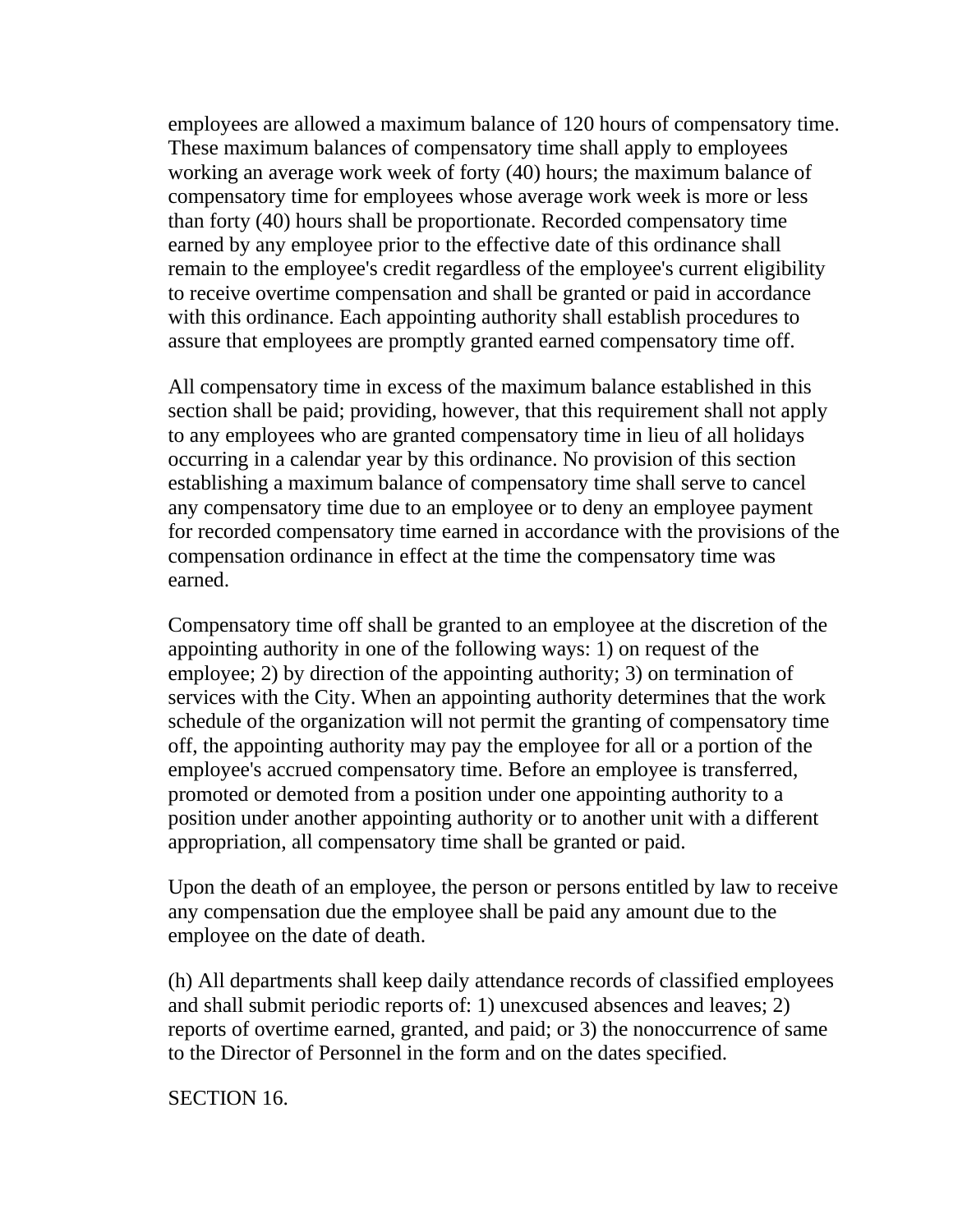employees are allowed a maximum balance of 120 hours of compensatory time. These maximum balances of compensatory time shall apply to employees working an average work week of forty (40) hours; the maximum balance of compensatory time for employees whose average work week is more or less than forty (40) hours shall be proportionate. Recorded compensatory time earned by any employee prior to the effective date of this ordinance shall remain to the employee's credit regardless of the employee's current eligibility to receive overtime compensation and shall be granted or paid in accordance with this ordinance. Each appointing authority shall establish procedures to assure that employees are promptly granted earned compensatory time off.

All compensatory time in excess of the maximum balance established in this section shall be paid; providing, however, that this requirement shall not apply to any employees who are granted compensatory time in lieu of all holidays occurring in a calendar year by this ordinance. No provision of this section establishing a maximum balance of compensatory time shall serve to cancel any compensatory time due to an employee or to deny an employee payment for recorded compensatory time earned in accordance with the provisions of the compensation ordinance in effect at the time the compensatory time was earned.

Compensatory time off shall be granted to an employee at the discretion of the appointing authority in one of the following ways: 1) on request of the employee; 2) by direction of the appointing authority; 3) on termination of services with the City. When an appointing authority determines that the work schedule of the organization will not permit the granting of compensatory time off, the appointing authority may pay the employee for all or a portion of the employee's accrued compensatory time. Before an employee is transferred, promoted or demoted from a position under one appointing authority to a position under another appointing authority or to another unit with a different appropriation, all compensatory time shall be granted or paid.

Upon the death of an employee, the person or persons entitled by law to receive any compensation due the employee shall be paid any amount due to the employee on the date of death.

(h) All departments shall keep daily attendance records of classified employees and shall submit periodic reports of: 1) unexcused absences and leaves; 2) reports of overtime earned, granted, and paid; or 3) the nonoccurrence of same to the Director of Personnel in the form and on the dates specified.

SECTION 16.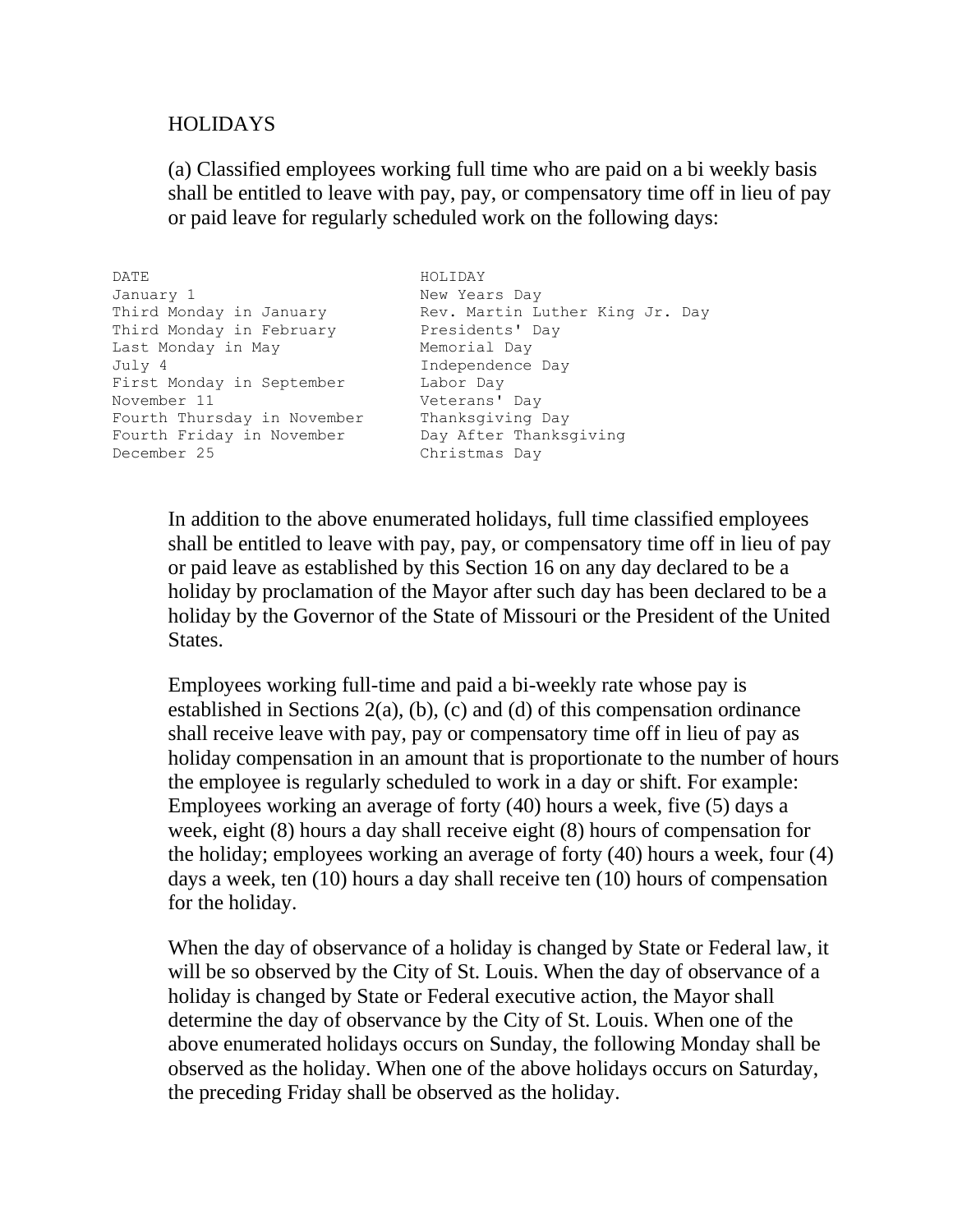## HOLIDAYS

(a) Classified employees working full time who are paid on a bi weekly basis shall be entitled to leave with pay, pay, or compensatory time off in lieu of pay or paid leave for regularly scheduled work on the following days:

| DATE | HOLIDAY |
|---|---|
| January 1 | New Years Day |
| Third Monday in January | Rev. Martin Luther King Jr. Day |
| Third Monday in February | Presidents' Day |
| Last Monday in May | Memorial Day |
| July 4 | Independence Day |
| First Monday in September | Labor Day |
| November 11 | Veterans' Day |
| Fourth Thursday in November | Thanksgiving Day |
| Fourth Friday in November | Day After Thanksgiving |
| December 25 | Christmas Day |

In addition to the above enumerated holidays, full time classified employees shall be entitled to leave with pay, pay, or compensatory time off in lieu of pay or paid leave as established by this Section 16 on any day declared to be a holiday by proclamation of the Mayor after such day has been declared to be a holiday by the Governor of the State of Missouri or the President of the United States.

Employees working full-time and paid a bi-weekly rate whose pay is established in Sections 2(a), (b), (c) and (d) of this compensation ordinance shall receive leave with pay, pay or compensatory time off in lieu of pay as holiday compensation in an amount that is proportionate to the number of hours the employee is regularly scheduled to work in a day or shift. For example: Employees working an average of forty (40) hours a week, five (5) days a week, eight (8) hours a day shall receive eight (8) hours of compensation for the holiday; employees working an average of forty (40) hours a week, four (4) days a week, ten (10) hours a day shall receive ten (10) hours of compensation for the holiday.

When the day of observance of a holiday is changed by State or Federal law, it will be so observed by the City of St. Louis. When the day of observance of a holiday is changed by State or Federal executive action, the Mayor shall determine the day of observance by the City of St. Louis. When one of the above enumerated holidays occurs on Sunday, the following Monday shall be observed as the holiday. When one of the above holidays occurs on Saturday, the preceding Friday shall be observed as the holiday.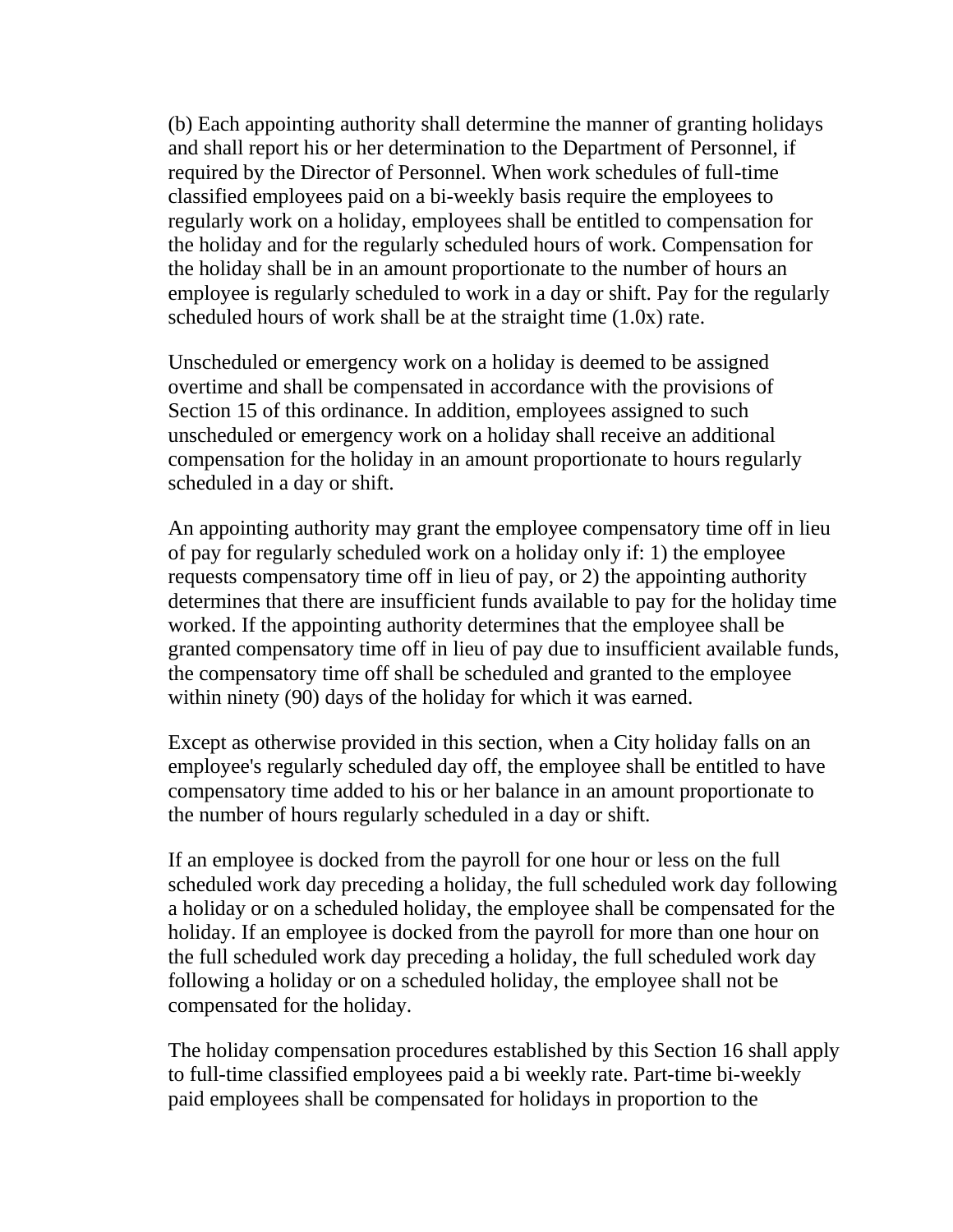(b) Each appointing authority shall determine the manner of granting holidays and shall report his or her determination to the Department of Personnel, if required by the Director of Personnel. When work schedules of full-time classified employees paid on a bi-weekly basis require the employees to regularly work on a holiday, employees shall be entitled to compensation for the holiday and for the regularly scheduled hours of work. Compensation for the holiday shall be in an amount proportionate to the number of hours an employee is regularly scheduled to work in a day or shift. Pay for the regularly scheduled hours of work shall be at the straight time (1.0x) rate.

Unscheduled or emergency work on a holiday is deemed to be assigned overtime and shall be compensated in accordance with the provisions of Section 15 of this ordinance. In addition, employees assigned to such unscheduled or emergency work on a holiday shall receive an additional compensation for the holiday in an amount proportionate to hours regularly scheduled in a day or shift.

An appointing authority may grant the employee compensatory time off in lieu of pay for regularly scheduled work on a holiday only if: 1) the employee requests compensatory time off in lieu of pay, or 2) the appointing authority determines that there are insufficient funds available to pay for the holiday time worked. If the appointing authority determines that the employee shall be granted compensatory time off in lieu of pay due to insufficient available funds, the compensatory time off shall be scheduled and granted to the employee within ninety (90) days of the holiday for which it was earned.

Except as otherwise provided in this section, when a City holiday falls on an employee's regularly scheduled day off, the employee shall be entitled to have compensatory time added to his or her balance in an amount proportionate to the number of hours regularly scheduled in a day or shift.

If an employee is docked from the payroll for one hour or less on the full scheduled work day preceding a holiday, the full scheduled work day following a holiday or on a scheduled holiday, the employee shall be compensated for the holiday. If an employee is docked from the payroll for more than one hour on the full scheduled work day preceding a holiday, the full scheduled work day following a holiday or on a scheduled holiday, the employee shall not be compensated for the holiday.

The holiday compensation procedures established by this Section 16 shall apply to full-time classified employees paid a bi weekly rate. Part-time bi-weekly paid employees shall be compensated for holidays in proportion to the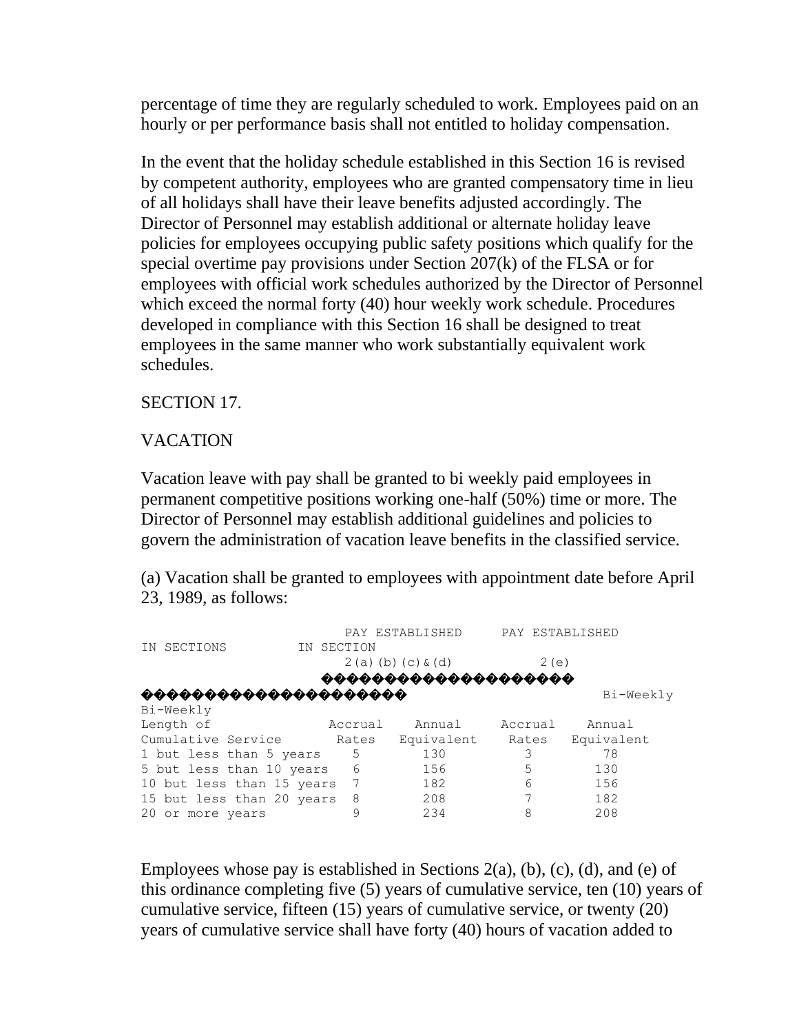percentage of time they are regularly scheduled to work. Employees paid on an hourly or per performance basis shall not entitled to holiday compensation.

In the event that the holiday schedule established in this Section 16 is revised by competent authority, employees who are granted compensatory time in lieu of all holidays shall have their leave benefits adjusted accordingly. The Director of Personnel may establish additional or alternate holiday leave policies for employees occupying public safety positions which qualify for the special overtime pay provisions under Section 207(k) of the FLSA or for employees with official work schedules authorized by the Director of Personnel which exceed the normal forty (40) hour weekly work schedule. Procedures developed in compliance with this Section 16 shall be designed to treat employees in the same manner who work substantially equivalent work schedules.

SECTION 17.

VACATION

Vacation leave with pay shall be granted to bi weekly paid employees in permanent competitive positions working one-half (50%) time or more. The Director of Personnel may establish additional guidelines and policies to govern the administration of vacation leave benefits in the classified service.

(a) Vacation shall be granted to employees with appointment date before April 23, 1989, as follows:

| | PAY ESTABLISHED IN SECTIONS 2(a)(b)(c)&(d) | | PAY ESTABLISHED IN SECTION 2(e) | |
|---|---|---|---|---|
| Length of Cumulative Service | Bi-Weekly Accrual Rates | Annual Equivalent | Bi-Weekly Accrual Rates | Annual Equivalent |
| 1 but less than 5 years | 5 | 130 | 3 | 78 |
| 5 but less than 10 years | 6 | 156 | 5 | 130 |
| 10 but less than 15 years | 7 | 182 | 6 | 156 |
| 15 but less than 20 years | 8 | 208 | 7 | 182 |
| 20 or more years | 9 | 234 | 8 | 208 |

Employees whose pay is established in Sections 2(a), (b), (c), (d), and (e) of this ordinance completing five (5) years of cumulative service, ten (10) years of cumulative service, fifteen (15) years of cumulative service, or twenty (20) years of cumulative service shall have forty (40) hours of vacation added to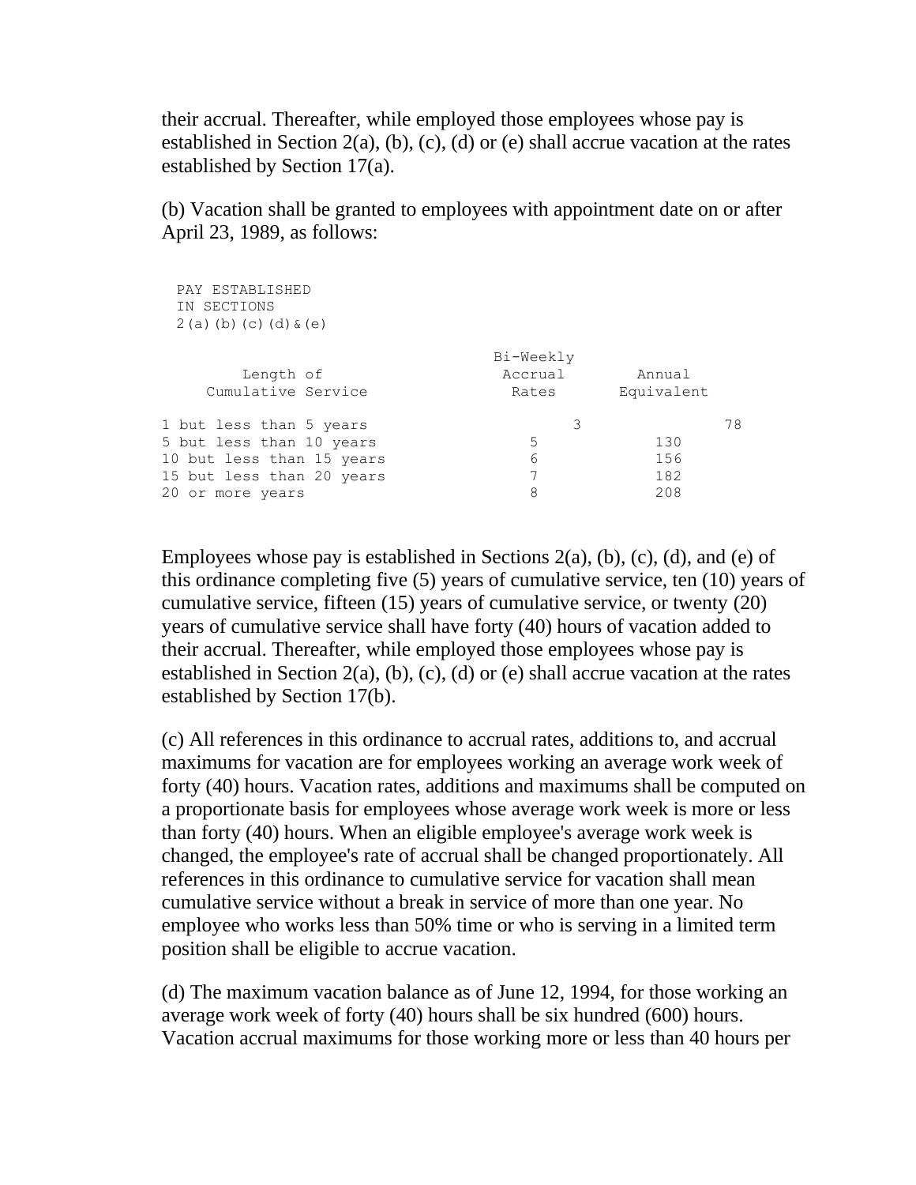their accrual. Thereafter, while employed those employees whose pay is established in Section 2(a), (b), (c), (d) or (e) shall accrue vacation at the rates established by Section 17(a).

(b) Vacation shall be granted to employees with appointment date on or after April 23, 1989, as follows:

PAY ESTABLISHED IN SECTIONS 2(a)(b)(c)(d)&(e)

| Length of Cumulative Service | Bi-Weekly Accrual Rates | Annual Equivalent |
|---|---|---|
| 1 but less than 5 years | 3 | 78 |
| 5 but less than 10 years | 5 | 130 |
| 10 but less than 15 years | 6 | 156 |
| 15 but less than 20 years | 7 | 182 |
| 20 or more years | 8 | 208 |

Employees whose pay is established in Sections 2(a), (b), (c), (d), and (e) of this ordinance completing five (5) years of cumulative service, ten (10) years of cumulative service, fifteen (15) years of cumulative service, or twenty (20) years of cumulative service shall have forty (40) hours of vacation added to their accrual. Thereafter, while employed those employees whose pay is established in Section 2(a), (b), (c), (d) or (e) shall accrue vacation at the rates established by Section 17(b).

(c) All references in this ordinance to accrual rates, additions to, and accrual maximums for vacation are for employees working an average work week of forty (40) hours. Vacation rates, additions and maximums shall be computed on a proportionate basis for employees whose average work week is more or less than forty (40) hours. When an eligible employee's average work week is changed, the employee's rate of accrual shall be changed proportionately. All references in this ordinance to cumulative service for vacation shall mean cumulative service without a break in service of more than one year. No employee who works less than 50% time or who is serving in a limited term position shall be eligible to accrue vacation.

(d) The maximum vacation balance as of June 12, 1994, for those working an average work week of forty (40) hours shall be six hundred (600) hours. Vacation accrual maximums for those working more or less than 40 hours per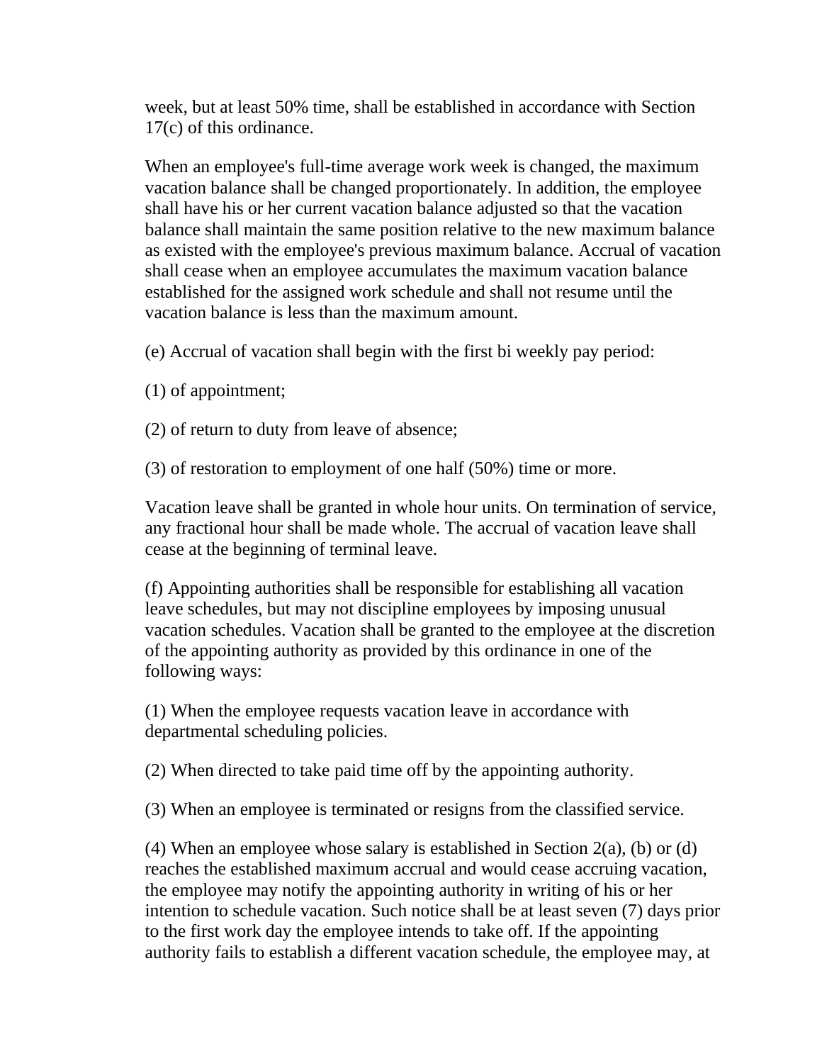week, but at least 50% time, shall be established in accordance with Section 17(c) of this ordinance.

When an employee's full-time average work week is changed, the maximum vacation balance shall be changed proportionately. In addition, the employee shall have his or her current vacation balance adjusted so that the vacation balance shall maintain the same position relative to the new maximum balance as existed with the employee's previous maximum balance. Accrual of vacation shall cease when an employee accumulates the maximum vacation balance established for the assigned work schedule and shall not resume until the vacation balance is less than the maximum amount.

(e) Accrual of vacation shall begin with the first bi weekly pay period:

(1) of appointment;

(2) of return to duty from leave of absence;

(3) of restoration to employment of one half (50%) time or more.

Vacation leave shall be granted in whole hour units. On termination of service, any fractional hour shall be made whole. The accrual of vacation leave shall cease at the beginning of terminal leave.

(f) Appointing authorities shall be responsible for establishing all vacation leave schedules, but may not discipline employees by imposing unusual vacation schedules. Vacation shall be granted to the employee at the discretion of the appointing authority as provided by this ordinance in one of the following ways:

(1) When the employee requests vacation leave in accordance with departmental scheduling policies.

(2) When directed to take paid time off by the appointing authority.

(3) When an employee is terminated or resigns from the classified service.

(4) When an employee whose salary is established in Section 2(a), (b) or (d) reaches the established maximum accrual and would cease accruing vacation, the employee may notify the appointing authority in writing of his or her intention to schedule vacation. Such notice shall be at least seven (7) days prior to the first work day the employee intends to take off. If the appointing authority fails to establish a different vacation schedule, the employee may, at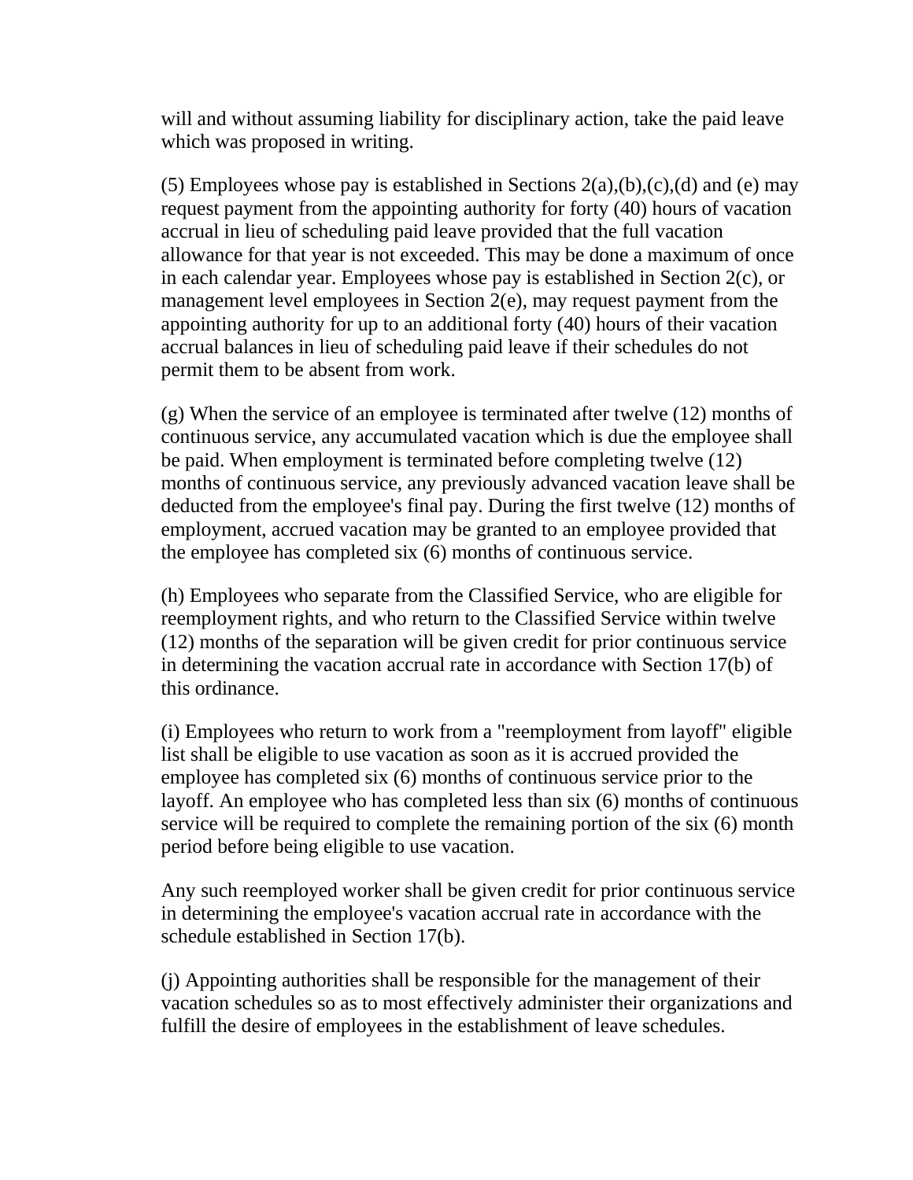will and without assuming liability for disciplinary action, take the paid leave which was proposed in writing.

(5) Employees whose pay is established in Sections 2(a),(b),(c),(d) and (e) may request payment from the appointing authority for forty (40) hours of vacation accrual in lieu of scheduling paid leave provided that the full vacation allowance for that year is not exceeded. This may be done a maximum of once in each calendar year. Employees whose pay is established in Section 2(c), or management level employees in Section 2(e), may request payment from the appointing authority for up to an additional forty (40) hours of their vacation accrual balances in lieu of scheduling paid leave if their schedules do not permit them to be absent from work.

(g) When the service of an employee is terminated after twelve (12) months of continuous service, any accumulated vacation which is due the employee shall be paid. When employment is terminated before completing twelve (12) months of continuous service, any previously advanced vacation leave shall be deducted from the employee's final pay. During the first twelve (12) months of employment, accrued vacation may be granted to an employee provided that the employee has completed six (6) months of continuous service.

(h) Employees who separate from the Classified Service, who are eligible for reemployment rights, and who return to the Classified Service within twelve (12) months of the separation will be given credit for prior continuous service in determining the vacation accrual rate in accordance with Section 17(b) of this ordinance.

(i) Employees who return to work from a "reemployment from layoff" eligible list shall be eligible to use vacation as soon as it is accrued provided the employee has completed six (6) months of continuous service prior to the layoff. An employee who has completed less than six (6) months of continuous service will be required to complete the remaining portion of the six (6) month period before being eligible to use vacation.

Any such reemployed worker shall be given credit for prior continuous service in determining the employee's vacation accrual rate in accordance with the schedule established in Section 17(b).

(j) Appointing authorities shall be responsible for the management of their vacation schedules so as to most effectively administer their organizations and fulfill the desire of employees in the establishment of leave schedules.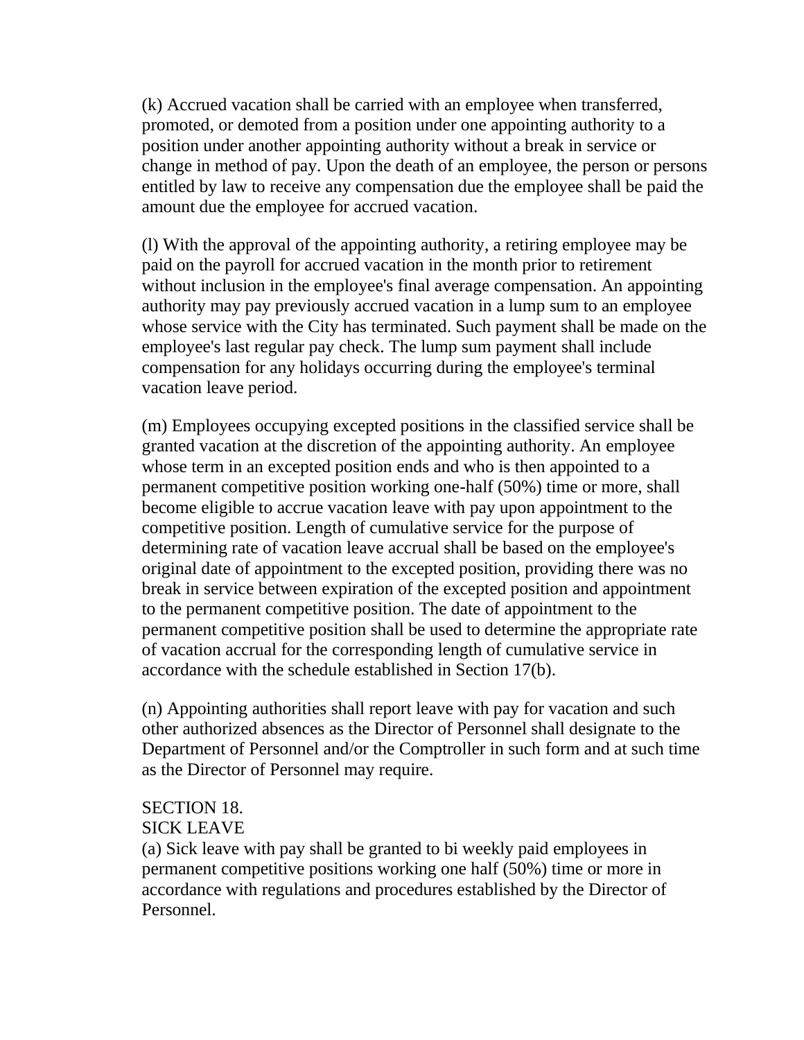(k) Accrued vacation shall be carried with an employee when transferred, promoted, or demoted from a position under one appointing authority to a position under another appointing authority without a break in service or change in method of pay. Upon the death of an employee, the person or persons entitled by law to receive any compensation due the employee shall be paid the amount due the employee for accrued vacation.

(l) With the approval of the appointing authority, a retiring employee may be paid on the payroll for accrued vacation in the month prior to retirement without inclusion in the employee's final average compensation. An appointing authority may pay previously accrued vacation in a lump sum to an employee whose service with the City has terminated. Such payment shall be made on the employee's last regular pay check. The lump sum payment shall include compensation for any holidays occurring during the employee's terminal vacation leave period.

(m) Employees occupying excepted positions in the classified service shall be granted vacation at the discretion of the appointing authority. An employee whose term in an excepted position ends and who is then appointed to a permanent competitive position working one-half (50%) time or more, shall become eligible to accrue vacation leave with pay upon appointment to the competitive position. Length of cumulative service for the purpose of determining rate of vacation leave accrual shall be based on the employee's original date of appointment to the excepted position, providing there was no break in service between expiration of the excepted position and appointment to the permanent competitive position. The date of appointment to the permanent competitive position shall be used to determine the appropriate rate of vacation accrual for the corresponding length of cumulative service in accordance with the schedule established in Section 17(b).

(n) Appointing authorities shall report leave with pay for vacation and such other authorized absences as the Director of Personnel shall designate to the Department of Personnel and/or the Comptroller in such form and at such time as the Director of Personnel may require.

## SECTION 18.
## SICK LEAVE

(a) Sick leave with pay shall be granted to bi weekly paid employees in permanent competitive positions working one half (50%) time or more in accordance with regulations and procedures established by the Director of Personnel.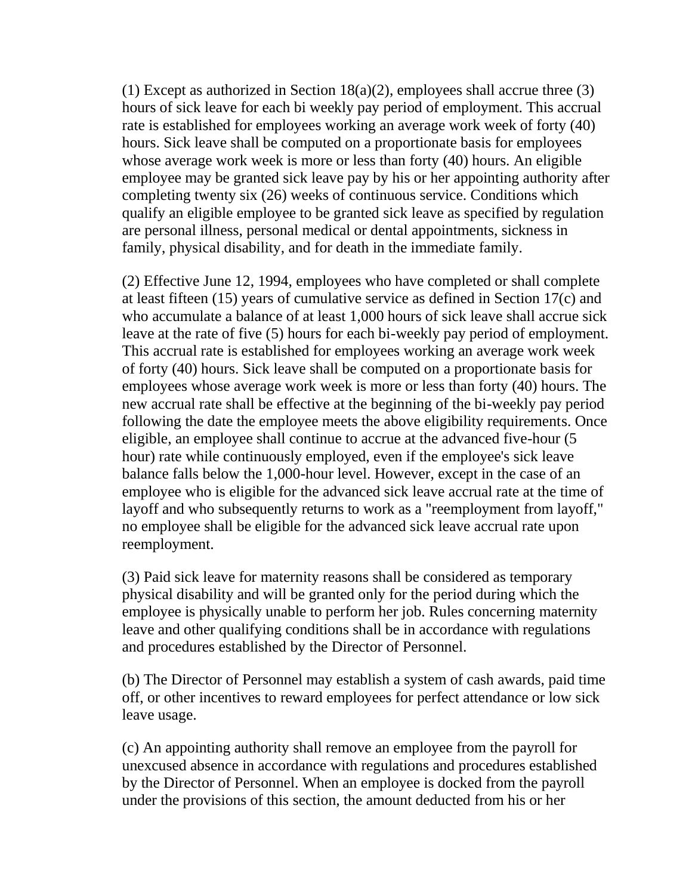(1) Except as authorized in Section 18(a)(2), employees shall accrue three (3) hours of sick leave for each bi weekly pay period of employment. This accrual rate is established for employees working an average work week of forty (40) hours. Sick leave shall be computed on a proportionate basis for employees whose average work week is more or less than forty (40) hours. An eligible employee may be granted sick leave pay by his or her appointing authority after completing twenty six (26) weeks of continuous service. Conditions which qualify an eligible employee to be granted sick leave as specified by regulation are personal illness, personal medical or dental appointments, sickness in family, physical disability, and for death in the immediate family.

(2) Effective June 12, 1994, employees who have completed or shall complete at least fifteen (15) years of cumulative service as defined in Section 17(c) and who accumulate a balance of at least 1,000 hours of sick leave shall accrue sick leave at the rate of five (5) hours for each bi-weekly pay period of employment. This accrual rate is established for employees working an average work week of forty (40) hours. Sick leave shall be computed on a proportionate basis for employees whose average work week is more or less than forty (40) hours. The new accrual rate shall be effective at the beginning of the bi-weekly pay period following the date the employee meets the above eligibility requirements. Once eligible, an employee shall continue to accrue at the advanced five-hour (5 hour) rate while continuously employed, even if the employee's sick leave balance falls below the 1,000-hour level. However, except in the case of an employee who is eligible for the advanced sick leave accrual rate at the time of layoff and who subsequently returns to work as a "reemployment from layoff," no employee shall be eligible for the advanced sick leave accrual rate upon reemployment.

(3) Paid sick leave for maternity reasons shall be considered as temporary physical disability and will be granted only for the period during which the employee is physically unable to perform her job. Rules concerning maternity leave and other qualifying conditions shall be in accordance with regulations and procedures established by the Director of Personnel.

(b) The Director of Personnel may establish a system of cash awards, paid time off, or other incentives to reward employees for perfect attendance or low sick leave usage.

(c) An appointing authority shall remove an employee from the payroll for unexcused absence in accordance with regulations and procedures established by the Director of Personnel. When an employee is docked from the payroll under the provisions of this section, the amount deducted from his or her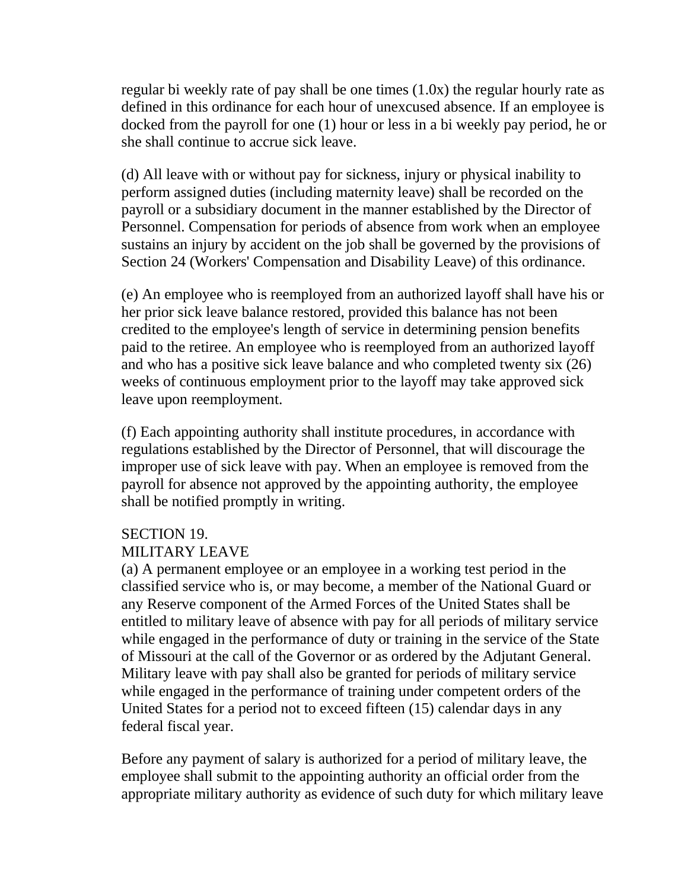regular bi weekly rate of pay shall be one times (1.0x) the regular hourly rate as defined in this ordinance for each hour of unexcused absence. If an employee is docked from the payroll for one (1) hour or less in a bi weekly pay period, he or she shall continue to accrue sick leave.

(d) All leave with or without pay for sickness, injury or physical inability to perform assigned duties (including maternity leave) shall be recorded on the payroll or a subsidiary document in the manner established by the Director of Personnel. Compensation for periods of absence from work when an employee sustains an injury by accident on the job shall be governed by the provisions of Section 24 (Workers' Compensation and Disability Leave) of this ordinance.

(e) An employee who is reemployed from an authorized layoff shall have his or her prior sick leave balance restored, provided this balance has not been credited to the employee's length of service in determining pension benefits paid to the retiree. An employee who is reemployed from an authorized layoff and who has a positive sick leave balance and who completed twenty six (26) weeks of continuous employment prior to the layoff may take approved sick leave upon reemployment.

(f) Each appointing authority shall institute procedures, in accordance with regulations established by the Director of Personnel, that will discourage the improper use of sick leave with pay. When an employee is removed from the payroll for absence not approved by the appointing authority, the employee shall be notified promptly in writing.

## SECTION 19.
## MILITARY LEAVE

(a) A permanent employee or an employee in a working test period in the classified service who is, or may become, a member of the National Guard or any Reserve component of the Armed Forces of the United States shall be entitled to military leave of absence with pay for all periods of military service while engaged in the performance of duty or training in the service of the State of Missouri at the call of the Governor or as ordered by the Adjutant General. Military leave with pay shall also be granted for periods of military service while engaged in the performance of training under competent orders of the United States for a period not to exceed fifteen (15) calendar days in any federal fiscal year.

Before any payment of salary is authorized for a period of military leave, the employee shall submit to the appointing authority an official order from the appropriate military authority as evidence of such duty for which military leave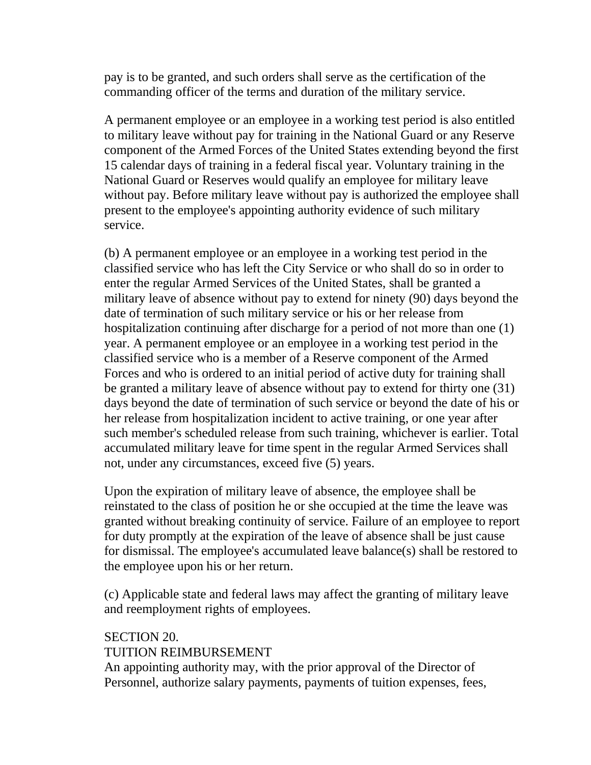pay is to be granted, and such orders shall serve as the certification of the commanding officer of the terms and duration of the military service.

A permanent employee or an employee in a working test period is also entitled to military leave without pay for training in the National Guard or any Reserve component of the Armed Forces of the United States extending beyond the first 15 calendar days of training in a federal fiscal year. Voluntary training in the National Guard or Reserves would qualify an employee for military leave without pay. Before military leave without pay is authorized the employee shall present to the employee's appointing authority evidence of such military service.

(b) A permanent employee or an employee in a working test period in the classified service who has left the City Service or who shall do so in order to enter the regular Armed Services of the United States, shall be granted a military leave of absence without pay to extend for ninety (90) days beyond the date of termination of such military service or his or her release from hospitalization continuing after discharge for a period of not more than one (1) year. A permanent employee or an employee in a working test period in the classified service who is a member of a Reserve component of the Armed Forces and who is ordered to an initial period of active duty for training shall be granted a military leave of absence without pay to extend for thirty one (31) days beyond the date of termination of such service or beyond the date of his or her release from hospitalization incident to active training, or one year after such member's scheduled release from such training, whichever is earlier. Total accumulated military leave for time spent in the regular Armed Services shall not, under any circumstances, exceed five (5) years.

Upon the expiration of military leave of absence, the employee shall be reinstated to the class of position he or she occupied at the time the leave was granted without breaking continuity of service. Failure of an employee to report for duty promptly at the expiration of the leave of absence shall be just cause for dismissal. The employee's accumulated leave balance(s) shall be restored to the employee upon his or her return.

(c) Applicable state and federal laws may affect the granting of military leave and reemployment rights of employees.

## SECTION 20.
## TUITION REIMBURSEMENT

An appointing authority may, with the prior approval of the Director of Personnel, authorize salary payments, payments of tuition expenses, fees,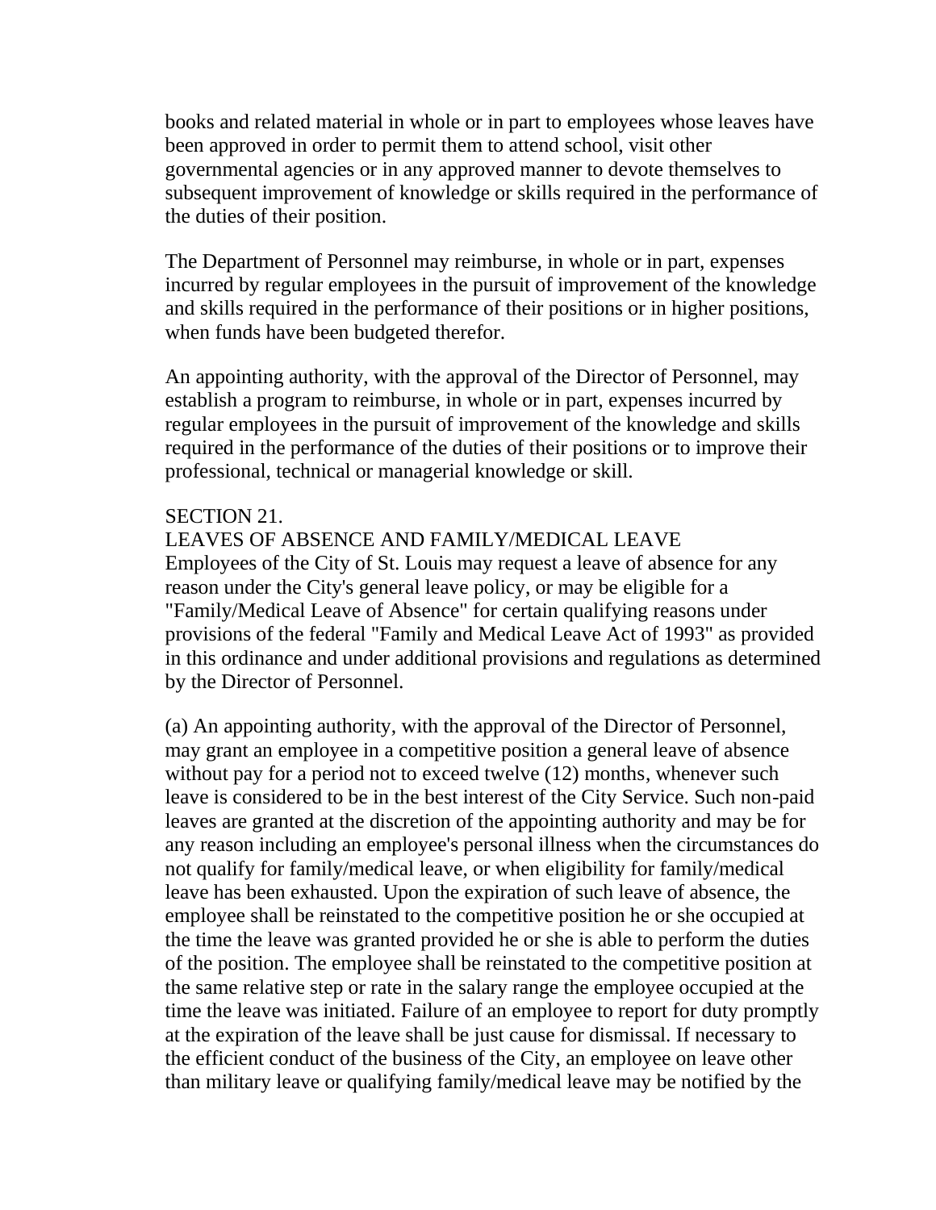books and related material in whole or in part to employees whose leaves have been approved in order to permit them to attend school, visit other governmental agencies or in any approved manner to devote themselves to subsequent improvement of knowledge or skills required in the performance of the duties of their position.

The Department of Personnel may reimburse, in whole or in part, expenses incurred by regular employees in the pursuit of improvement of the knowledge and skills required in the performance of their positions or in higher positions, when funds have been budgeted therefor.

An appointing authority, with the approval of the Director of Personnel, may establish a program to reimburse, in whole or in part, expenses incurred by regular employees in the pursuit of improvement of the knowledge and skills required in the performance of the duties of their positions or to improve their professional, technical or managerial knowledge or skill.

SECTION 21.
LEAVES OF ABSENCE AND FAMILY/MEDICAL LEAVE
Employees of the City of St. Louis may request a leave of absence for any reason under the City's general leave policy, or may be eligible for a "Family/Medical Leave of Absence" for certain qualifying reasons under provisions of the federal "Family and Medical Leave Act of 1993" as provided in this ordinance and under additional provisions and regulations as determined by the Director of Personnel.

(a) An appointing authority, with the approval of the Director of Personnel, may grant an employee in a competitive position a general leave of absence without pay for a period not to exceed twelve (12) months, whenever such leave is considered to be in the best interest of the City Service. Such non-paid leaves are granted at the discretion of the appointing authority and may be for any reason including an employee's personal illness when the circumstances do not qualify for family/medical leave, or when eligibility for family/medical leave has been exhausted. Upon the expiration of such leave of absence, the employee shall be reinstated to the competitive position he or she occupied at the time the leave was granted provided he or she is able to perform the duties of the position. The employee shall be reinstated to the competitive position at the same relative step or rate in the salary range the employee occupied at the time the leave was initiated. Failure of an employee to report for duty promptly at the expiration of the leave shall be just cause for dismissal. If necessary to the efficient conduct of the business of the City, an employee on leave other than military leave or qualifying family/medical leave may be notified by the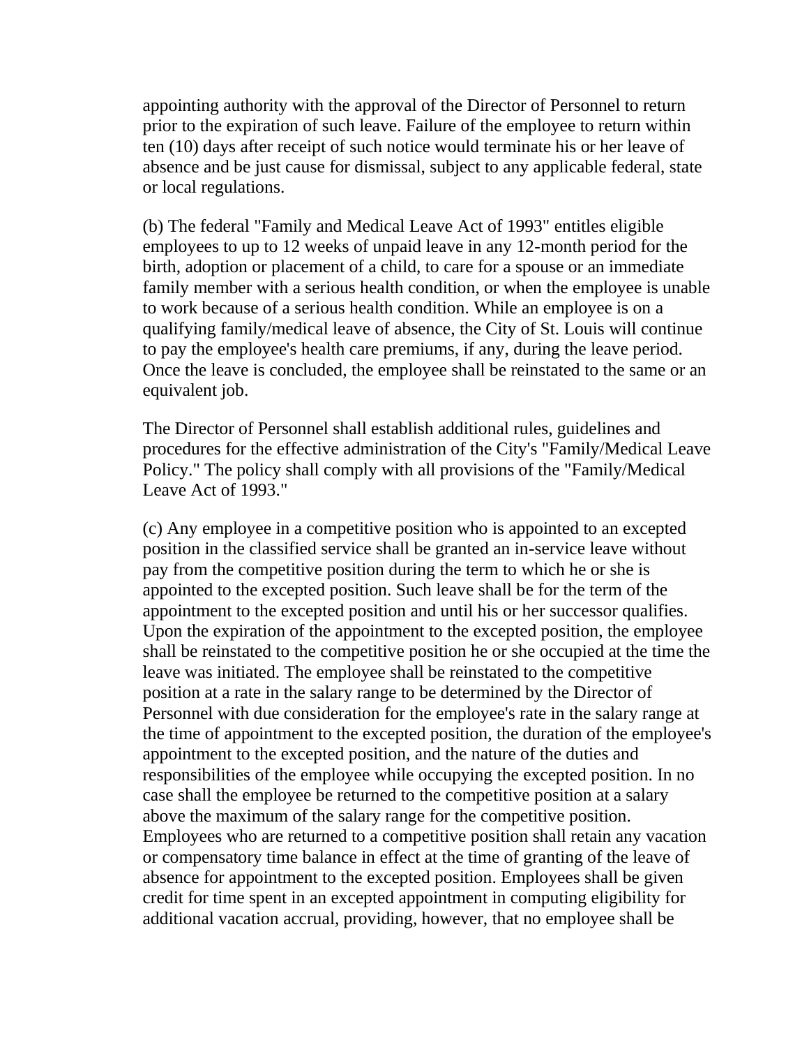appointing authority with the approval of the Director of Personnel to return prior to the expiration of such leave. Failure of the employee to return within ten (10) days after receipt of such notice would terminate his or her leave of absence and be just cause for dismissal, subject to any applicable federal, state or local regulations.

(b) The federal "Family and Medical Leave Act of 1993" entitles eligible employees to up to 12 weeks of unpaid leave in any 12-month period for the birth, adoption or placement of a child, to care for a spouse or an immediate family member with a serious health condition, or when the employee is unable to work because of a serious health condition. While an employee is on a qualifying family/medical leave of absence, the City of St. Louis will continue to pay the employee's health care premiums, if any, during the leave period. Once the leave is concluded, the employee shall be reinstated to the same or an equivalent job.

The Director of Personnel shall establish additional rules, guidelines and procedures for the effective administration of the City's "Family/Medical Leave Policy." The policy shall comply with all provisions of the "Family/Medical Leave Act of 1993."

(c) Any employee in a competitive position who is appointed to an excepted position in the classified service shall be granted an in-service leave without pay from the competitive position during the term to which he or she is appointed to the excepted position. Such leave shall be for the term of the appointment to the excepted position and until his or her successor qualifies. Upon the expiration of the appointment to the excepted position, the employee shall be reinstated to the competitive position he or she occupied at the time the leave was initiated. The employee shall be reinstated to the competitive position at a rate in the salary range to be determined by the Director of Personnel with due consideration for the employee's rate in the salary range at the time of appointment to the excepted position, the duration of the employee's appointment to the excepted position, and the nature of the duties and responsibilities of the employee while occupying the excepted position. In no case shall the employee be returned to the competitive position at a salary above the maximum of the salary range for the competitive position. Employees who are returned to a competitive position shall retain any vacation or compensatory time balance in effect at the time of granting of the leave of absence for appointment to the excepted position. Employees shall be given credit for time spent in an excepted appointment in computing eligibility for additional vacation accrual, providing, however, that no employee shall be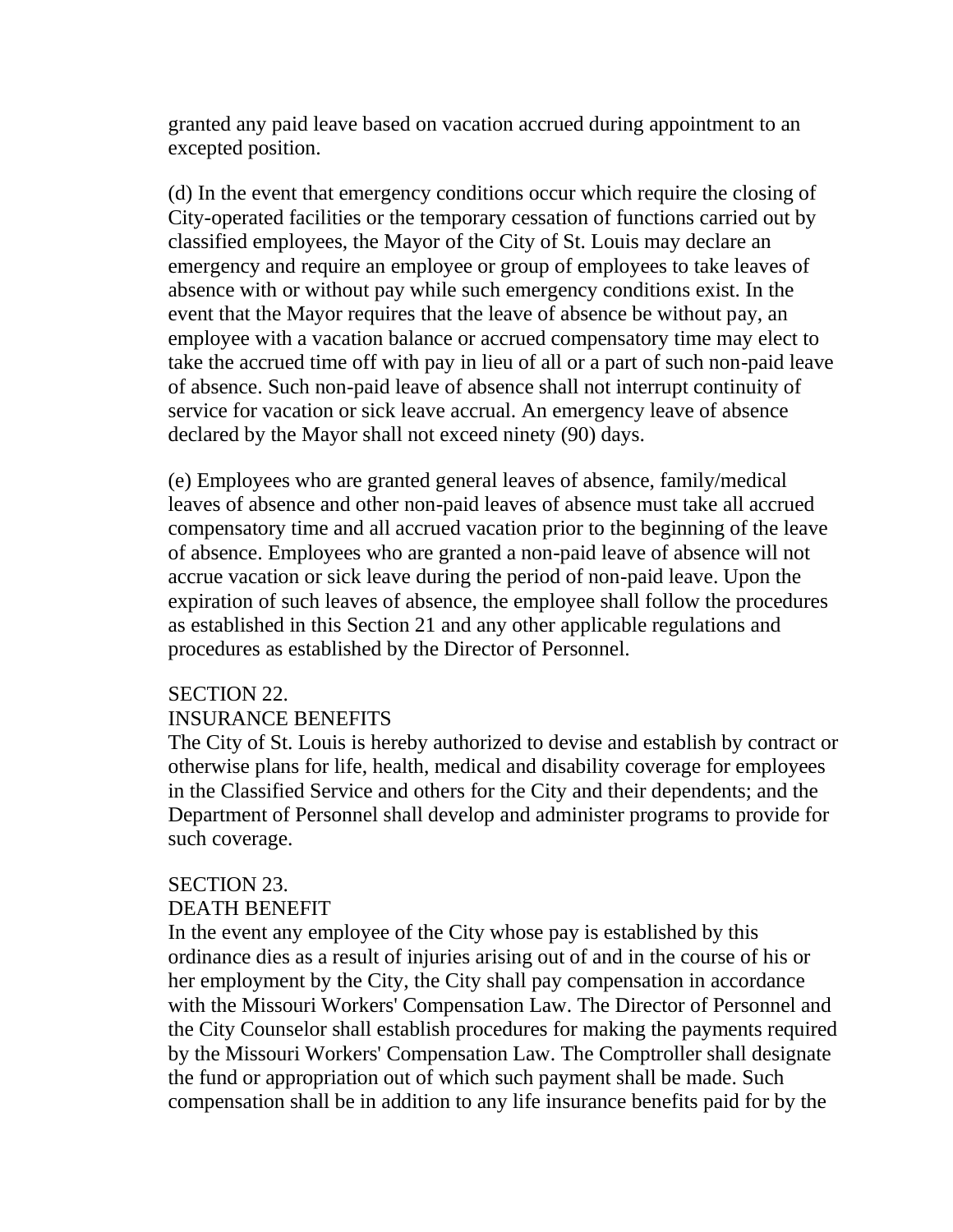granted any paid leave based on vacation accrued during appointment to an excepted position.

(d) In the event that emergency conditions occur which require the closing of City-operated facilities or the temporary cessation of functions carried out by classified employees, the Mayor of the City of St. Louis may declare an emergency and require an employee or group of employees to take leaves of absence with or without pay while such emergency conditions exist. In the event that the Mayor requires that the leave of absence be without pay, an employee with a vacation balance or accrued compensatory time may elect to take the accrued time off with pay in lieu of all or a part of such non-paid leave of absence. Such non-paid leave of absence shall not interrupt continuity of service for vacation or sick leave accrual. An emergency leave of absence declared by the Mayor shall not exceed ninety (90) days.

(e) Employees who are granted general leaves of absence, family/medical leaves of absence and other non-paid leaves of absence must take all accrued compensatory time and all accrued vacation prior to the beginning of the leave of absence. Employees who are granted a non-paid leave of absence will not accrue vacation or sick leave during the period of non-paid leave. Upon the expiration of such leaves of absence, the employee shall follow the procedures as established in this Section 21 and any other applicable regulations and procedures as established by the Director of Personnel.

## SECTION 22.
## INSURANCE BENEFITS

The City of St. Louis is hereby authorized to devise and establish by contract or otherwise plans for life, health, medical and disability coverage for employees in the Classified Service and others for the City and their dependents; and the Department of Personnel shall develop and administer programs to provide for such coverage.

## SECTION 23.
## DEATH BENEFIT

In the event any employee of the City whose pay is established by this ordinance dies as a result of injuries arising out of and in the course of his or her employment by the City, the City shall pay compensation in accordance with the Missouri Workers' Compensation Law. The Director of Personnel and the City Counselor shall establish procedures for making the payments required by the Missouri Workers' Compensation Law. The Comptroller shall designate the fund or appropriation out of which such payment shall be made. Such compensation shall be in addition to any life insurance benefits paid for by the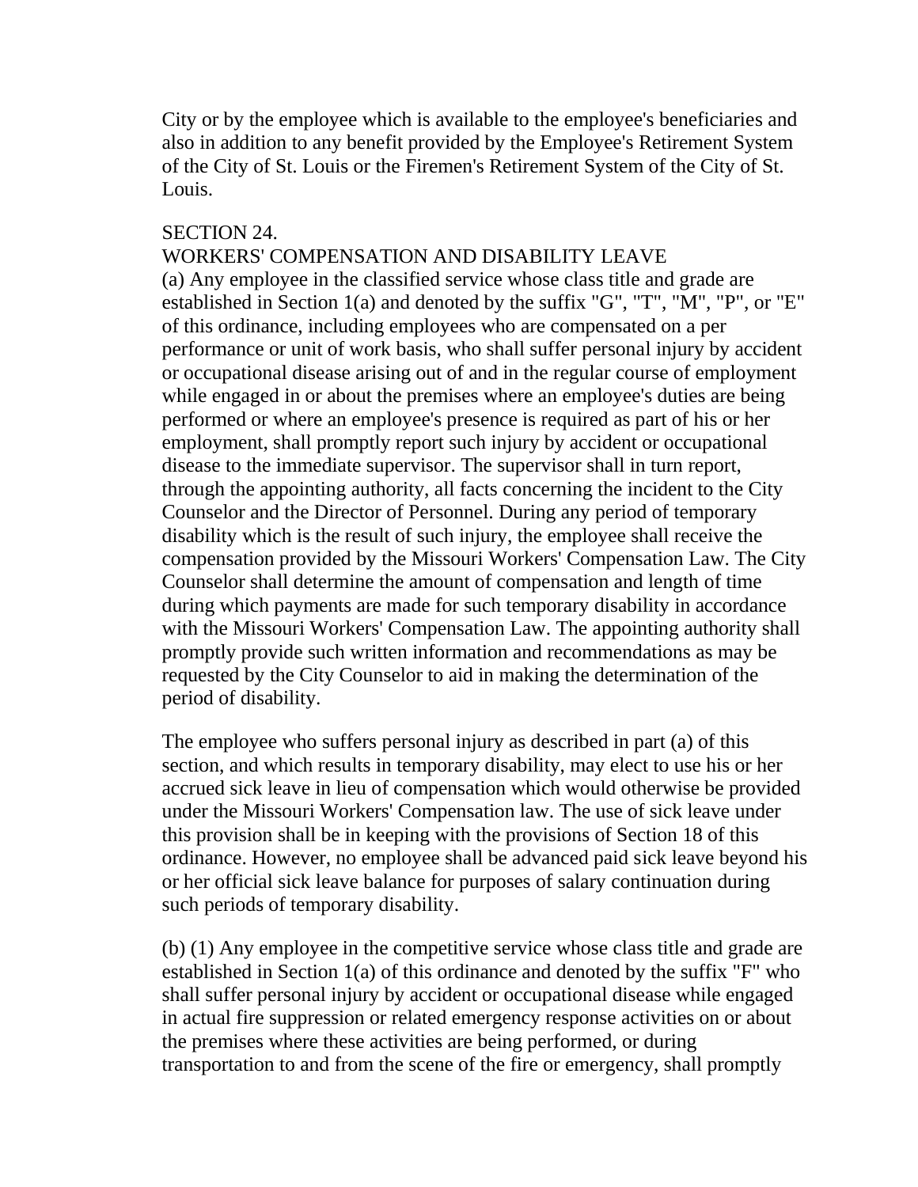City or by the employee which is available to the employee's beneficiaries and also in addition to any benefit provided by the Employee's Retirement System of the City of St. Louis or the Firemen's Retirement System of the City of St. Louis.

SECTION 24.
WORKERS' COMPENSATION AND DISABILITY LEAVE

(a) Any employee in the classified service whose class title and grade are established in Section 1(a) and denoted by the suffix "G", "T", "M", "P", or "E" of this ordinance, including employees who are compensated on a per performance or unit of work basis, who shall suffer personal injury by accident or occupational disease arising out of and in the regular course of employment while engaged in or about the premises where an employee's duties are being performed or where an employee's presence is required as part of his or her employment, shall promptly report such injury by accident or occupational disease to the immediate supervisor. The supervisor shall in turn report, through the appointing authority, all facts concerning the incident to the City Counselor and the Director of Personnel. During any period of temporary disability which is the result of such injury, the employee shall receive the compensation provided by the Missouri Workers' Compensation Law. The City Counselor shall determine the amount of compensation and length of time during which payments are made for such temporary disability in accordance with the Missouri Workers' Compensation Law. The appointing authority shall promptly provide such written information and recommendations as may be requested by the City Counselor to aid in making the determination of the period of disability.

The employee who suffers personal injury as described in part (a) of this section, and which results in temporary disability, may elect to use his or her accrued sick leave in lieu of compensation which would otherwise be provided under the Missouri Workers' Compensation law. The use of sick leave under this provision shall be in keeping with the provisions of Section 18 of this ordinance. However, no employee shall be advanced paid sick leave beyond his or her official sick leave balance for purposes of salary continuation during such periods of temporary disability.

(b) (1) Any employee in the competitive service whose class title and grade are established in Section 1(a) of this ordinance and denoted by the suffix "F" who shall suffer personal injury by accident or occupational disease while engaged in actual fire suppression or related emergency response activities on or about the premises where these activities are being performed, or during transportation to and from the scene of the fire or emergency, shall promptly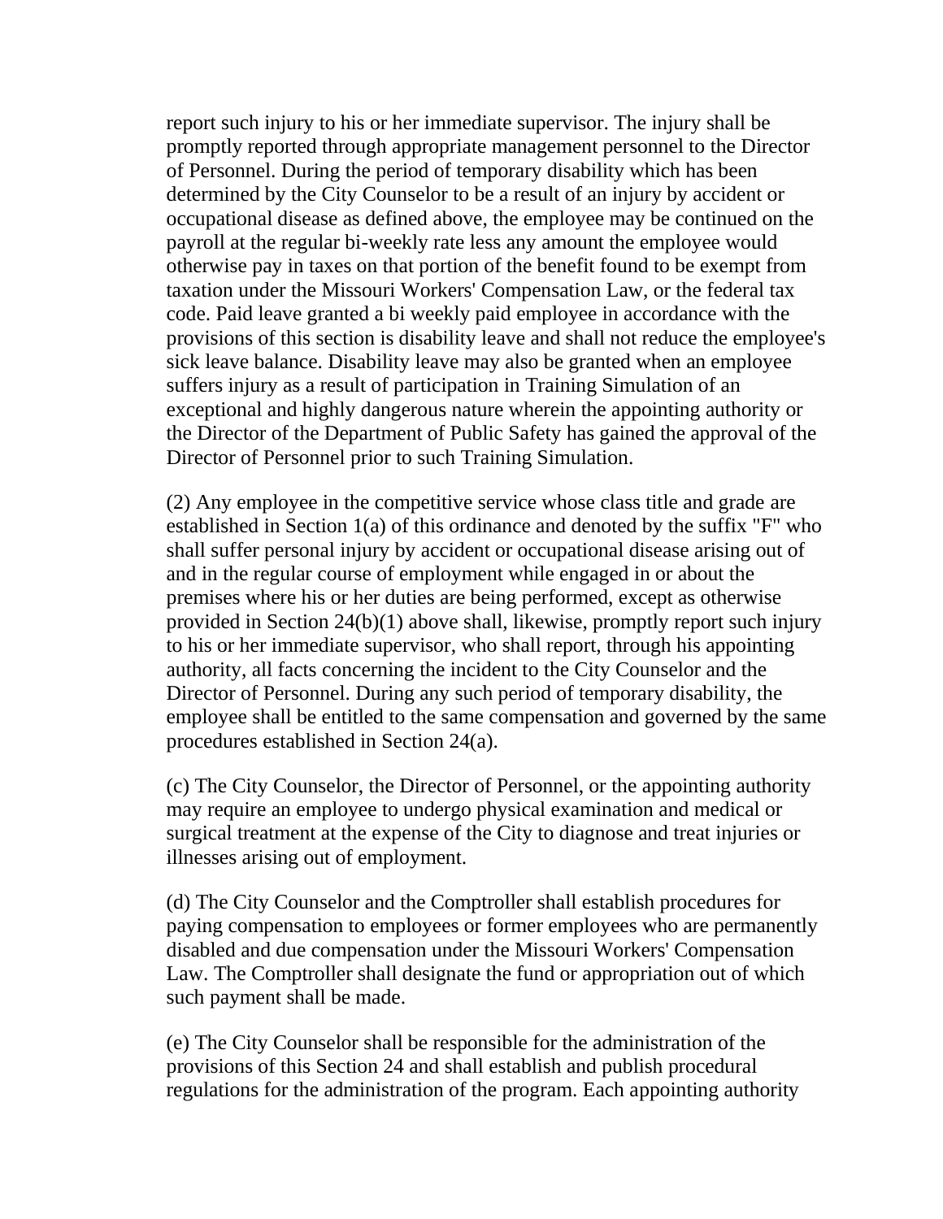report such injury to his or her immediate supervisor. The injury shall be promptly reported through appropriate management personnel to the Director of Personnel. During the period of temporary disability which has been determined by the City Counselor to be a result of an injury by accident or occupational disease as defined above, the employee may be continued on the payroll at the regular bi-weekly rate less any amount the employee would otherwise pay in taxes on that portion of the benefit found to be exempt from taxation under the Missouri Workers' Compensation Law, or the federal tax code. Paid leave granted a bi weekly paid employee in accordance with the provisions of this section is disability leave and shall not reduce the employee's sick leave balance. Disability leave may also be granted when an employee suffers injury as a result of participation in Training Simulation of an exceptional and highly dangerous nature wherein the appointing authority or the Director of the Department of Public Safety has gained the approval of the Director of Personnel prior to such Training Simulation.

(2) Any employee in the competitive service whose class title and grade are established in Section 1(a) of this ordinance and denoted by the suffix "F" who shall suffer personal injury by accident or occupational disease arising out of and in the regular course of employment while engaged in or about the premises where his or her duties are being performed, except as otherwise provided in Section 24(b)(1) above shall, likewise, promptly report such injury to his or her immediate supervisor, who shall report, through his appointing authority, all facts concerning the incident to the City Counselor and the Director of Personnel. During any such period of temporary disability, the employee shall be entitled to the same compensation and governed by the same procedures established in Section 24(a).

(c) The City Counselor, the Director of Personnel, or the appointing authority may require an employee to undergo physical examination and medical or surgical treatment at the expense of the City to diagnose and treat injuries or illnesses arising out of employment.

(d) The City Counselor and the Comptroller shall establish procedures for paying compensation to employees or former employees who are permanently disabled and due compensation under the Missouri Workers' Compensation Law. The Comptroller shall designate the fund or appropriation out of which such payment shall be made.

(e) The City Counselor shall be responsible for the administration of the provisions of this Section 24 and shall establish and publish procedural regulations for the administration of the program. Each appointing authority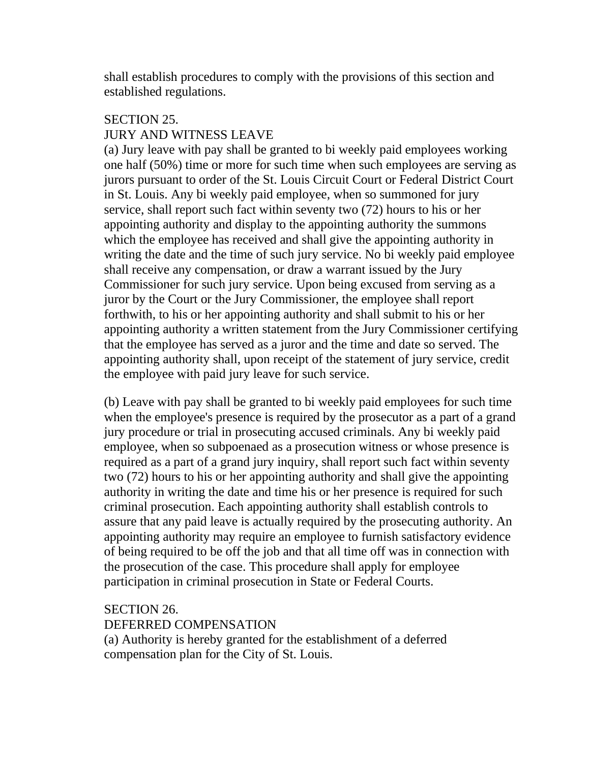shall establish procedures to comply with the provisions of this section and established regulations.

SECTION 25.
JURY AND WITNESS LEAVE

(a) Jury leave with pay shall be granted to bi weekly paid employees working one half (50%) time or more for such time when such employees are serving as jurors pursuant to order of the St. Louis Circuit Court or Federal District Court in St. Louis. Any bi weekly paid employee, when so summoned for jury service, shall report such fact within seventy two (72) hours to his or her appointing authority and display to the appointing authority the summons which the employee has received and shall give the appointing authority in writing the date and the time of such jury service. No bi weekly paid employee shall receive any compensation, or draw a warrant issued by the Jury Commissioner for such jury service. Upon being excused from serving as a juror by the Court or the Jury Commissioner, the employee shall report forthwith, to his or her appointing authority and shall submit to his or her appointing authority a written statement from the Jury Commissioner certifying that the employee has served as a juror and the time and date so served. The appointing authority shall, upon receipt of the statement of jury service, credit the employee with paid jury leave for such service.

(b) Leave with pay shall be granted to bi weekly paid employees for such time when the employee's presence is required by the prosecutor as a part of a grand jury procedure or trial in prosecuting accused criminals. Any bi weekly paid employee, when so subpoenaed as a prosecution witness or whose presence is required as a part of a grand jury inquiry, shall report such fact within seventy two (72) hours to his or her appointing authority and shall give the appointing authority in writing the date and time his or her presence is required for such criminal prosecution. Each appointing authority shall establish controls to assure that any paid leave is actually required by the prosecuting authority. An appointing authority may require an employee to furnish satisfactory evidence of being required to be off the job and that all time off was in connection with the prosecution of the case. This procedure shall apply for employee participation in criminal prosecution in State or Federal Courts.

SECTION 26.
DEFERRED COMPENSATION

(a) Authority is hereby granted for the establishment of a deferred compensation plan for the City of St. Louis.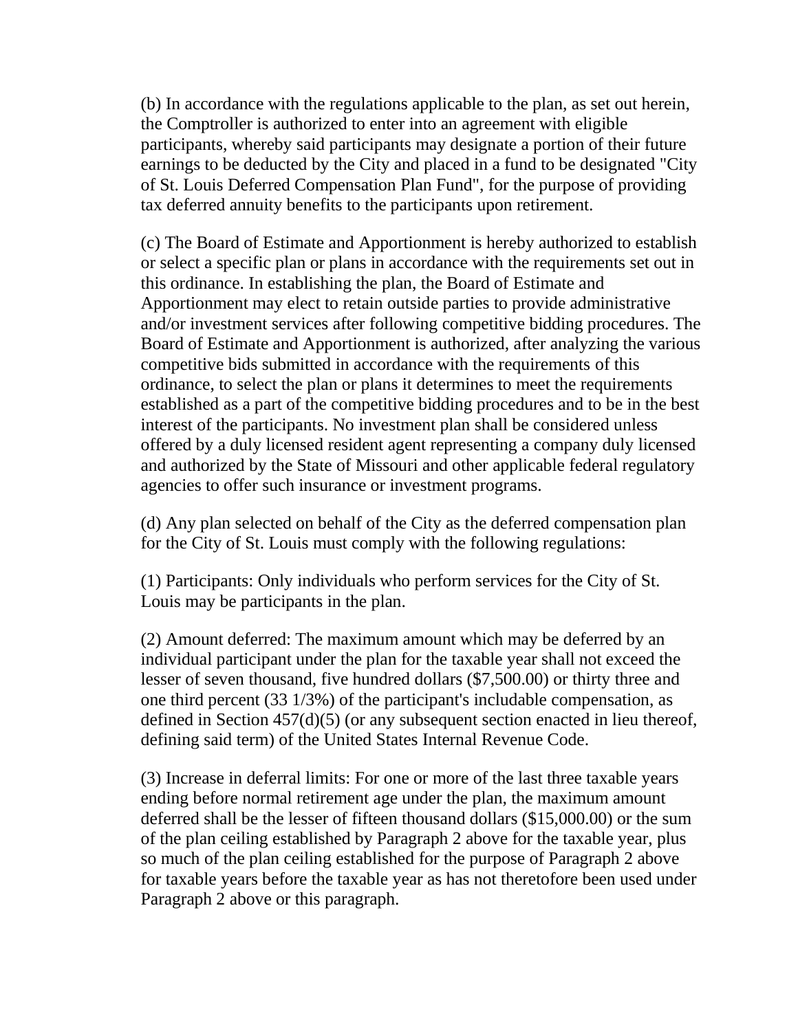(b) In accordance with the regulations applicable to the plan, as set out herein, the Comptroller is authorized to enter into an agreement with eligible participants, whereby said participants may designate a portion of their future earnings to be deducted by the City and placed in a fund to be designated "City of St. Louis Deferred Compensation Plan Fund", for the purpose of providing tax deferred annuity benefits to the participants upon retirement.

(c) The Board of Estimate and Apportionment is hereby authorized to establish or select a specific plan or plans in accordance with the requirements set out in this ordinance. In establishing the plan, the Board of Estimate and Apportionment may elect to retain outside parties to provide administrative and/or investment services after following competitive bidding procedures. The Board of Estimate and Apportionment is authorized, after analyzing the various competitive bids submitted in accordance with the requirements of this ordinance, to select the plan or plans it determines to meet the requirements established as a part of the competitive bidding procedures and to be in the best interest of the participants. No investment plan shall be considered unless offered by a duly licensed resident agent representing a company duly licensed and authorized by the State of Missouri and other applicable federal regulatory agencies to offer such insurance or investment programs.

(d) Any plan selected on behalf of the City as the deferred compensation plan for the City of St. Louis must comply with the following regulations:

(1) Participants: Only individuals who perform services for the City of St. Louis may be participants in the plan.

(2) Amount deferred: The maximum amount which may be deferred by an individual participant under the plan for the taxable year shall not exceed the lesser of seven thousand, five hundred dollars ($7,500.00) or thirty three and one third percent (33 1/3%) of the participant's includable compensation, as defined in Section 457(d)(5) (or any subsequent section enacted in lieu thereof, defining said term) of the United States Internal Revenue Code.

(3) Increase in deferral limits: For one or more of the last three taxable years ending before normal retirement age under the plan, the maximum amount deferred shall be the lesser of fifteen thousand dollars ($15,000.00) or the sum of the plan ceiling established by Paragraph 2 above for the taxable year, plus so much of the plan ceiling established for the purpose of Paragraph 2 above for taxable years before the taxable year as has not theretofore been used under Paragraph 2 above or this paragraph.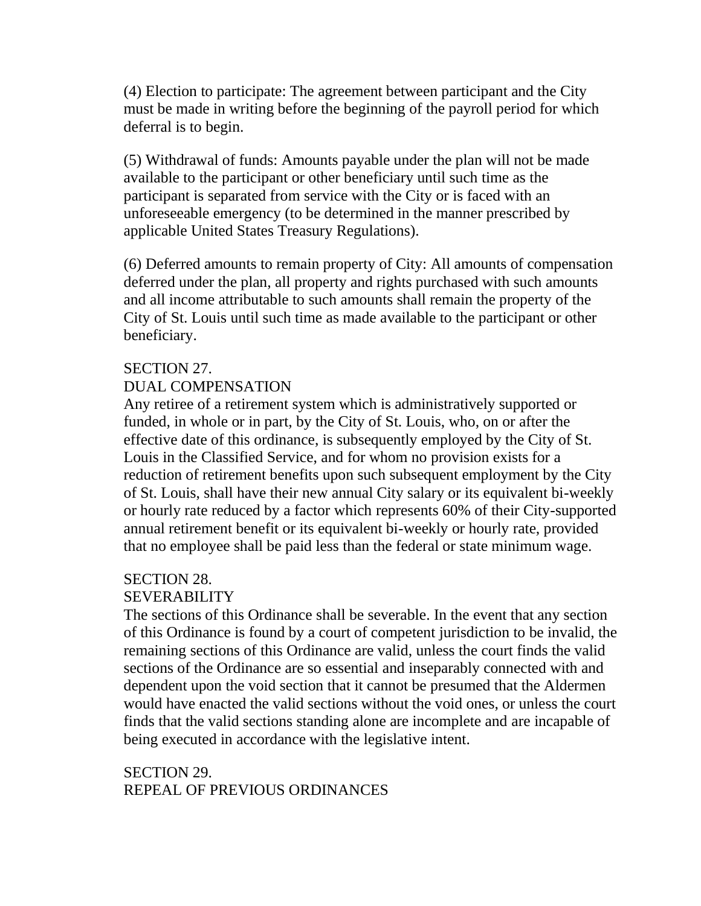(4) Election to participate: The agreement between participant and the City must be made in writing before the beginning of the payroll period for which deferral is to begin.

(5) Withdrawal of funds: Amounts payable under the plan will not be made available to the participant or other beneficiary until such time as the participant is separated from service with the City or is faced with an unforeseeable emergency (to be determined in the manner prescribed by applicable United States Treasury Regulations).

(6) Deferred amounts to remain property of City: All amounts of compensation deferred under the plan, all property and rights purchased with such amounts and all income attributable to such amounts shall remain the property of the City of St. Louis until such time as made available to the participant or other beneficiary.

SECTION 27.
DUAL COMPENSATION

Any retiree of a retirement system which is administratively supported or funded, in whole or in part, by the City of St. Louis, who, on or after the effective date of this ordinance, is subsequently employed by the City of St. Louis in the Classified Service, and for whom no provision exists for a reduction of retirement benefits upon such subsequent employment by the City of St. Louis, shall have their new annual City salary or its equivalent bi-weekly or hourly rate reduced by a factor which represents 60% of their City-supported annual retirement benefit or its equivalent bi-weekly or hourly rate, provided that no employee shall be paid less than the federal or state minimum wage.

SECTION 28.
SEVERABILITY

The sections of this Ordinance shall be severable. In the event that any section of this Ordinance is found by a court of competent jurisdiction to be invalid, the remaining sections of this Ordinance are valid, unless the court finds the valid sections of the Ordinance are so essential and inseparably connected with and dependent upon the void section that it cannot be presumed that the Aldermen would have enacted the valid sections without the void ones, or unless the court finds that the valid sections standing alone are incomplete and are incapable of being executed in accordance with the legislative intent.

SECTION 29.
REPEAL OF PREVIOUS ORDINANCES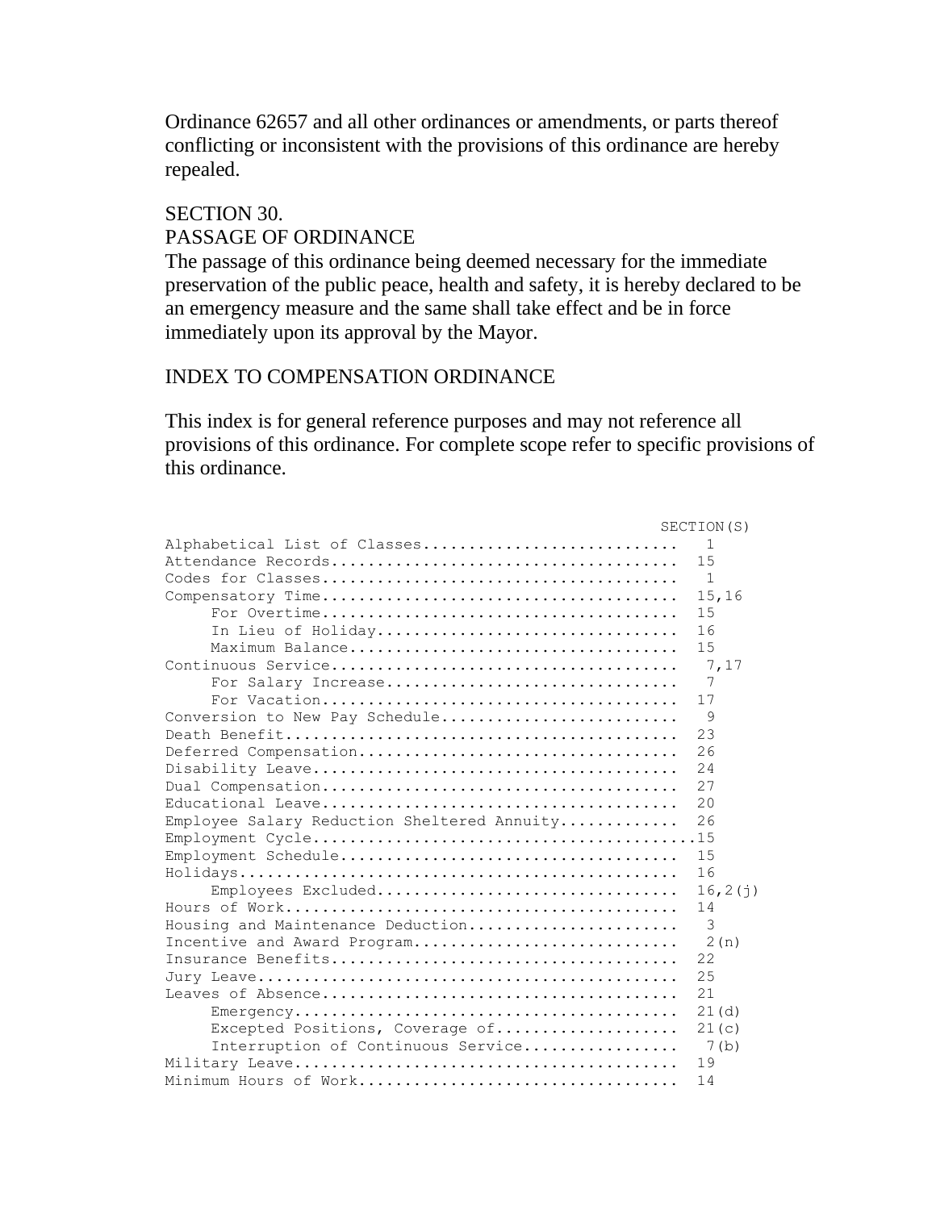Ordinance 62657 and all other ordinances or amendments, or parts thereof conflicting or inconsistent with the provisions of this ordinance are hereby repealed.

SECTION 30.
PASSAGE OF ORDINANCE

The passage of this ordinance being deemed necessary for the immediate preservation of the public peace, health and safety, it is hereby declared to be an emergency measure and the same shall take effect and be in force immediately upon its approval by the Mayor.

INDEX TO COMPENSATION ORDINANCE

This index is for general reference purposes and may not reference all provisions of this ordinance. For complete scope refer to specific provisions of this ordinance.

```
                                                       SECTION(S)
Alphabetical List of Classes...........................    1
Attendance Records.....................................   15
Codes for Classes......................................    1
Compensatory Time......................................   15,16
     For Overtime......................................   15
     In Lieu of Holiday................................   16
     Maximum Balance...................................   15
Continuous Service.....................................    7,17
     For Salary Increase...............................    7
     For Vacation......................................   17
Conversion to New Pay Schedule.........................    9
Death Benefit..........................................   23
Deferred Compensation..................................   26
Disability Leave.......................................   24
Dual Compensation......................................   27
Educational Leave......................................   20
Employee Salary Reduction Sheltered Annuity............   26
Employment Cycle.........................................15
Employment Schedule....................................   15
Holidays...............................................   16
     Employees Excluded................................   16,2(j)
Hours of Work..........................................   14
Housing and Maintenance Deduction......................    3
Incentive and Award Program............................    2(n)
Insurance Benefits.....................................   22
Jury Leave.............................................   25
Leaves of Absence......................................   21
     Emergency.........................................   21(d)
     Excepted Positions, Coverage of...................   21(c)
     Interruption of Continuous Service................    7(b)
Military Leave.........................................   19
Minimum Hours of Work..................................   14
```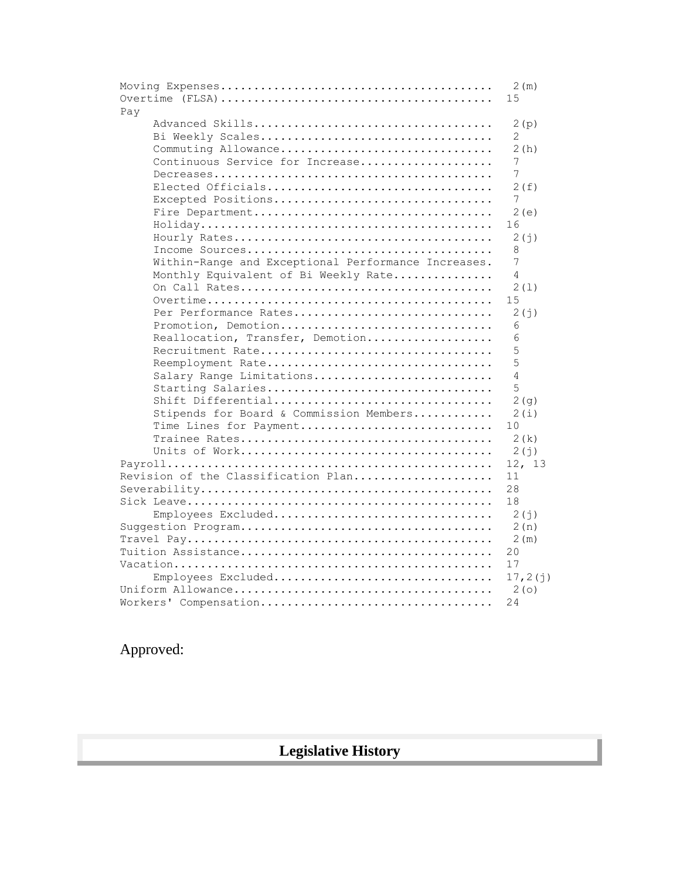```
Moving Expenses........................................  2(m)
Overtime (FLSA)........................................ 15
Pay
     Advanced Skills...................................  2(p)
     Bi Weekly Scales..................................  2
     Commuting Allowance...............................  2(h)
     Continuous Service for Increase...................  7
     Decreases.........................................  7
     Elected Officials.................................  2(f)
     Excepted Positions................................  7
     Fire Department...................................  2(e)
     Holiday........................................... 16
     Hourly Rates......................................  2(j)
     Income Sources....................................  8
     Within-Range and Exceptional Performance Increases.  7
     Monthly Equivalent of Bi Weekly Rate..............  4
     On Call Rates.....................................  2(l)
     Overtime.......................................... 15
     Per Performance Rates.............................  2(j)
     Promotion, Demotion...............................  6
     Reallocation, Transfer, Demotion..................  6
     Recruitment Rate..................................  5
     Reemployment Rate.................................  5
     Salary Range Limitations..........................  4
     Starting Salaries.................................  5
     Shift Differential................................  2(g)
     Stipends for Board & Commission Members...........  2(i)
     Time Lines for Payment............................ 10
     Trainee Rates.....................................  2(k)
     Units of Work.....................................  2(j)
Payroll................................................ 12, 13
Revision of the Classification Plan.................... 11
Severability........................................... 28
Sick Leave............................................. 18
     Employees Excluded................................  2(j)
Suggestion Program.....................................  2(n)
Travel Pay.............................................  2(m)
Tuition Assistance..................................... 20
Vacation............................................... 17
     Employees Excluded................................ 17,2(j)
Uniform Allowance......................................  2(o)
Workers' Compensation.................................. 24
```

Approved:

## Legislative History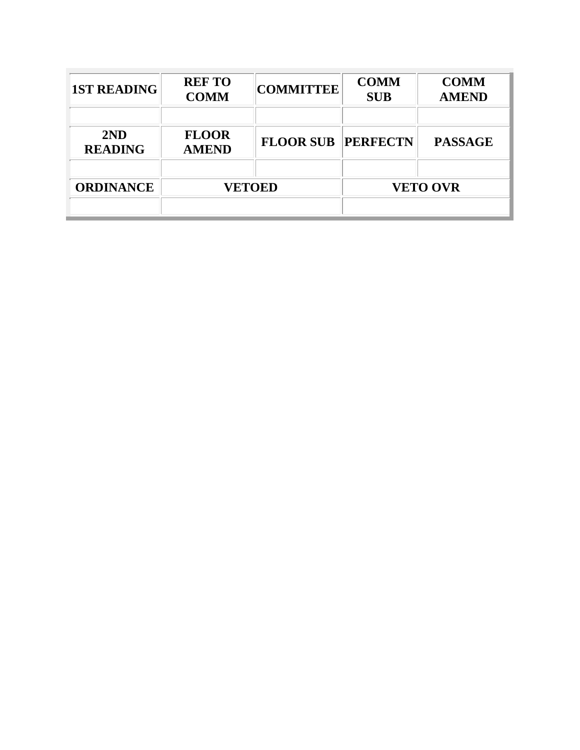| 1ST READING | REF TO COMM | COMMITTEE | COMM SUB | COMM AMEND |
|---|---|---|---|---|
| | | | | |
| **2ND READING** | **FLOOR AMEND** | **FLOOR SUB** | **PERFECTN** | **PASSAGE** |
| | | | | |
| **ORDINANCE** | **VETOED** | | **VETO OVR** | |
| | | | | |